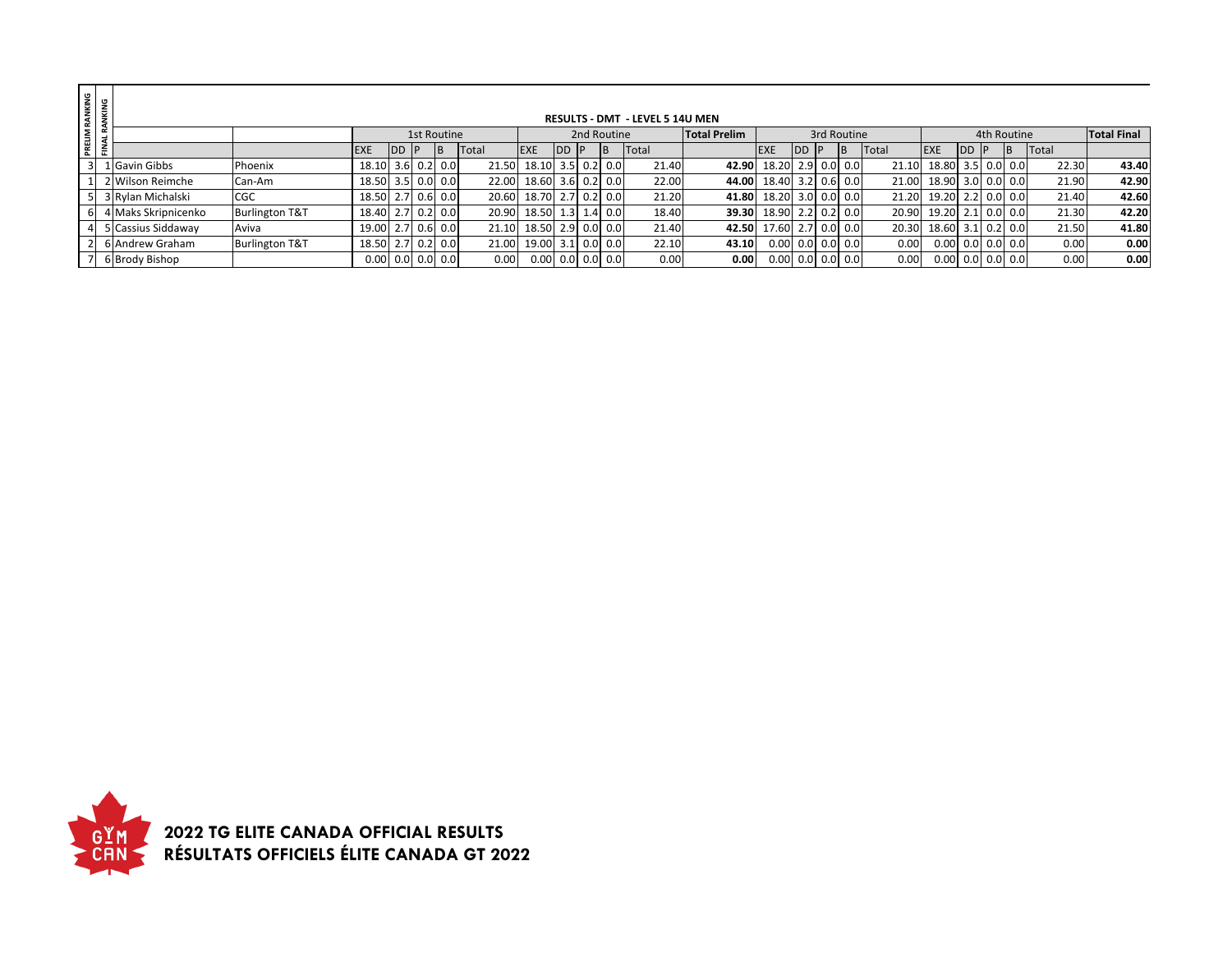## RESULTS - DMT - LEVEL 5 14U MEN

| PRELIM RANKING | FINAL RANKING | | | 1st Routine | | | | | 2nd Routine | | | | | Total Prelim | 3rd Routine | | | | | 4th Routine | | | | | Total Final |
|---|---|---|---|---|---|---|---|---|---|---|---|---|---|---|---|---|---|---|---|---|---|---|---|---|---|
| | | | | EXE | DD | P | B | Total | EXE | DD | P | B | Total | | EXE | DD | P | B | Total | EXE | DD | P | B | Total | |
| 3 | 1 | Gavin Gibbs | Phoenix | 18.10 | 3.6 | 0.2 | 0.0 | 21.50 | 18.10 | 3.5 | 0.2 | 0.0 | 21.40 | **42.90** | 18.20 | 2.9 | 0.0 | 0.0 | 21.10 | 18.80 | 3.5 | 0.0 | 0.0 | 22.30 | **43.40** |
| 1 | 2 | Wilson Reimche | Can-Am | 18.50 | 3.5 | 0.0 | 0.0 | 22.00 | 18.60 | 3.6 | 0.2 | 0.0 | 22.00 | **44.00** | 18.40 | 3.2 | 0.6 | 0.0 | 21.00 | 18.90 | 3.0 | 0.0 | 0.0 | 21.90 | **42.90** |
| 5 | 3 | Rylan Michalski | CGC | 18.50 | 2.7 | 0.6 | 0.0 | 20.60 | 18.70 | 2.7 | 0.2 | 0.0 | 21.20 | **41.80** | 18.20 | 3.0 | 0.0 | 0.0 | 21.20 | 19.20 | 2.2 | 0.0 | 0.0 | 21.40 | **42.60** |
| 6 | 4 | Maks Skripnicenko | Burlington T&T | 18.40 | 2.7 | 0.2 | 0.0 | 20.90 | 18.50 | 1.3 | 1.4 | 0.0 | 18.40 | **39.30** | 18.90 | 2.2 | 0.2 | 0.0 | 20.90 | 19.20 | 2.1 | 0.0 | 0.0 | 21.30 | **42.20** |
| 4 | 5 | Cassius Siddaway | Aviva | 19.00 | 2.7 | 0.6 | 0.0 | 21.10 | 18.50 | 2.9 | 0.0 | 0.0 | 21.40 | **42.50** | 17.60 | 2.7 | 0.0 | 0.0 | 20.30 | 18.60 | 3.1 | 0.2 | 0.0 | 21.50 | **41.80** |
| 2 | 6 | Andrew Graham | Burlington T&T | 18.50 | 2.7 | 0.2 | 0.0 | 21.00 | 19.00 | 3.1 | 0.0 | 0.0 | 22.10 | **43.10** | 0.00 | 0.0 | 0.0 | 0.0 | 0.00 | 0.00 | 0.0 | 0.0 | 0.0 | 0.00 | **0.00** |
| 7 | 6 | Brody Bishop | | 0.00 | 0.0 | 0.0 | 0.0 | 0.00 | 0.00 | 0.0 | 0.0 | 0.0 | 0.00 | **0.00** | 0.00 | 0.0 | 0.0 | 0.0 | 0.00 | 0.00 | 0.0 | 0.0 | 0.0 | 0.00 | **0.00** |

**2022 TG ELITE CANADA OFFICIAL RESULTS**
**RÉSULTATS OFFICIELS ÉLITE CANADA GT 2022**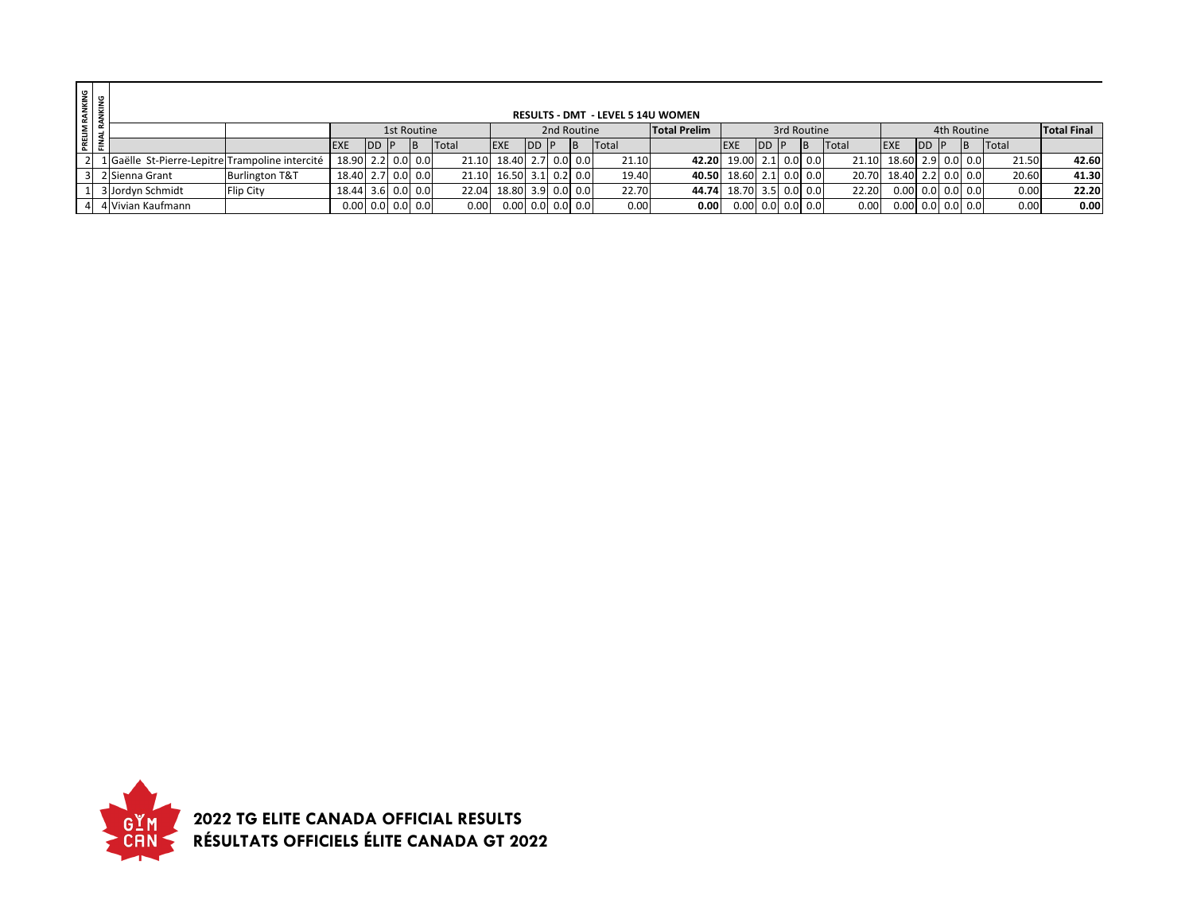# RESULTS - DMT - LEVEL 5 14U WOMEN

| PRELIM RANKING | FINAL RANKING | | | 1st Routine | | | | | 2nd Routine | | | | | Total Prelim | 3rd Routine | | | | | 4th Routine | | | | | Total Final |
|---|---|---|---|---|---|---|---|---|---|---|---|---|---|---|---|---|---|---|---|---|---|---|---|---|---|
| | | | | EXE | DD | P | B | Total | EXE | DD | P | B | Total | | EXE | DD | P | B | Total | EXE | DD | P | B | Total | |
| 2 | 1 | Gaëlle St-Pierre-Lepitre | Trampoline intercité | 18.90 | 2.2 | 0.0 | 0.0 | 21.10 | 18.40 | 2.7 | 0.0 | 0.0 | 21.10 | **42.20** | 19.00 | 2.1 | 0.0 | 0.0 | 21.10 | 18.60 | 2.9 | 0.0 | 0.0 | 21.50 | **42.60** |
| 3 | 2 | Sienna Grant | Burlington T&T | 18.40 | 2.7 | 0.0 | 0.0 | 21.10 | 16.50 | 3.1 | 0.2 | 0.0 | 19.40 | **40.50** | 18.60 | 2.1 | 0.0 | 0.0 | 20.70 | 18.40 | 2.2 | 0.0 | 0.0 | 20.60 | **41.30** |
| 1 | 3 | Jordyn Schmidt | Flip City | 18.44 | 3.6 | 0.0 | 0.0 | 22.04 | 18.80 | 3.9 | 0.0 | 0.0 | 22.70 | **44.74** | 18.70 | 3.5 | 0.0 | 0.0 | 22.20 | 0.00 | 0.0 | 0.0 | 0.0 | 0.00 | **22.20** |
| 4 | 4 | Vivian Kaufmann | | 0.00 | 0.0 | 0.0 | 0.0 | 0.00 | 0.00 | 0.0 | 0.0 | 0.0 | 0.00 | **0.00** | 0.00 | 0.0 | 0.0 | 0.0 | 0.00 | 0.00 | 0.0 | 0.0 | 0.0 | 0.00 | **0.00** |

**2022 TG ELITE CANADA OFFICIAL RESULTS**
**RÉSULTATS OFFICIELS ÉLITE CANADA GT 2022**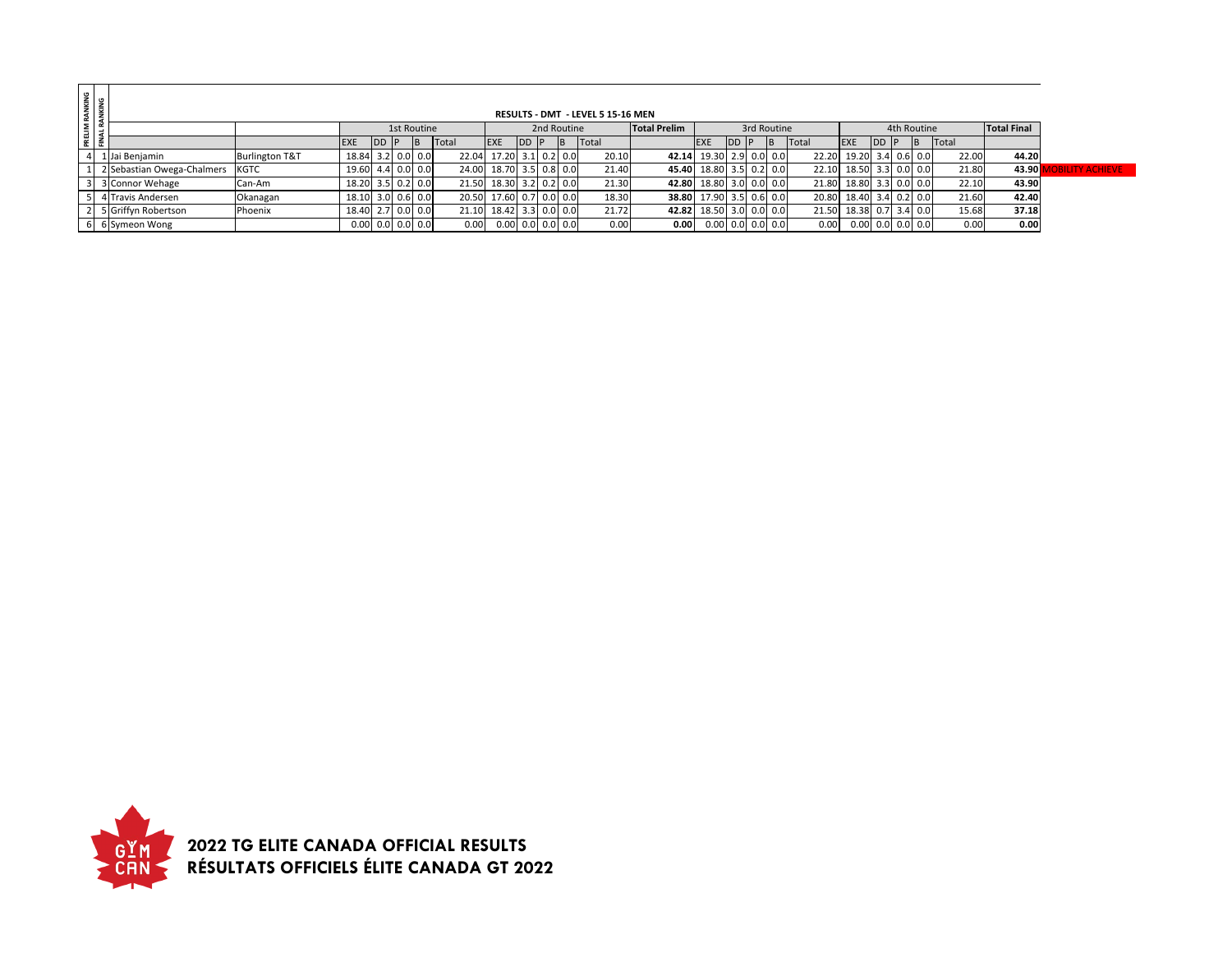## RESULTS - DMT - LEVEL 5 15-16 MEN

| PRELIM RANKING | FINAL RANKING | | | 1st Routine | | | | | 2nd Routine | | | | | Total Prelim | 3rd Routine | | | | | 4th Routine | | | | | Total Final | |
|---|---|---|---|---|---|---|---|---|---|---|---|---|---|---|---|---|---|---|---|---|---|---|---|---|---|---|
| | | | | EXE | DD | P | B | Total | EXE | DD | P | B | Total | | EXE | DD | P | B | Total | EXE | DD | P | B | Total | | |
| 4 | 1 | Jai Benjamin | Burlington T&T | 18.84 | 3.2 | 0.0 | 0.0 | 22.04 | 17.20 | 3.1 | 0.2 | 0.0 | 20.10 | **42.14** | 19.30 | 2.9 | 0.0 | 0.0 | 22.20 | 19.20 | 3.4 | 0.6 | 0.0 | 22.00 | **44.20** | |
| 1 | 2 | Sebastian Owega-Chalmers | KGTC | 19.60 | 4.4 | 0.0 | 0.0 | 24.00 | 18.70 | 3.5 | 0.8 | 0.0 | 21.40 | **45.40** | 18.80 | 3.5 | 0.2 | 0.0 | 22.10 | 18.50 | 3.3 | 0.0 | 0.0 | 21.80 | **43.90** | MOBILITY ACHIEVE |
| 3 | 3 | Connor Wehage | Can-Am | 18.20 | 3.5 | 0.2 | 0.0 | 21.50 | 18.30 | 3.2 | 0.2 | 0.0 | 21.30 | **42.80** | 18.80 | 3.0 | 0.0 | 0.0 | 21.80 | 18.80 | 3.3 | 0.0 | 0.0 | 22.10 | **43.90** | |
| 5 | 4 | Travis Andersen | Okanagan | 18.10 | 3.0 | 0.6 | 0.0 | 20.50 | 17.60 | 0.7 | 0.0 | 0.0 | 18.30 | **38.80** | 17.90 | 3.5 | 0.6 | 0.0 | 20.80 | 18.40 | 3.4 | 0.2 | 0.0 | 21.60 | **42.40** | |
| 2 | 5 | Griffyn Robertson | Phoenix | 18.40 | 2.7 | 0.0 | 0.0 | 21.10 | 18.42 | 3.3 | 0.0 | 0.0 | 21.72 | **42.82** | 18.50 | 3.0 | 0.0 | 0.0 | 21.50 | 18.38 | 0.7 | 3.4 | 0.0 | 15.68 | **37.18** | |
| 6 | 6 | Symeon Wong | | 0.00 | 0.0 | 0.0 | 0.0 | 0.00 | 0.00 | 0.0 | 0.0 | 0.0 | 0.00 | **0.00** | 0.00 | 0.0 | 0.0 | 0.0 | 0.00 | 0.00 | 0.0 | 0.0 | 0.0 | 0.00 | **0.00** | |

**2022 TG ELITE CANADA OFFICIAL RESULTS**
**RÉSULTATS OFFICIELS ÉLITE CANADA GT 2022**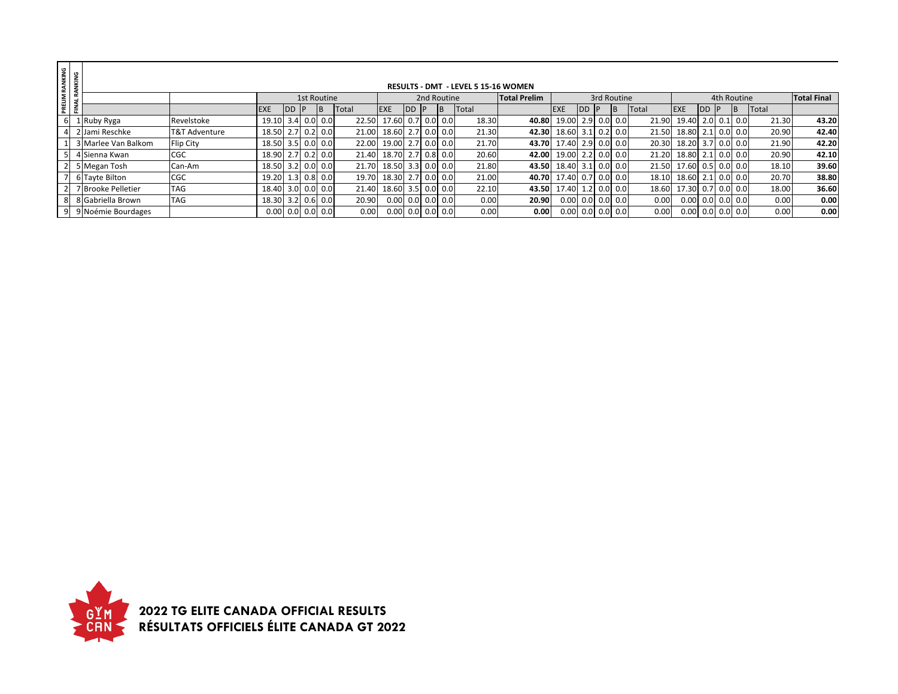## RESULTS - DMT - LEVEL 5 15-16 WOMEN

| PRELIM RANKING | FINAL RANKING | | | 1st Routine | | | | | 2nd Routine | | | | | Total Prelim | 3rd Routine | | | | | 4th Routine | | | | | Total Final |
|---|---|---|---|---|---|---|---|---|---|---|---|---|---|---|---|---|---|---|---|---|---|---|---|---|---|
| | | | | EXE | DD | P | B | Total | EXE | DD | P | B | Total | | EXE | DD | P | B | Total | EXE | DD | P | B | Total | |
| 6 | 1 | Ruby Ryga | Revelstoke | 19.10 | 3.4 | 0.0 | 0.0 | 22.50 | 17.60 | 0.7 | 0.0 | 0.0 | 18.30 | **40.80** | 19.00 | 2.9 | 0.0 | 0.0 | 21.90 | 19.40 | 2.0 | 0.1 | 0.0 | 21.30 | **43.20** |
| 4 | 2 | Jami Reschke | T&T Adventure | 18.50 | 2.7 | 0.2 | 0.0 | 21.00 | 18.60 | 2.7 | 0.0 | 0.0 | 21.30 | **42.30** | 18.60 | 3.1 | 0.2 | 0.0 | 21.50 | 18.80 | 2.1 | 0.0 | 0.0 | 20.90 | **42.40** |
| 1 | 3 | Marlee Van Balkom | Flip City | 18.50 | 3.5 | 0.0 | 0.0 | 22.00 | 19.00 | 2.7 | 0.0 | 0.0 | 21.70 | **43.70** | 17.40 | 2.9 | 0.0 | 0.0 | 20.30 | 18.20 | 3.7 | 0.0 | 0.0 | 21.90 | **42.20** |
| 5 | 4 | Sienna Kwan | CGC | 18.90 | 2.7 | 0.2 | 0.0 | 21.40 | 18.70 | 2.7 | 0.8 | 0.0 | 20.60 | **42.00** | 19.00 | 2.2 | 0.0 | 0.0 | 21.20 | 18.80 | 2.1 | 0.0 | 0.0 | 20.90 | **42.10** |
| 2 | 5 | Megan Tosh | Can-Am | 18.50 | 3.2 | 0.0 | 0.0 | 21.70 | 18.50 | 3.3 | 0.0 | 0.0 | 21.80 | **43.50** | 18.40 | 3.1 | 0.0 | 0.0 | 21.50 | 17.60 | 0.5 | 0.0 | 0.0 | 18.10 | **39.60** |
| 7 | 6 | Tayte Bilton | CGC | 19.20 | 1.3 | 0.8 | 0.0 | 19.70 | 18.30 | 2.7 | 0.0 | 0.0 | 21.00 | **40.70** | 17.40 | 0.7 | 0.0 | 0.0 | 18.10 | 18.60 | 2.1 | 0.0 | 0.0 | 20.70 | **38.80** |
| 2 | 7 | Brooke Pelletier | TAG | 18.40 | 3.0 | 0.0 | 0.0 | 21.40 | 18.60 | 3.5 | 0.0 | 0.0 | 22.10 | **43.50** | 17.40 | 1.2 | 0.0 | 0.0 | 18.60 | 17.30 | 0.7 | 0.0 | 0.0 | 18.00 | **36.60** |
| 8 | 8 | Gabriella Brown | TAG | 18.30 | 3.2 | 0.6 | 0.0 | 20.90 | 0.00 | 0.0 | 0.0 | 0.0 | 0.00 | **20.90** | 0.00 | 0.0 | 0.0 | 0.0 | 0.00 | 0.00 | 0.0 | 0.0 | 0.0 | 0.00 | **0.00** |
| 9 | 9 | Noémie Bourdages | | 0.00 | 0.0 | 0.0 | 0.0 | 0.00 | 0.00 | 0.0 | 0.0 | 0.0 | 0.00 | **0.00** | 0.00 | 0.0 | 0.0 | 0.0 | 0.00 | 0.00 | 0.0 | 0.0 | 0.0 | 0.00 | **0.00** |

**2022 TG ELITE CANADA OFFICIAL RESULTS**
**RÉSULTATS OFFICIELS ÉLITE CANADA GT 2022**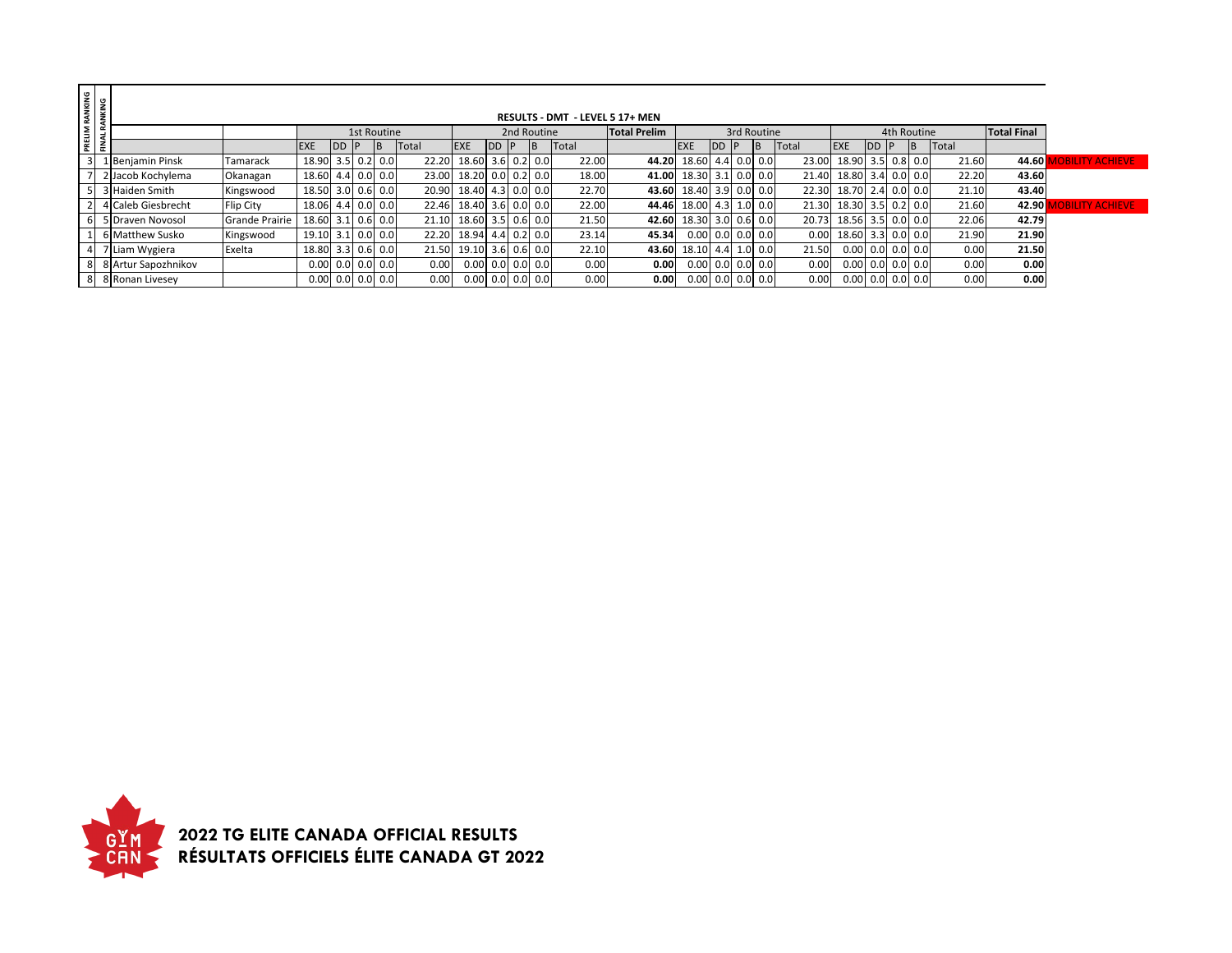## RESULTS - DMT - LEVEL 5 17+ MEN

| PRELIM RANKING | FINAL RANKING | | | 1st Routine | | | | | 2nd Routine | | | | | Total Prelim | 3rd Routine | | | | | 4th Routine | | | | | Total Final | |
|---|---|---|---|---|---|---|---|---|---|---|---|---|---|---|---|---|---|---|---|---|---|---|---|---|---|---|
| | | | | EXE | DD | P | B | Total | EXE | DD | P | B | Total | | EXE | DD | P | B | Total | EXE | DD | P | B | Total | | |
| 3 | 1 | Benjamin Pinsk | Tamarack | 18.90 | 3.5 | 0.2 | 0.0 | 22.20 | 18.60 | 3.6 | 0.2 | 0.0 | 22.00 | **44.20** | 18.60 | 4.4 | 0.0 | 0.0 | 23.00 | 18.90 | 3.5 | 0.8 | 0.0 | 21.60 | **44.60** | MOBILITY ACHIEVE |
| 7 | 2 | Jacob Kochylema | Okanagan | 18.60 | 4.4 | 0.0 | 0.0 | 23.00 | 18.20 | 0.0 | 0.2 | 0.0 | 18.00 | **41.00** | 18.30 | 3.1 | 0.0 | 0.0 | 21.40 | 18.80 | 3.4 | 0.0 | 0.0 | 22.20 | **43.60** | |
| 5 | 3 | Haiden Smith | Kingswood | 18.50 | 3.0 | 0.6 | 0.0 | 20.90 | 18.40 | 4.3 | 0.0 | 0.0 | 22.70 | **43.60** | 18.40 | 3.9 | 0.0 | 0.0 | 22.30 | 18.70 | 2.4 | 0.0 | 0.0 | 21.10 | **43.40** | |
| 2 | 4 | Caleb Giesbrecht | Flip City | 18.06 | 4.4 | 0.0 | 0.0 | 22.46 | 18.40 | 3.6 | 0.0 | 0.0 | 22.00 | **44.46** | 18.00 | 4.3 | 1.0 | 0.0 | 21.30 | 18.30 | 3.5 | 0.2 | 0.0 | 21.60 | **42.90** | MOBILITY ACHIEVE |
| 6 | 5 | Draven Novosol | Grande Prairie | 18.60 | 3.1 | 0.6 | 0.0 | 21.10 | 18.60 | 3.5 | 0.6 | 0.0 | 21.50 | **42.60** | 18.30 | 3.0 | 0.6 | 0.0 | 20.73 | 18.56 | 3.5 | 0.0 | 0.0 | 22.06 | **42.79** | |
| 1 | 6 | Matthew Susko | Kingswood | 19.10 | 3.1 | 0.0 | 0.0 | 22.20 | 18.94 | 4.4 | 0.2 | 0.0 | 23.14 | **45.34** | 0.00 | 0.0 | 0.0 | 0.0 | 0.00 | 18.60 | 3.3 | 0.0 | 0.0 | 21.90 | **21.90** | |
| 4 | 7 | Liam Wygiera | Exelta | 18.80 | 3.3 | 0.6 | 0.0 | 21.50 | 19.10 | 3.6 | 0.6 | 0.0 | 22.10 | **43.60** | 18.10 | 4.4 | 1.0 | 0.0 | 21.50 | 0.00 | 0.0 | 0.0 | 0.0 | 0.00 | **21.50** | |
| 8 | 8 | Artur Sapozhnikov | | 0.00 | 0.0 | 0.0 | 0.0 | 0.00 | 0.00 | 0.0 | 0.0 | 0.0 | 0.00 | **0.00** | 0.00 | 0.0 | 0.0 | 0.0 | 0.00 | 0.00 | 0.0 | 0.0 | 0.0 | 0.00 | **0.00** | |
| 8 | 8 | Ronan Livesey | | 0.00 | 0.0 | 0.0 | 0.0 | 0.00 | 0.00 | 0.0 | 0.0 | 0.0 | 0.00 | **0.00** | 0.00 | 0.0 | 0.0 | 0.0 | 0.00 | 0.00 | 0.0 | 0.0 | 0.0 | 0.00 | **0.00** | |

**2022 TG ELITE CANADA OFFICIAL RESULTS**
**RÉSULTATS OFFICIELS ÉLITE CANADA GT 2022**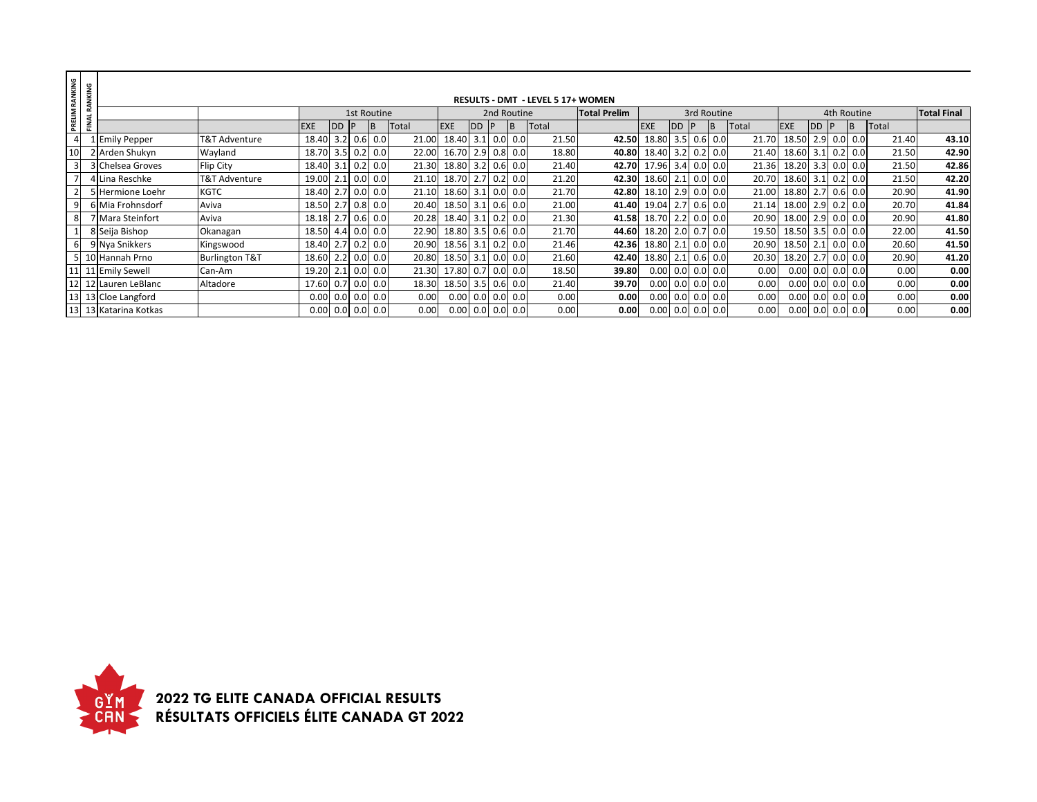**RESULTS - DMT - LEVEL 5 17+ WOMEN**

| PRELIM RANKING | FINAL RANKING | | | 1st Routine | | | | | 2nd Routine | | | | | Total Prelim | 3rd Routine | | | | | 4th Routine | | | | | Total Final |
|---|---|---|---|---|---|---|---|---|---|---|---|---|---|---|---|---|---|---|---|---|---|---|---|---|---|
| | | | | EXE | DD | P | B | Total | EXE | DD | P | B | Total | | EXE | DD | P | B | Total | EXE | DD | P | B | Total | |
| 4 | 1 | Emily Pepper | T&T Adventure | 18.40 | 3.2 | 0.6 | 0.0 | 21.00 | 18.40 | 3.1 | 0.0 | 0.0 | 21.50 | **42.50** | 18.80 | 3.5 | 0.6 | 0.0 | 21.70 | 18.50 | 2.9 | 0.0 | 0.0 | 21.40 | **43.10** |
| 10 | 2 | Arden Shukyn | Wayland | 18.70 | 3.5 | 0.2 | 0.0 | 22.00 | 16.70 | 2.9 | 0.8 | 0.0 | 18.80 | **40.80** | 18.40 | 3.2 | 0.2 | 0.0 | 21.40 | 18.60 | 3.1 | 0.2 | 0.0 | 21.50 | **42.90** |
| 3 | 3 | Chelsea Groves | Flip City | 18.40 | 3.1 | 0.2 | 0.0 | 21.30 | 18.80 | 3.2 | 0.6 | 0.0 | 21.40 | **42.70** | 17.96 | 3.4 | 0.0 | 0.0 | 21.36 | 18.20 | 3.3 | 0.0 | 0.0 | 21.50 | **42.86** |
| 7 | 4 | Lina Reschke | T&T Adventure | 19.00 | 2.1 | 0.0 | 0.0 | 21.10 | 18.70 | 2.7 | 0.2 | 0.0 | 21.20 | **42.30** | 18.60 | 2.1 | 0.0 | 0.0 | 20.70 | 18.60 | 3.1 | 0.2 | 0.0 | 21.50 | **42.20** |
| 2 | 5 | Hermione Loehr | KGTC | 18.40 | 2.7 | 0.0 | 0.0 | 21.10 | 18.60 | 3.1 | 0.0 | 0.0 | 21.70 | **42.80** | 18.10 | 2.9 | 0.0 | 0.0 | 21.00 | 18.80 | 2.7 | 0.6 | 0.0 | 20.90 | **41.90** |
| 9 | 6 | Mia Frohnsdorf | Aviva | 18.50 | 2.7 | 0.8 | 0.0 | 20.40 | 18.50 | 3.1 | 0.6 | 0.0 | 21.00 | **41.40** | 19.04 | 2.7 | 0.6 | 0.0 | 21.14 | 18.00 | 2.9 | 0.2 | 0.0 | 20.70 | **41.84** |
| 8 | 7 | Mara Steinfort | Aviva | 18.18 | 2.7 | 0.6 | 0.0 | 20.28 | 18.40 | 3.1 | 0.2 | 0.0 | 21.30 | **41.58** | 18.70 | 2.2 | 0.0 | 0.0 | 20.90 | 18.00 | 2.9 | 0.0 | 0.0 | 20.90 | **41.80** |
| 1 | 8 | Seija Bishop | Okanagan | 18.50 | 4.4 | 0.0 | 0.0 | 22.90 | 18.80 | 3.5 | 0.6 | 0.0 | 21.70 | **44.60** | 18.20 | 2.0 | 0.7 | 0.0 | 19.50 | 18.50 | 3.5 | 0.0 | 0.0 | 22.00 | **41.50** |
| 6 | 9 | Nya Snikkers | Kingswood | 18.40 | 2.7 | 0.2 | 0.0 | 20.90 | 18.56 | 3.1 | 0.2 | 0.0 | 21.46 | **42.36** | 18.80 | 2.1 | 0.0 | 0.0 | 20.90 | 18.50 | 2.1 | 0.0 | 0.0 | 20.60 | **41.50** |
| 5 | 10 | Hannah Prno | Burlington T&T | 18.60 | 2.2 | 0.0 | 0.0 | 20.80 | 18.50 | 3.1 | 0.0 | 0.0 | 21.60 | **42.40** | 18.80 | 2.1 | 0.6 | 0.0 | 20.30 | 18.20 | 2.7 | 0.0 | 0.0 | 20.90 | **41.20** |
| 11 | 11 | Emily Sewell | Can-Am | 19.20 | 2.1 | 0.0 | 0.0 | 21.30 | 17.80 | 0.7 | 0.0 | 0.0 | 18.50 | **39.80** | 0.00 | 0.0 | 0.0 | 0.0 | 0.00 | 0.00 | 0.0 | 0.0 | 0.0 | 0.00 | **0.00** |
| 12 | 12 | Lauren LeBlanc | Altadore | 17.60 | 0.7 | 0.0 | 0.0 | 18.30 | 18.50 | 3.5 | 0.6 | 0.0 | 21.40 | **39.70** | 0.00 | 0.0 | 0.0 | 0.0 | 0.00 | 0.00 | 0.0 | 0.0 | 0.0 | 0.00 | **0.00** |
| 13 | 13 | Cloe Langford | | 0.00 | 0.0 | 0.0 | 0.0 | 0.00 | 0.00 | 0.0 | 0.0 | 0.0 | 0.00 | **0.00** | 0.00 | 0.0 | 0.0 | 0.0 | 0.00 | 0.00 | 0.0 | 0.0 | 0.0 | 0.00 | **0.00** |
| 13 | 13 | Katarina Kotkas | | 0.00 | 0.0 | 0.0 | 0.0 | 0.00 | 0.00 | 0.0 | 0.0 | 0.0 | 0.00 | **0.00** | 0.00 | 0.0 | 0.0 | 0.0 | 0.00 | 0.00 | 0.0 | 0.0 | 0.0 | 0.00 | **0.00** |

**2022 TG ELITE CANADA OFFICIAL RESULTS**
**RÉSULTATS OFFICIELS ÉLITE CANADA GT 2022**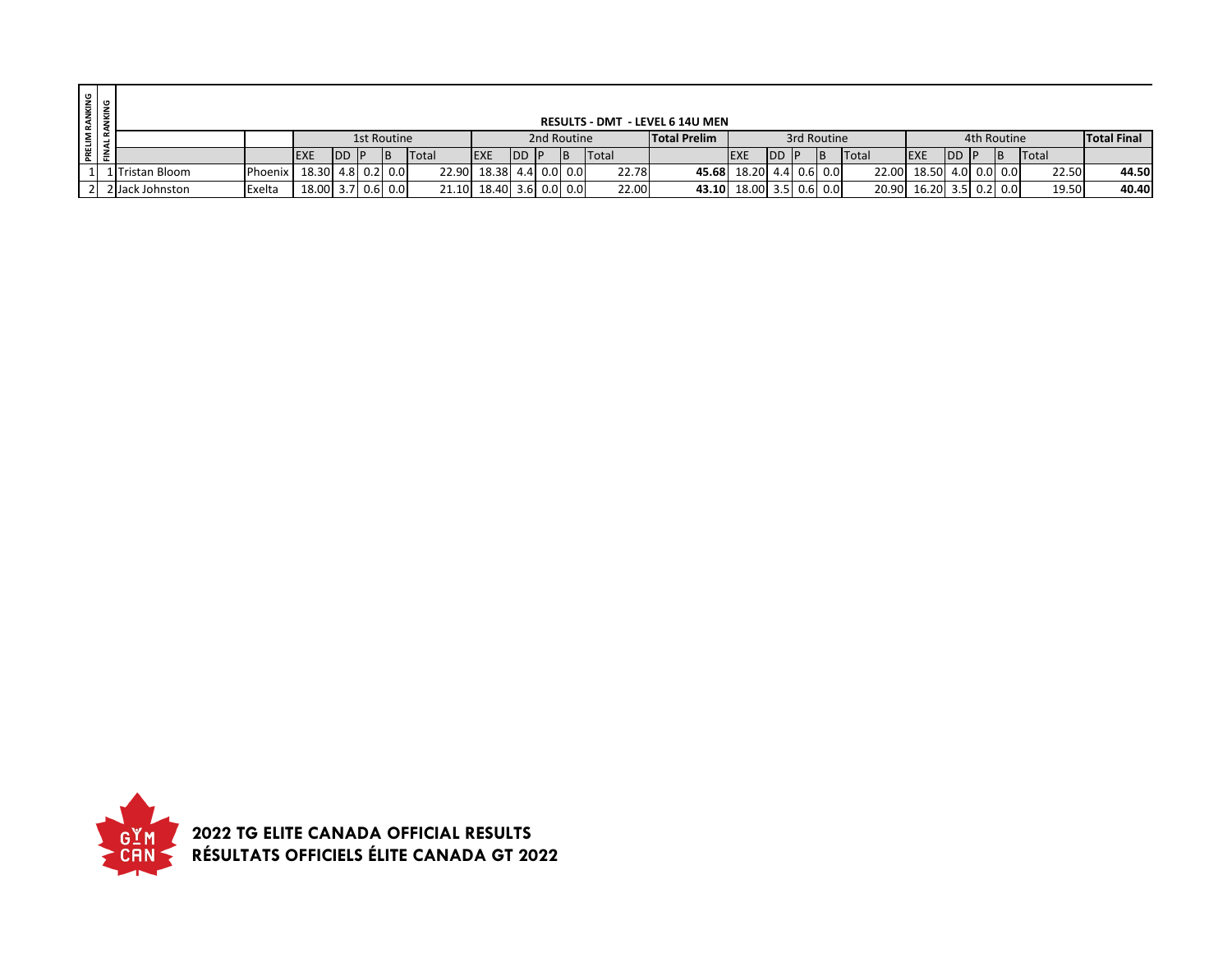## RESULTS - DMT - LEVEL 6 14U MEN

| PRELIM RANKING | FINAL RANKING | | | 1st Routine | | | | | 2nd Routine | | | | | Total Prelim | 3rd Routine | | | | | 4th Routine | | | | | Total Final |
|---|---|---|---|---|---|---|---|---|---|---|---|---|---|---|---|---|---|---|---|---|---|---|---|---|---|
| | | | | EXE | DD | P | B | Total | EXE | DD | P | B | Total | | EXE | DD | P | B | Total | EXE | DD | P | B | Total | |
| 1 | 1 | Tristan Bloom | Phoenix | 18.30 | 4.8 | 0.2 | 0.0 | 22.90 | 18.38 | 4.4 | 0.0 | 0.0 | 22.78 | **45.68** | 18.20 | 4.4 | 0.6 | 0.0 | 22.00 | 18.50 | 4.0 | 0.0 | 0.0 | 22.50 | **44.50** |
| 2 | 2 | Jack Johnston | Exelta | 18.00 | 3.7 | 0.6 | 0.0 | 21.10 | 18.40 | 3.6 | 0.0 | 0.0 | 22.00 | **43.10** | 18.00 | 3.5 | 0.6 | 0.0 | 20.90 | 16.20 | 3.5 | 0.2 | 0.0 | 19.50 | **40.40** |

**2022 TG ELITE CANADA OFFICIAL RESULTS**
**RÉSULTATS OFFICIELS ÉLITE CANADA GT 2022**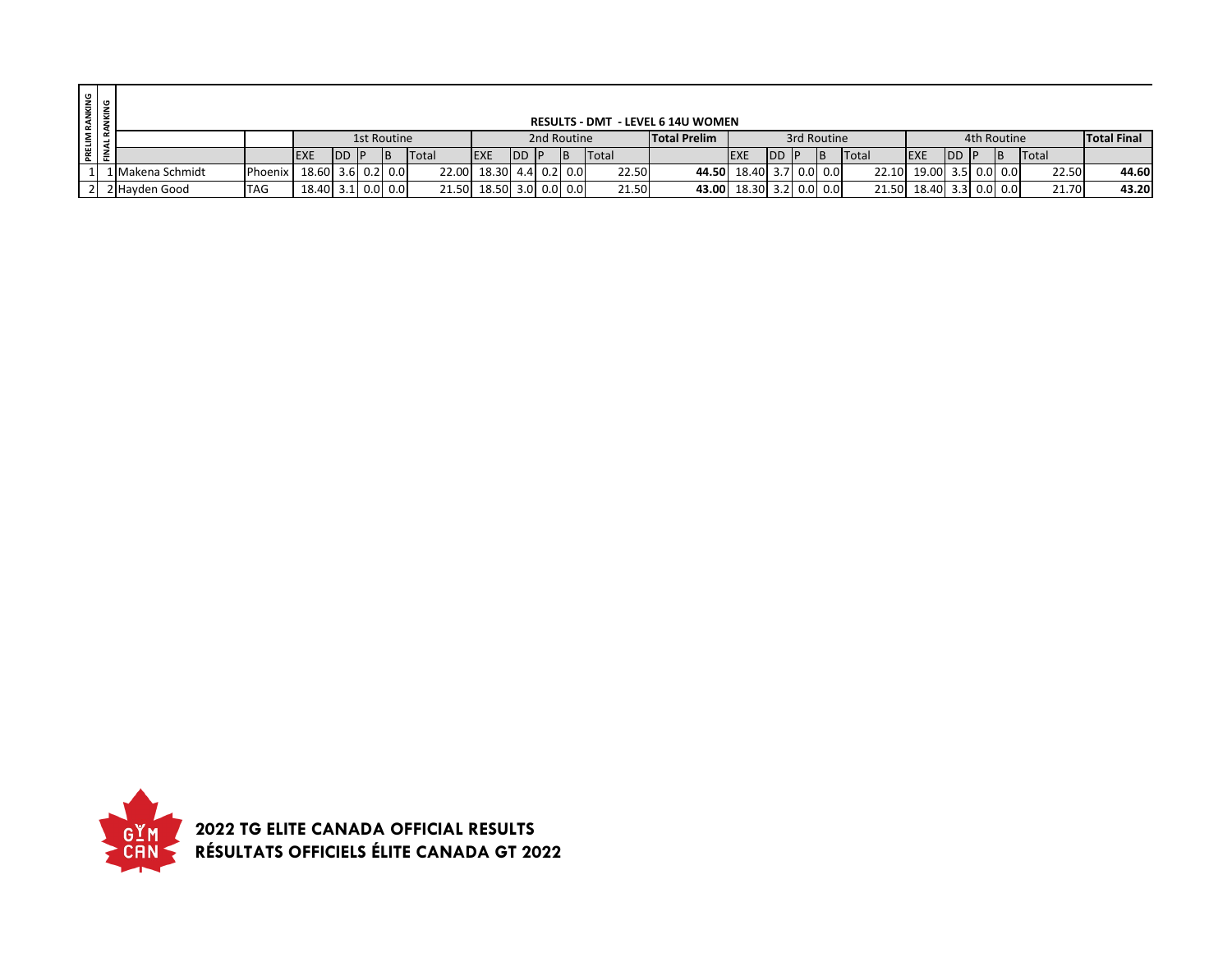**RESULTS - DMT - LEVEL 6 14U WOMEN**

| PRELIM RANKING | FINAL RANKING | | | 1st Routine | | | | | 2nd Routine | | | | | Total Prelim | 3rd Routine | | | | | 4th Routine | | | | | Total Final |
|---|---|---|---|---|---|---|---|---|---|---|---|---|---|---|---|---|---|---|---|---|---|---|---|---|---|
| | | | | EXE | DD | P | B | Total | EXE | DD | P | B | Total | | EXE | DD | P | B | Total | EXE | DD | P | B | Total | |
| 1 | 1 | Makena Schmidt | Phoenix | 18.60 | 3.6 | 0.2 | 0.0 | 22.00 | 18.30 | 4.4 | 0.2 | 0.0 | 22.50 | **44.50** | 18.40 | 3.7 | 0.0 | 0.0 | 22.10 | 19.00 | 3.5 | 0.0 | 0.0 | 22.50 | **44.60** |
| 2 | 2 | Hayden Good | TAG | 18.40 | 3.1 | 0.0 | 0.0 | 21.50 | 18.50 | 3.0 | 0.0 | 0.0 | 21.50 | **43.00** | 18.30 | 3.2 | 0.0 | 0.0 | 21.50 | 18.40 | 3.3 | 0.0 | 0.0 | 21.70 | **43.20** |

**2022 TG ELITE CANADA OFFICIAL RESULTS**
**RÉSULTATS OFFICIELS ÉLITE CANADA GT 2022**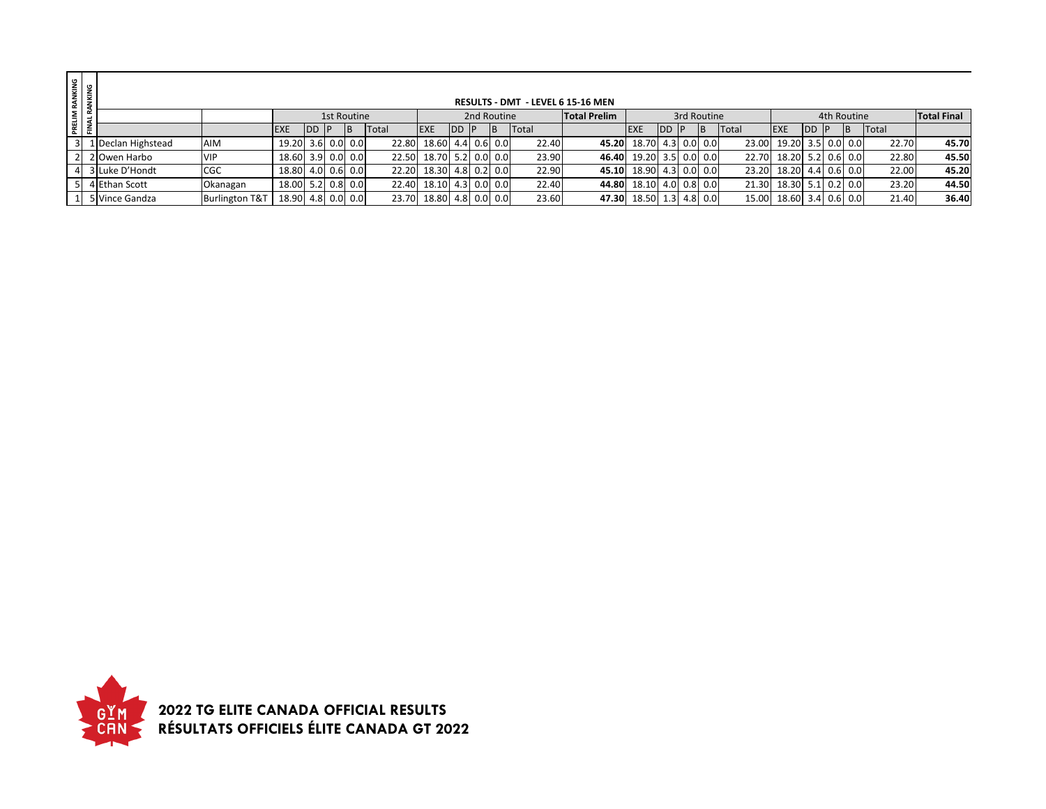## RESULTS - DMT - LEVEL 6 15-16 MEN

| PRELIM RANKING | FINAL RANKING | | | 1st Routine | | | | | 2nd Routine | | | | | Total Prelim | 3rd Routine | | | | | 4th Routine | | | | | Total Final |
|---|---|---|---|---|---|---|---|---|---|---|---|---|---|---|---|---|---|---|---|---|---|---|---|---|---|
| | | | | EXE | DD | P | B | Total | EXE | DD | P | B | Total | | EXE | DD | P | B | Total | EXE | DD | P | B | Total | |
| 3 | 1 | Declan Highstead | AIM | 19.20 | 3.6 | 0.0 | 0.0 | 22.80 | 18.60 | 4.4 | 0.6 | 0.0 | 22.40 | **45.20** | 18.70 | 4.3 | 0.0 | 0.0 | 23.00 | 19.20 | 3.5 | 0.0 | 0.0 | 22.70 | **45.70** |
| 2 | 2 | Owen Harbo | VIP | 18.60 | 3.9 | 0.0 | 0.0 | 22.50 | 18.70 | 5.2 | 0.0 | 0.0 | 23.90 | **46.40** | 19.20 | 3.5 | 0.0 | 0.0 | 22.70 | 18.20 | 5.2 | 0.6 | 0.0 | 22.80 | **45.50** |
| 4 | 3 | Luke D'Hondt | CGC | 18.80 | 4.0 | 0.6 | 0.0 | 22.20 | 18.30 | 4.8 | 0.2 | 0.0 | 22.90 | **45.10** | 18.90 | 4.3 | 0.0 | 0.0 | 23.20 | 18.20 | 4.4 | 0.6 | 0.0 | 22.00 | **45.20** |
| 5 | 4 | Ethan Scott | Okanagan | 18.00 | 5.2 | 0.8 | 0.0 | 22.40 | 18.10 | 4.3 | 0.0 | 0.0 | 22.40 | **44.80** | 18.10 | 4.0 | 0.8 | 0.0 | 21.30 | 18.30 | 5.1 | 0.2 | 0.0 | 23.20 | **44.50** |
| 1 | 5 | Vince Gandza | Burlington T&T | 18.90 | 4.8 | 0.0 | 0.0 | 23.70 | 18.80 | 4.8 | 0.0 | 0.0 | 23.60 | **47.30** | 18.50 | 1.3 | 4.8 | 0.0 | 15.00 | 18.60 | 3.4 | 0.6 | 0.0 | 21.40 | **36.40** |

**2022 TG ELITE CANADA OFFICIAL RESULTS**
**RÉSULTATS OFFICIELS ÉLITE CANADA GT 2022**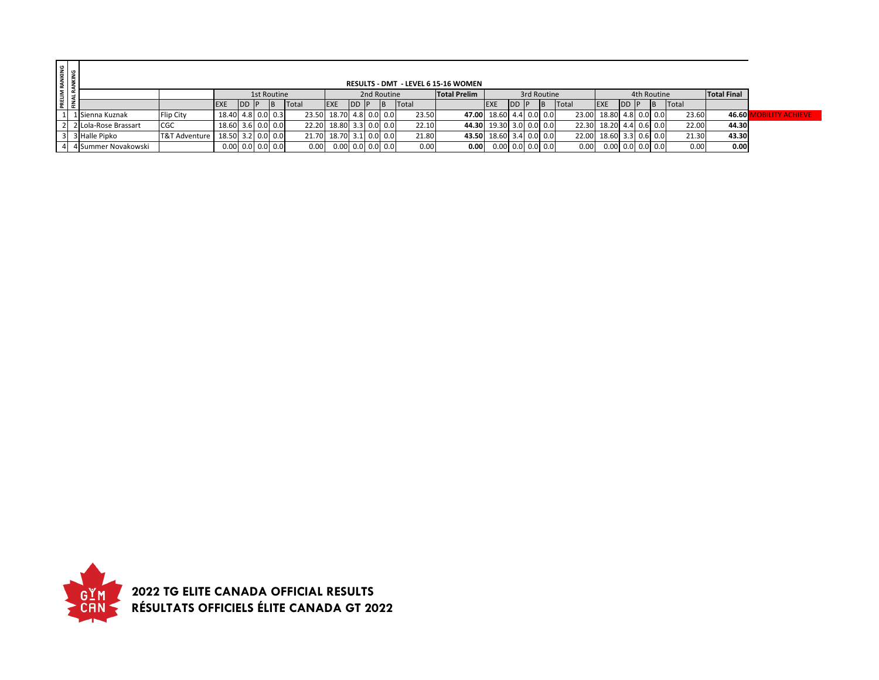## RESULTS - DMT - LEVEL 6 15-16 WOMEN

| PRELIM RANKING | FINAL RANKING | | | 1st Routine | | | | | 2nd Routine | | | | | Total Prelim | 3rd Routine | | | | | 4th Routine | | | | | Total Final | |
|---|---|---|---|---|---|---|---|---|---|---|---|---|---|---|---|---|---|---|---|---|---|---|---|---|---|---|
| | | | | EXE | DD | P | B | Total | EXE | DD | P | B | Total | | EXE | DD | P | B | Total | EXE | DD | P | B | Total | | |
| 1 | 1 | Sienna Kuznak | Flip City | 18.40 | 4.8 | 0.0 | 0.3 | 23.50 | 18.70 | 4.8 | 0.0 | 0.0 | 23.50 | **47.00** | 18.60 | 4.4 | 0.0 | 0.0 | 23.00 | 18.80 | 4.8 | 0.0 | 0.0 | 23.60 | **46.60** | MOBILITY ACHIEVE |
| 2 | 2 | Lola-Rose Brassart | CGC | 18.60 | 3.6 | 0.0 | 0.0 | 22.20 | 18.80 | 3.3 | 0.0 | 0.0 | 22.10 | **44.30** | 19.30 | 3.0 | 0.0 | 0.0 | 22.30 | 18.20 | 4.4 | 0.6 | 0.0 | 22.00 | **44.30** | |
| 3 | 3 | Halle Pipko | T&T Adventure | 18.50 | 3.2 | 0.0 | 0.0 | 21.70 | 18.70 | 3.1 | 0.0 | 0.0 | 21.80 | **43.50** | 18.60 | 3.4 | 0.0 | 0.0 | 22.00 | 18.60 | 3.3 | 0.6 | 0.0 | 21.30 | **43.30** | |
| 4 | 4 | Summer Novakowski | | 0.00 | 0.0 | 0.0 | 0.0 | 0.00 | 0.00 | 0.0 | 0.0 | 0.0 | 0.00 | **0.00** | 0.00 | 0.0 | 0.0 | 0.0 | 0.00 | 0.00 | 0.0 | 0.0 | 0.0 | 0.00 | **0.00** | |

**2022 TG ELITE CANADA OFFICIAL RESULTS**
**RÉSULTATS OFFICIELS ÉLITE CANADA GT 2022**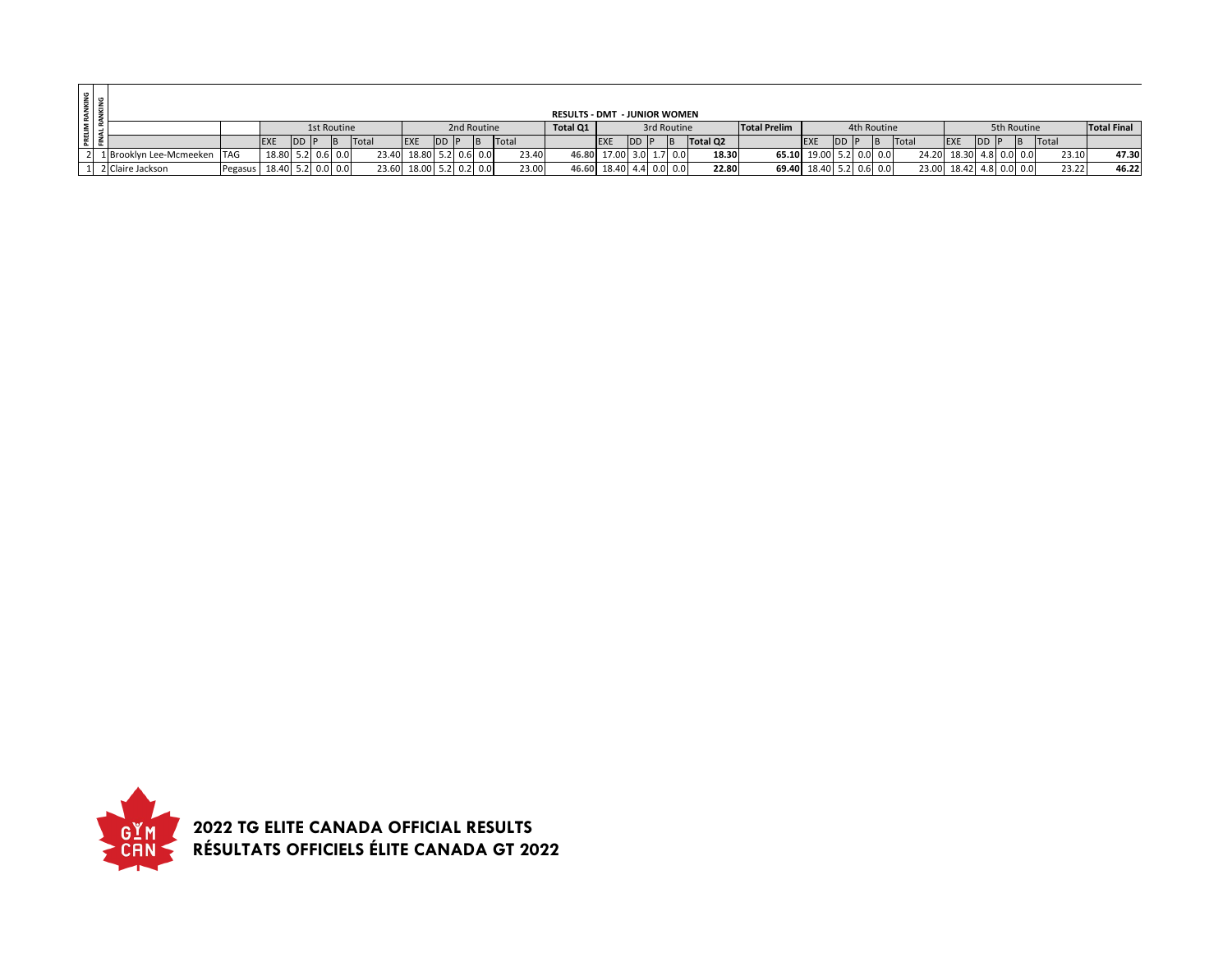## RESULTS - DMT - JUNIOR WOMEN

| PRELIM RANKING | FINAL RANKING | | | 1st Routine | | | | | 2nd Routine | | | | | Total Q1 | 3rd Routine | | | | | Total Prelim | 4th Routine | | | | | 5th Routine | | | | | Total Final |
|---|---|---|---|---|---|---|---|---|---|---|---|---|---|---|---|---|---|---|---|---|---|---|---|---|---|---|---|---|---|---|---|
| | | | | EXE | DD | P | B | Total | EXE | DD | P | B | Total | | EXE | DD | P | B | Total Q2 | | EXE | DD | P | B | Total | EXE | DD | P | B | Total | |
| 2 | 1 | Brooklyn Lee-Mcmeeken | TAG | 18.80 | 5.2 | 0.6 | 0.0 | 23.40 | 18.80 | 5.2 | 0.6 | 0.0 | 23.40 | 46.80 | 17.00 | 3.0 | 1.7 | 0.0 | **18.30** | **65.10** | 19.00 | 5.2 | 0.0 | 0.0 | 24.20 | 18.30 | 4.8 | 0.0 | 0.0 | 23.10 | **47.30** |
| 1 | 2 | Claire Jackson | Pegasus | 18.40 | 5.2 | 0.0 | 0.0 | 23.60 | 18.00 | 5.2 | 0.2 | 0.0 | 23.00 | 46.60 | 18.40 | 4.4 | 0.0 | 0.0 | **22.80** | **69.40** | 18.40 | 5.2 | 0.6 | 0.0 | 23.00 | 18.42 | 4.8 | 0.0 | 0.0 | 23.22 | **46.22** |

**2022 TG ELITE CANADA OFFICIAL RESULTS**
**RÉSULTATS OFFICIELS ÉLITE CANADA GT 2022**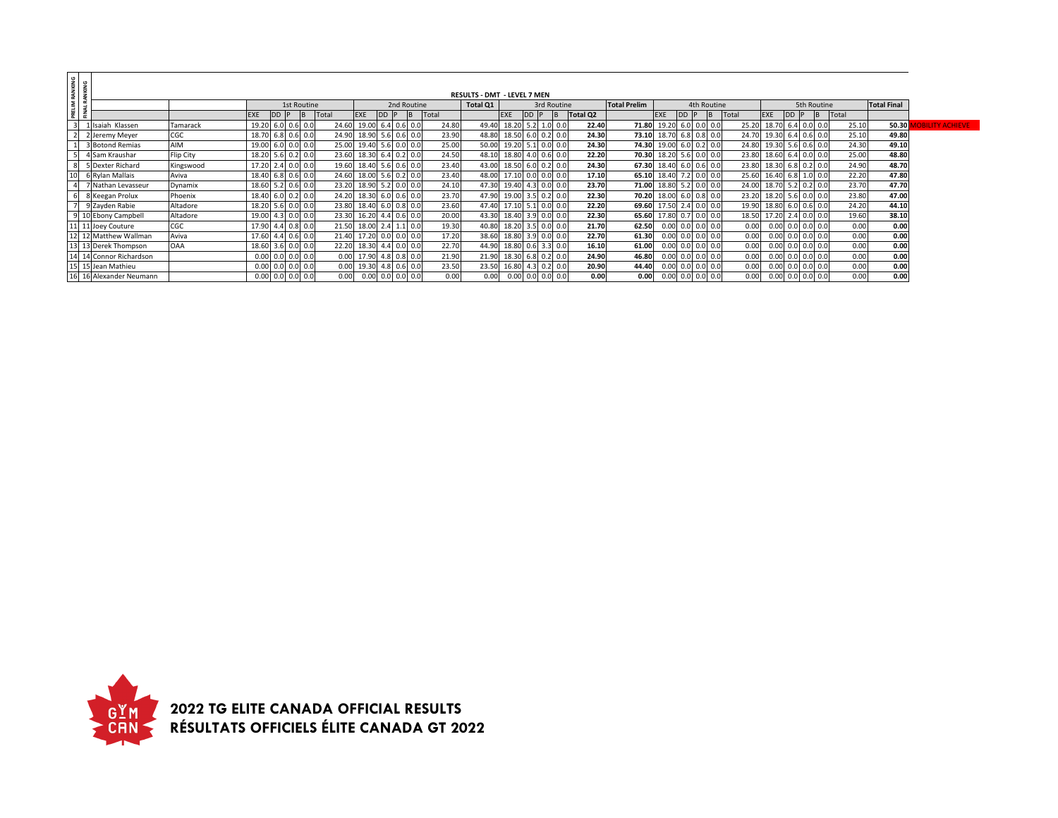# RESULTS - DMT - LEVEL 7 MEN

| PRELIM RANKING | FINAL RANKING | | | 1st Routine | | | | | 2nd Routine | | | | | Total Q1 | 3rd Routine | | | | | Total Prelim | 4th Routine | | | | | 5th Routine | | | | | Total Final | |
|---|---|---|---|---|---|---|---|---|---|---|---|---|---|---|---|---|---|---|---|---|---|---|---|---|---|---|---|---|---|---|---|---|
| | | | | EXE | DD | P | B | Total | EXE | DD | P | B | Total | | EXE | DD | P | B | Total Q2 | | EXE | DD | P | B | Total | EXE | DD | P | B | Total | | |
| 3 | 1 | Isaiah Klassen | Tamarack | 19.20 | 6.0 | 0.6 | 0.0 | 24.60 | 19.00 | 6.4 | 0.6 | 0.0 | 24.80 | 49.40 | 18.20 | 5.2 | 1.0 | 0.0 | 22.40 | 71.80 | 19.20 | 6.0 | 0.0 | 0.0 | 25.20 | 18.70 | 6.4 | 0.0 | 0.0 | 25.10 | **50.30** | MOBILITY ACHIEVE |
| 2 | 2 | Jeremy Meyer | CGC | 18.70 | 6.8 | 0.6 | 0.0 | 24.90 | 18.90 | 5.6 | 0.6 | 0.0 | 23.90 | 48.80 | 18.50 | 6.0 | 0.2 | 0.0 | 24.30 | 73.10 | 18.70 | 6.8 | 0.8 | 0.0 | 24.70 | 19.30 | 6.4 | 0.6 | 0.0 | 25.10 | **49.80** | |
| 1 | 3 | Botond Remias | AIM | 19.00 | 6.0 | 0.0 | 0.0 | 25.00 | 19.40 | 5.6 | 0.0 | 0.0 | 25.00 | 50.00 | 19.20 | 5.1 | 0.0 | 0.0 | 24.30 | 74.30 | 19.00 | 6.0 | 0.2 | 0.0 | 24.80 | 19.30 | 5.6 | 0.6 | 0.0 | 24.30 | **49.10** | |
| 5 | 4 | Sam Kraushar | Flip City | 18.20 | 5.6 | 0.2 | 0.0 | 23.60 | 18.30 | 6.4 | 0.2 | 0.0 | 24.50 | 48.10 | 18.80 | 4.0 | 0.6 | 0.0 | 22.20 | 70.30 | 18.20 | 5.6 | 0.0 | 0.0 | 23.80 | 18.60 | 6.4 | 0.0 | 0.0 | 25.00 | **48.80** | |
| 8 | 5 | Dexter Richard | Kingswood | 17.20 | 2.4 | 0.0 | 0.0 | 19.60 | 18.40 | 5.6 | 0.6 | 0.0 | 23.40 | 43.00 | 18.50 | 6.0 | 0.2 | 0.0 | 24.30 | 67.30 | 18.40 | 6.0 | 0.6 | 0.0 | 23.80 | 18.30 | 6.8 | 0.2 | 0.0 | 24.90 | **48.70** | |
| 10 | 6 | Rylan Mallais | Aviva | 18.40 | 6.8 | 0.6 | 0.0 | 24.60 | 18.00 | 5.6 | 0.2 | 0.0 | 23.40 | 48.00 | 17.10 | 0.0 | 0.0 | 0.0 | 17.10 | 65.10 | 18.40 | 7.2 | 0.0 | 0.0 | 25.60 | 16.40 | 6.8 | 1.0 | 0.0 | 22.20 | **47.80** | |
| 4 | 7 | Nathan Levasseur | Dynamix | 18.60 | 5.2 | 0.6 | 0.0 | 23.20 | 18.90 | 5.2 | 0.0 | 0.0 | 24.10 | 47.30 | 19.40 | 4.3 | 0.0 | 0.0 | 23.70 | 71.00 | 18.80 | 5.2 | 0.0 | 0.0 | 24.00 | 18.70 | 5.2 | 0.2 | 0.0 | 23.70 | **47.70** | |
| 6 | 8 | Keegan Prolux | Phoenix | 18.40 | 6.0 | 0.2 | 0.0 | 24.20 | 18.30 | 6.0 | 0.6 | 0.0 | 23.70 | 47.90 | 19.00 | 3.5 | 0.2 | 0.0 | 22.30 | 70.20 | 18.00 | 6.0 | 0.8 | 0.0 | 23.20 | 18.20 | 5.6 | 0.0 | 0.0 | 23.80 | **47.00** | |
| 7 | 9 | Zayden Rabie | Altadore | 18.20 | 5.6 | 0.0 | 0.0 | 23.80 | 18.40 | 6.0 | 0.8 | 0.0 | 23.60 | 47.40 | 17.10 | 5.1 | 0.0 | 0.0 | 22.20 | 69.60 | 17.50 | 2.4 | 0.0 | 0.0 | 19.90 | 18.80 | 6.0 | 0.6 | 0.0 | 24.20 | **44.10** | |
| 9 | 10 | Ebony Campbell | Altadore | 19.00 | 4.3 | 0.0 | 0.0 | 23.30 | 16.20 | 4.4 | 0.6 | 0.0 | 20.00 | 43.30 | 18.40 | 3.9 | 0.0 | 0.0 | 22.30 | 65.60 | 17.80 | 0.7 | 0.0 | 0.0 | 18.50 | 17.20 | 2.4 | 0.0 | 0.0 | 19.60 | **38.10** | |
| 11 | 11 | Joey Couture | CGC | 17.90 | 4.4 | 0.8 | 0.0 | 21.50 | 18.00 | 2.4 | 1.1 | 0.0 | 19.30 | 40.80 | 18.20 | 3.5 | 0.0 | 0.0 | 21.70 | 62.50 | 0.00 | 0.0 | 0.0 | 0.0 | 0.00 | 0.00 | 0.0 | 0.0 | 0.0 | 0.00 | **0.00** | |
| 12 | 12 | Matthew Wallman | Aviva | 17.60 | 4.4 | 0.6 | 0.0 | 21.40 | 17.20 | 0.0 | 0.0 | 0.0 | 17.20 | 38.60 | 18.80 | 3.9 | 0.0 | 0.0 | 22.70 | 61.30 | 0.00 | 0.0 | 0.0 | 0.0 | 0.00 | 0.00 | 0.0 | 0.0 | 0.0 | 0.00 | **0.00** | |
| 13 | 13 | Derek Thompson | OAA | 18.60 | 3.6 | 0.0 | 0.0 | 22.20 | 18.30 | 4.4 | 0.0 | 0.0 | 22.70 | 44.90 | 18.80 | 0.6 | 3.3 | 0.0 | 16.10 | 61.00 | 0.00 | 0.0 | 0.0 | 0.0 | 0.00 | 0.00 | 0.0 | 0.0 | 0.0 | 0.00 | **0.00** | |
| 14 | 14 | Connor Richardson | | 0.00 | 0.0 | 0.0 | 0.0 | 0.00 | 17.90 | 4.8 | 0.8 | 0.0 | 21.90 | 21.90 | 18.30 | 6.8 | 0.2 | 0.0 | 24.90 | 46.80 | 0.00 | 0.0 | 0.0 | 0.0 | 0.00 | 0.00 | 0.0 | 0.0 | 0.0 | 0.00 | **0.00** | |
| 15 | 15 | Jean Mathieu | | 0.00 | 0.0 | 0.0 | 0.0 | 0.00 | 19.30 | 4.8 | 0.6 | 0.0 | 23.50 | 23.50 | 16.80 | 4.3 | 0.2 | 0.0 | 20.90 | 44.40 | 0.00 | 0.0 | 0.0 | 0.0 | 0.00 | 0.00 | 0.0 | 0.0 | 0.0 | 0.00 | **0.00** | |
| 16 | 16 | Alexander Neumann | | 0.00 | 0.0 | 0.0 | 0.0 | 0.00 | 0.00 | 0.0 | 0.0 | 0.0 | 0.00 | 0.00 | 0.00 | 0.0 | 0.0 | 0.0 | 0.00 | 0.00 | 0.00 | 0.0 | 0.0 | 0.0 | 0.00 | 0.00 | 0.0 | 0.0 | 0.0 | 0.00 | **0.00** | |

**2022 TG ELITE CANADA OFFICIAL RESULTS**
**RÉSULTATS OFFICIELS ÉLITE CANADA GT 2022**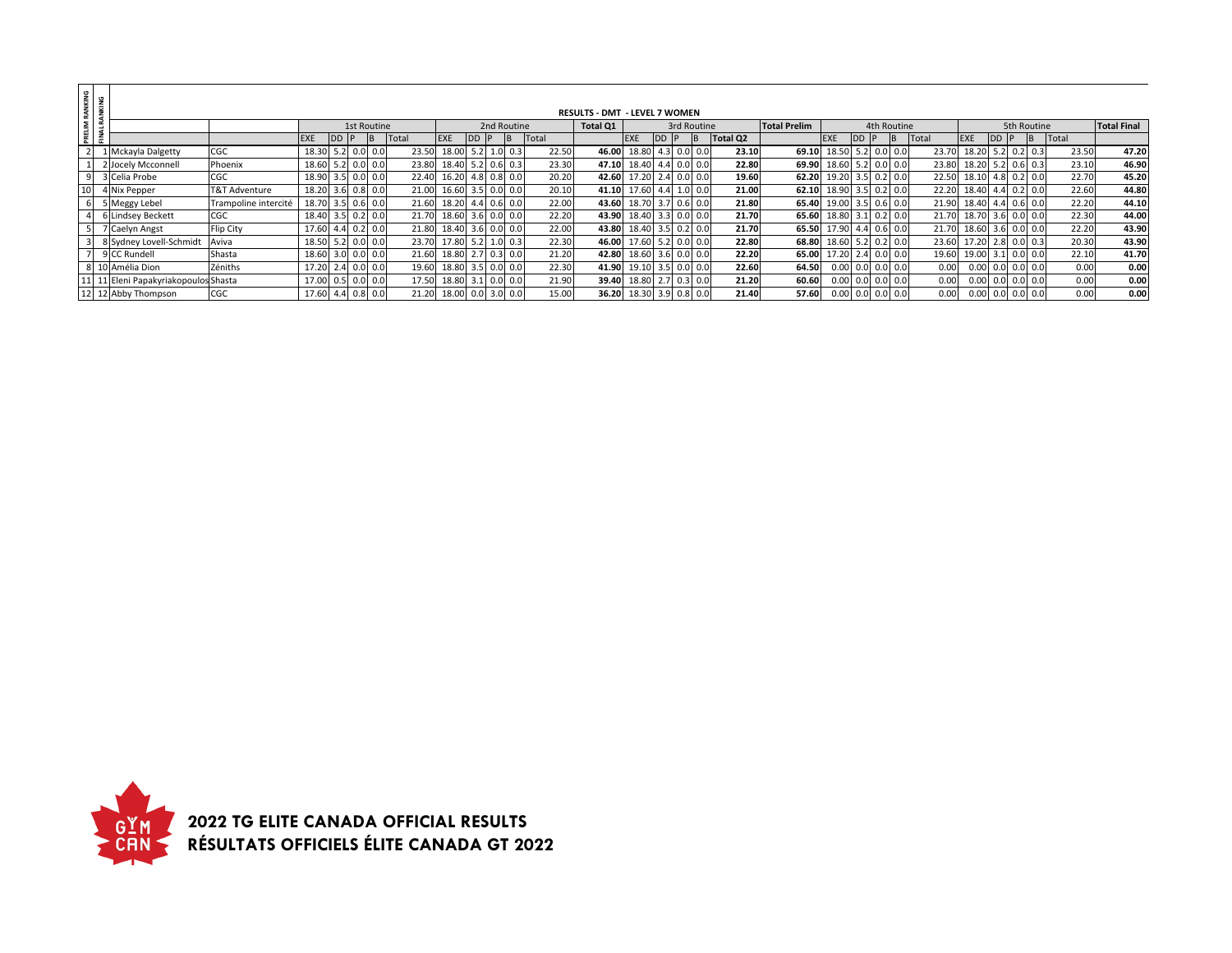# RESULTS - DMT - LEVEL 7 WOMEN

| PRELIM RANKING | FINAL RANKING | | | 1st Routine | | | | | 2nd Routine | | | | | Total Q1 | 3rd Routine | | | | | Total Prelim | 4th Routine | | | | | 5th Routine | | | | | Total Final |
|---|---|---|---|---|---|---|---|---|---|---|---|---|---|---|---|---|---|---|---|---|---|---|---|---|---|---|---|---|---|---|---|
| | | | | EXE | DD | P | B | Total | EXE | DD | P | B | Total | | EXE | DD | P | B | Total Q2 | | EXE | DD | P | B | Total | EXE | DD | P | B | Total | |
| 2 | 1 | Mckayla Dalgetty | CGC | 18.30 | 5.2 | 0.0 | 0.0 | 23.50 | 18.00 | 5.2 | 1.0 | 0.3 | 22.50 | **46.00** | 18.80 | 4.3 | 0.0 | 0.0 | **23.10** | **69.10** | 18.50 | 5.2 | 0.0 | 0.0 | 23.70 | 18.20 | 5.2 | 0.2 | 0.3 | 23.50 | **47.20** |
| 1 | 2 | Jocely Mcconnell | Phoenix | 18.60 | 5.2 | 0.0 | 0.0 | 23.80 | 18.40 | 5.2 | 0.6 | 0.3 | 23.30 | **47.10** | 18.40 | 4.4 | 0.0 | 0.0 | **22.80** | **69.90** | 18.60 | 5.2 | 0.0 | 0.0 | 23.80 | 18.20 | 5.2 | 0.6 | 0.3 | 23.10 | **46.90** |
| 9 | 3 | Celia Probe | CGC | 18.90 | 3.5 | 0.0 | 0.0 | 22.40 | 16.20 | 4.8 | 0.8 | 0.0 | 20.20 | **42.60** | 17.20 | 2.4 | 0.0 | 0.0 | **19.60** | **62.20** | 19.20 | 3.5 | 0.2 | 0.0 | 22.50 | 18.10 | 4.8 | 0.2 | 0.0 | 22.70 | **45.20** |
| 10 | 4 | Nix Pepper | T&T Adventure | 18.20 | 3.6 | 0.8 | 0.0 | 21.00 | 16.60 | 3.5 | 0.0 | 0.0 | 20.10 | **41.10** | 17.60 | 4.4 | 1.0 | 0.0 | **21.00** | **62.10** | 18.90 | 3.5 | 0.2 | 0.0 | 22.20 | 18.40 | 4.4 | 0.2 | 0.0 | 22.60 | **44.80** |
| 6 | 5 | Meggy Lebel | Trampoline intercité | 18.70 | 3.5 | 0.6 | 0.0 | 21.60 | 18.20 | 4.4 | 0.6 | 0.0 | 22.00 | **43.60** | 18.70 | 3.7 | 0.6 | 0.0 | **21.80** | **65.40** | 19.00 | 3.5 | 0.6 | 0.0 | 21.90 | 18.40 | 4.4 | 0.6 | 0.0 | 22.20 | **44.10** |
| 4 | 6 | Lindsey Beckett | CGC | 18.40 | 3.5 | 0.2 | 0.0 | 21.70 | 18.60 | 3.6 | 0.0 | 0.0 | 22.20 | **43.90** | 18.40 | 3.3 | 0.0 | 0.0 | **21.70** | **65.60** | 18.80 | 3.1 | 0.2 | 0.0 | 21.70 | 18.70 | 3.6 | 0.0 | 0.0 | 22.30 | **44.00** |
| 5 | 7 | Caelyn Angst | Flip City | 17.60 | 4.4 | 0.2 | 0.0 | 21.80 | 18.40 | 3.6 | 0.0 | 0.0 | 22.00 | **43.80** | 18.40 | 3.5 | 0.2 | 0.0 | **21.70** | **65.50** | 17.90 | 4.4 | 0.6 | 0.0 | 21.70 | 18.60 | 3.6 | 0.0 | 0.0 | 22.20 | **43.90** |
| 3 | 8 | Sydney Lovell-Schmidt | Aviva | 18.50 | 5.2 | 0.0 | 0.0 | 23.70 | 17.80 | 5.2 | 1.0 | 0.3 | 22.30 | **46.00** | 17.60 | 5.2 | 0.0 | 0.0 | **22.80** | **68.80** | 18.60 | 5.2 | 0.2 | 0.0 | 23.60 | 17.20 | 2.8 | 0.0 | 0.3 | 20.30 | **43.90** |
| 7 | 9 | CC Rundell | Shasta | 18.60 | 3.0 | 0.0 | 0.0 | 21.60 | 18.80 | 2.7 | 0.3 | 0.0 | 21.20 | **42.80** | 18.60 | 3.6 | 0.0 | 0.0 | **22.20** | **65.00** | 17.20 | 2.4 | 0.0 | 0.0 | 19.60 | 19.00 | 3.1 | 0.0 | 0.0 | 22.10 | **41.70** |
| 8 | 10 | Amélia Dion | Zéniths | 17.20 | 2.4 | 0.0 | 0.0 | 19.60 | 18.80 | 3.5 | 0.0 | 0.0 | 22.30 | **41.90** | 19.10 | 3.5 | 0.0 | 0.0 | **22.60** | **64.50** | 0.00 | 0.0 | 0.0 | 0.0 | 0.00 | 0.00 | 0.0 | 0.0 | 0.0 | 0.00 | **0.00** |
| 11 | 11 | Eleni Papakyriakopoulos | Shasta | 17.00 | 0.5 | 0.0 | 0.0 | 17.50 | 18.80 | 3.1 | 0.0 | 0.0 | 21.90 | **39.40** | 18.80 | 2.7 | 0.3 | 0.0 | **21.20** | **60.60** | 0.00 | 0.0 | 0.0 | 0.0 | 0.00 | 0.00 | 0.0 | 0.0 | 0.0 | 0.00 | **0.00** |
| 12 | 12 | Abby Thompson | CGC | 17.60 | 4.4 | 0.8 | 0.0 | 21.20 | 18.00 | 0.0 | 3.0 | 0.0 | 15.00 | **36.20** | 18.30 | 3.9 | 0.8 | 0.0 | **21.40** | **57.60** | 0.00 | 0.0 | 0.0 | 0.0 | 0.00 | 0.00 | 0.0 | 0.0 | 0.0 | 0.00 | **0.00** |

**2022 TG ELITE CANADA OFFICIAL RESULTS**
**RÉSULTATS OFFICIELS ÉLITE CANADA GT 2022**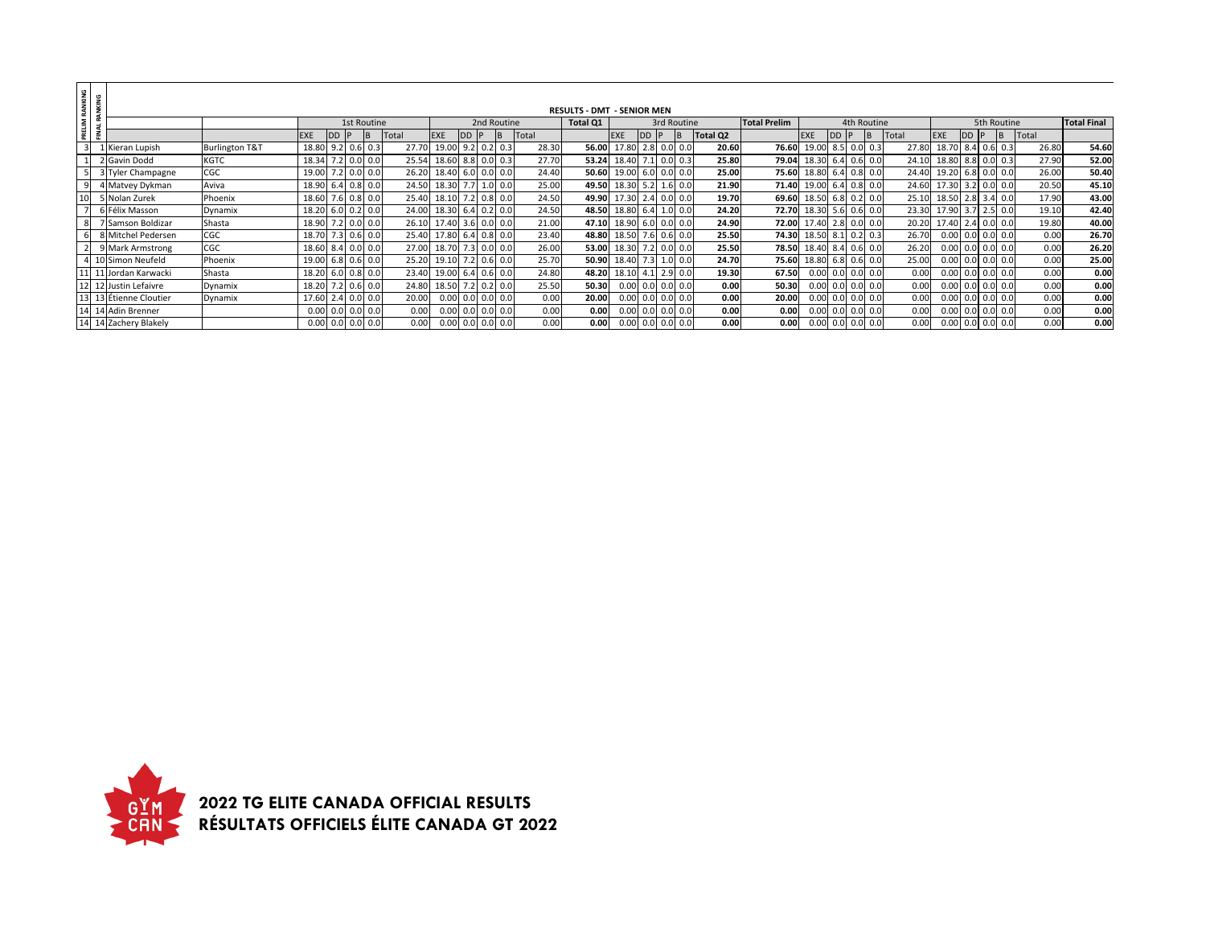# RESULTS - DMT - SENIOR MEN

| PRELIM RANKING | FINAL RANKING | | | 1st Routine | | | | | 2nd Routine | | | | | Total Q1 | 3rd Routine | | | | Total Q2 | Total Prelim | 4th Routine | | | | | 5th Routine | | | | | Total Final |
|---|---|---|---|---|---|---|---|---|---|---|---|---|---|---|---|---|---|---|---|---|---|---|---|---|---|---|---|---|---|---|---|
| | | | | EXE | DD | P | B | Total | EXE | DD | P | B | Total | | EXE | DD | P | B | Total Q2 | | EXE | DD | P | B | Total | EXE | DD | P | B | Total | |
| 3 | 1 | Kieran Lupish | Burlington T&T | 18.80 | 9.2 | 0.6 | 0.3 | 27.70 | 19.00 | 9.2 | 0.2 | 0.3 | 28.30 | **56.00** | 17.80 | 2.8 | 0.0 | 0.0 | **20.60** | **76.60** | 19.00 | 8.5 | 0.0 | 0.3 | 27.80 | 18.70 | 8.4 | 0.6 | 0.3 | 26.80 | **54.60** |
| 1 | 2 | Gavin Dodd | KGTC | 18.34 | 7.2 | 0.0 | 0.0 | 25.54 | 18.60 | 8.8 | 0.0 | 0.3 | 27.70 | **53.24** | 18.40 | 7.1 | 0.0 | 0.3 | **25.80** | **79.04** | 18.30 | 6.4 | 0.6 | 0.0 | 24.10 | 18.80 | 8.8 | 0.0 | 0.3 | 27.90 | **52.00** |
| 5 | 3 | Tyler Champagne | CGC | 19.00 | 7.2 | 0.0 | 0.0 | 26.20 | 18.40 | 6.0 | 0.0 | 0.0 | 24.40 | **50.60** | 19.00 | 6.0 | 0.0 | 0.0 | **25.00** | **75.60** | 18.80 | 6.4 | 0.8 | 0.0 | 24.40 | 19.20 | 6.8 | 0.0 | 0.0 | 26.00 | **50.40** |
| 9 | 4 | Matvey Dykman | Aviva | 18.90 | 6.4 | 0.8 | 0.0 | 24.50 | 18.30 | 7.7 | 1.0 | 0.0 | 25.00 | **49.50** | 18.30 | 5.2 | 1.6 | 0.0 | **21.90** | **71.40** | 19.00 | 6.4 | 0.8 | 0.0 | 24.60 | 17.30 | 3.2 | 0.0 | 0.0 | 20.50 | **45.10** |
| 10 | 5 | Nolan Zurek | Phoenix | 18.60 | 7.6 | 0.8 | 0.0 | 25.40 | 18.10 | 7.2 | 0.8 | 0.0 | 24.50 | **49.90** | 17.30 | 2.4 | 0.0 | 0.0 | **19.70** | **69.60** | 18.50 | 6.8 | 0.2 | 0.0 | 25.10 | 18.50 | 2.8 | 3.4 | 0.0 | 17.90 | **43.00** |
| 7 | 6 | Félix Masson | Dynamix | 18.20 | 6.0 | 0.2 | 0.0 | 24.00 | 18.30 | 6.4 | 0.2 | 0.0 | 24.50 | **48.50** | 18.80 | 6.4 | 1.0 | 0.0 | **24.20** | **72.70** | 18.30 | 5.6 | 0.6 | 0.0 | 23.30 | 17.90 | 3.7 | 2.5 | 0.0 | 19.10 | **42.40** |
| 8 | 7 | Samson Boldizar | Shasta | 18.90 | 7.2 | 0.0 | 0.0 | 26.10 | 17.40 | 3.6 | 0.0 | 0.0 | 21.00 | **47.10** | 18.90 | 6.0 | 0.0 | 0.0 | **24.90** | **72.00** | 17.40 | 2.8 | 0.0 | 0.0 | 20.20 | 17.40 | 2.4 | 0.0 | 0.0 | 19.80 | **40.00** |
| 6 | 8 | Mitchel Pedersen | CGC | 18.70 | 7.3 | 0.6 | 0.0 | 25.40 | 17.80 | 6.4 | 0.8 | 0.0 | 23.40 | **48.80** | 18.50 | 7.6 | 0.6 | 0.0 | **25.50** | **74.30** | 18.50 | 8.1 | 0.2 | 0.3 | 26.70 | 0.00 | 0.0 | 0.0 | 0.0 | 0.00 | **26.70** |
| 2 | 9 | Mark Armstrong | CGC | 18.60 | 8.4 | 0.0 | 0.0 | 27.00 | 18.70 | 7.3 | 0.0 | 0.0 | 26.00 | **53.00** | 18.30 | 7.2 | 0.0 | 0.0 | **25.50** | **78.50** | 18.40 | 8.4 | 0.6 | 0.0 | 26.20 | 0.00 | 0.0 | 0.0 | 0.0 | 0.00 | **26.20** |
| 4 | 10 | Simon Neufeld | Phoenix | 19.00 | 6.8 | 0.6 | 0.0 | 25.20 | 19.10 | 7.2 | 0.6 | 0.0 | 25.70 | **50.90** | 18.40 | 7.3 | 1.0 | 0.0 | **24.70** | **75.60** | 18.80 | 6.8 | 0.6 | 0.0 | 25.00 | 0.00 | 0.0 | 0.0 | 0.0 | 0.00 | **25.00** |
| 11 | 11 | Jordan Karwacki | Shasta | 18.20 | 6.0 | 0.8 | 0.0 | 23.40 | 19.00 | 6.4 | 0.6 | 0.0 | 24.80 | **48.20** | 18.10 | 4.1 | 2.9 | 0.0 | **19.30** | **67.50** | 0.00 | 0.0 | 0.0 | 0.0 | 0.00 | 0.00 | 0.0 | 0.0 | 0.0 | 0.00 | **0.00** |
| 12 | 12 | Justin Lefaivre | Dynamix | 18.20 | 7.2 | 0.6 | 0.0 | 24.80 | 18.50 | 7.2 | 0.2 | 0.0 | 25.50 | **50.30** | 0.00 | 0.0 | 0.0 | 0.0 | **0.00** | **50.30** | 0.00 | 0.0 | 0.0 | 0.0 | 0.00 | 0.00 | 0.0 | 0.0 | 0.0 | 0.00 | **0.00** |
| 13 | 13 | Étienne Cloutier | Dynamix | 17.60 | 2.4 | 0.0 | 0.0 | 20.00 | 0.00 | 0.0 | 0.0 | 0.0 | 0.00 | **20.00** | 0.00 | 0.0 | 0.0 | 0.0 | **0.00** | **20.00** | 0.00 | 0.0 | 0.0 | 0.0 | 0.00 | 0.00 | 0.0 | 0.0 | 0.0 | 0.00 | **0.00** |
| 14 | 14 | Adin Brenner | | 0.00 | 0.0 | 0.0 | 0.0 | 0.00 | 0.00 | 0.0 | 0.0 | 0.0 | 0.00 | **0.00** | 0.00 | 0.0 | 0.0 | 0.0 | **0.00** | **0.00** | 0.00 | 0.0 | 0.0 | 0.0 | 0.00 | 0.00 | 0.0 | 0.0 | 0.0 | 0.00 | **0.00** |
| 14 | 14 | Zachery Blakely | | 0.00 | 0.0 | 0.0 | 0.0 | 0.00 | 0.00 | 0.0 | 0.0 | 0.0 | 0.00 | **0.00** | 0.00 | 0.0 | 0.0 | 0.0 | **0.00** | **0.00** | 0.00 | 0.0 | 0.0 | 0.0 | 0.00 | 0.00 | 0.0 | 0.0 | 0.0 | 0.00 | **0.00** |

**2022 TG ELITE CANADA OFFICIAL RESULTS**
**RÉSULTATS OFFICIELS ÉLITE CANADA GT 2022**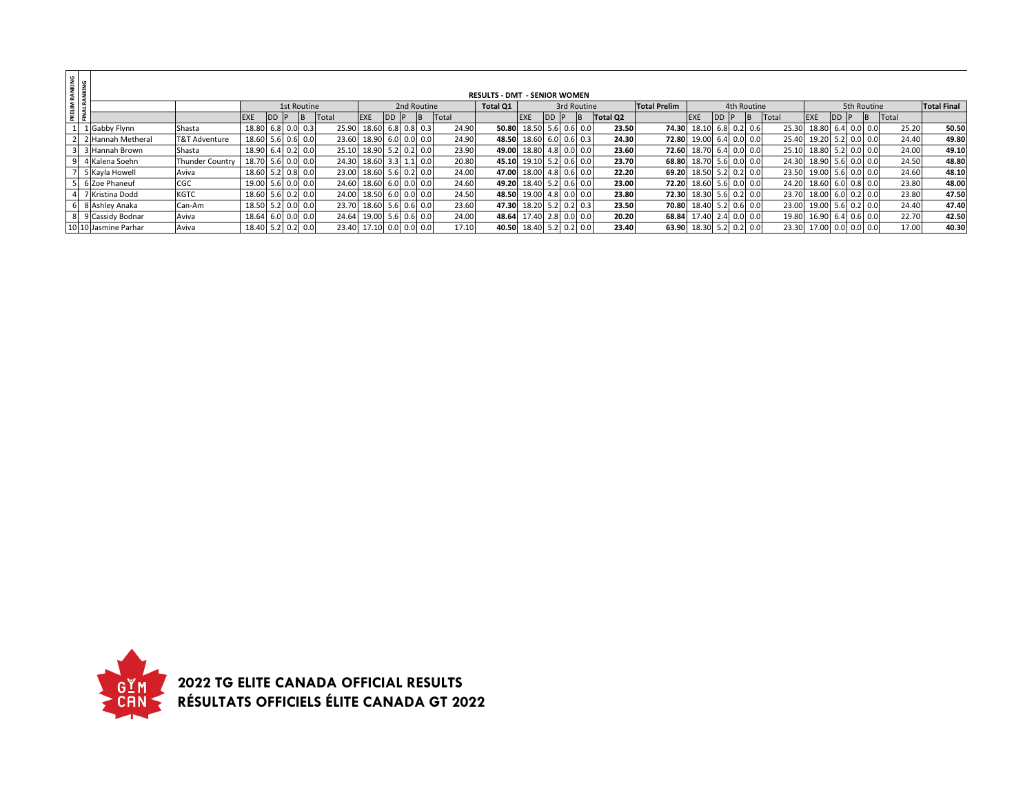# RESULTS - DMT - SENIOR WOMEN

| PRELIM RANKING | FINAL RANKING | | | 1st Routine | | | | | 2nd Routine | | | | | Total Q1 | 3rd Routine | | | | Total Q2 | Total Prelim | 4th Routine | | | | | 5th Routine | | | | | Total Final |
|---|---|---|---|---|---|---|---|---|---|---|---|---|---|---|---|---|---|---|---|---|---|---|---|---|---|---|---|---|---|---|---|
| | | | | EXE | DD | P | B | Total | EXE | DD | P | B | Total | | EXE | DD | P | B | Total Q2 | | EXE | DD | P | B | Total | EXE | DD | P | B | Total | |
| 1 | 1 | Gabby Flynn | Shasta | 18.80 | 6.8 | 0.0 | 0.3 | 25.90 | 18.60 | 6.8 | 0.8 | 0.3 | 24.90 | **50.80** | 18.50 | 5.6 | 0.6 | 0.0 | **23.50** | **74.30** | 18.10 | 6.8 | 0.2 | 0.6 | 25.30 | 18.80 | 6.4 | 0.0 | 0.0 | 25.20 | **50.50** |
| 2 | 2 | Hannah Metheral | T&T Adventure | 18.60 | 5.6 | 0.6 | 0.0 | 23.60 | 18.90 | 6.0 | 0.0 | 0.0 | 24.90 | **48.50** | 18.60 | 6.0 | 0.6 | 0.3 | **24.30** | **72.80** | 19.00 | 6.4 | 0.0 | 0.0 | 25.40 | 19.20 | 5.2 | 0.0 | 0.0 | 24.40 | **49.80** |
| 3 | 3 | Hannah Brown | Shasta | 18.90 | 6.4 | 0.2 | 0.0 | 25.10 | 18.90 | 5.2 | 0.2 | 0.0 | 23.90 | **49.00** | 18.80 | 4.8 | 0.0 | 0.0 | **23.60** | **72.60** | 18.70 | 6.4 | 0.0 | 0.0 | 25.10 | 18.80 | 5.2 | 0.0 | 0.0 | 24.00 | **49.10** |
| 9 | 4 | Kalena Soehn | Thunder Country | 18.70 | 5.6 | 0.0 | 0.0 | 24.30 | 18.60 | 3.3 | 1.1 | 0.0 | 20.80 | **45.10** | 19.10 | 5.2 | 0.6 | 0.0 | **23.70** | **68.80** | 18.70 | 5.6 | 0.0 | 0.0 | 24.30 | 18.90 | 5.6 | 0.0 | 0.0 | 24.50 | **48.80** |
| 7 | 5 | Kayla Howell | Aviva | 18.60 | 5.2 | 0.8 | 0.0 | 23.00 | 18.60 | 5.6 | 0.2 | 0.0 | 24.00 | **47.00** | 18.00 | 4.8 | 0.6 | 0.0 | **22.20** | **69.20** | 18.50 | 5.2 | 0.2 | 0.0 | 23.50 | 19.00 | 5.6 | 0.0 | 0.0 | 24.60 | **48.10** |
| 5 | 6 | Zoe Phaneuf | CGC | 19.00 | 5.6 | 0.0 | 0.0 | 24.60 | 18.60 | 6.0 | 0.0 | 0.0 | 24.60 | **49.20** | 18.40 | 5.2 | 0.6 | 0.0 | **23.00** | **72.20** | 18.60 | 5.6 | 0.0 | 0.0 | 24.20 | 18.60 | 6.0 | 0.8 | 0.0 | 23.80 | **48.00** |
| 4 | 7 | Kristina Dodd | KGTC | 18.60 | 5.6 | 0.2 | 0.0 | 24.00 | 18.50 | 6.0 | 0.0 | 0.0 | 24.50 | **48.50** | 19.00 | 4.8 | 0.0 | 0.0 | **23.80** | **72.30** | 18.30 | 5.6 | 0.2 | 0.0 | 23.70 | 18.00 | 6.0 | 0.2 | 0.0 | 23.80 | **47.50** |
| 6 | 8 | Ashley Anaka | Can-Am | 18.50 | 5.2 | 0.0 | 0.0 | 23.70 | 18.60 | 5.6 | 0.6 | 0.0 | 23.60 | **47.30** | 18.20 | 5.2 | 0.2 | 0.3 | **23.50** | **70.80** | 18.40 | 5.2 | 0.6 | 0.0 | 23.00 | 19.00 | 5.6 | 0.2 | 0.0 | 24.40 | **47.40** |
| 8 | 9 | Cassidy Bodnar | Aviva | 18.64 | 6.0 | 0.0 | 0.0 | 24.64 | 19.00 | 5.6 | 0.6 | 0.0 | 24.00 | **48.64** | 17.40 | 2.8 | 0.0 | 0.0 | **20.20** | **68.84** | 17.40 | 2.4 | 0.0 | 0.0 | 19.80 | 16.90 | 6.4 | 0.6 | 0.0 | 22.70 | **42.50** |
| 10 | 10 | Jasmine Parhar | Aviva | 18.40 | 5.2 | 0.2 | 0.0 | 23.40 | 17.10 | 0.0 | 0.0 | 0.0 | 17.10 | **40.50** | 18.40 | 5.2 | 0.2 | 0.0 | **23.40** | **63.90** | 18.30 | 5.2 | 0.2 | 0.0 | 23.30 | 17.00 | 0.0 | 0.0 | 0.0 | 17.00 | **40.30** |

**2022 TG ELITE CANADA OFFICIAL RESULTS**
**RÉSULTATS OFFICIELS ÉLITE CANADA GT 2022**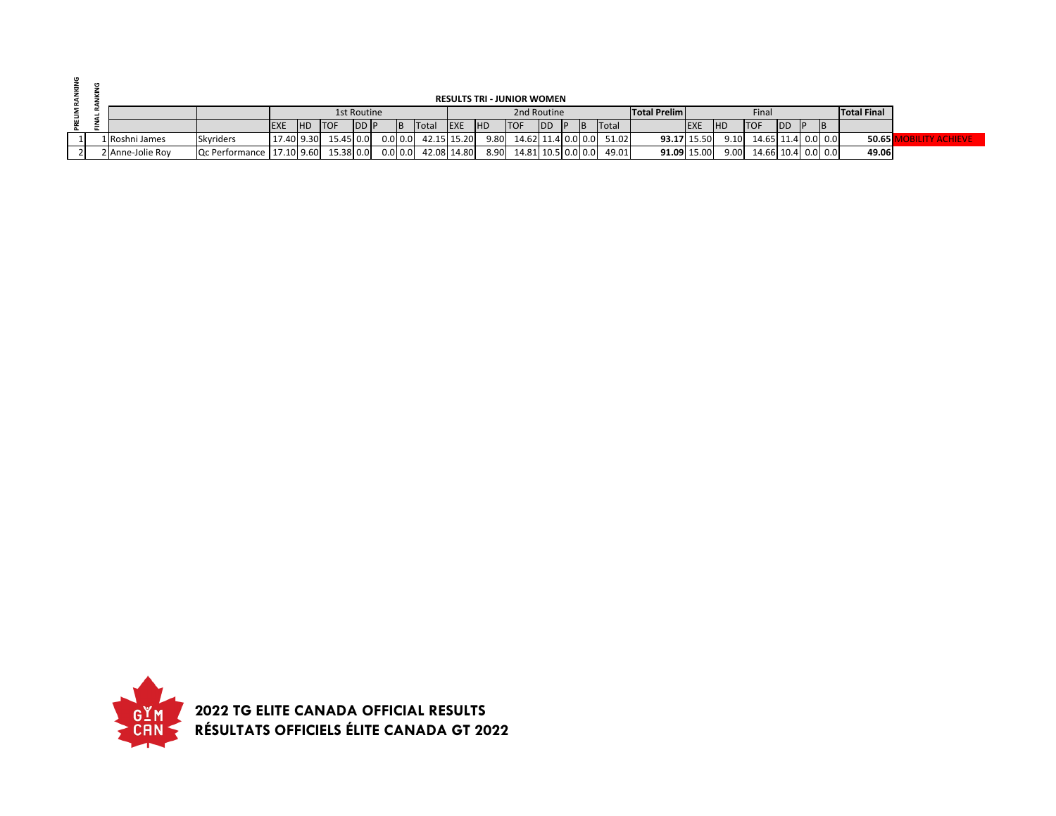## RESULTS TRI - JUNIOR WOMEN

| PRELIM RANKING | FINAL RANKING | | | 1st Routine | | | | | | | 2nd Routine | | | | | | | Total Prelim | Final | | | | | | Total Final | |
|---|---|---|---|---|---|---|---|---|---|---|---|---|---|---|---|---|---|---|---|---|---|---|---|---|---|---|
| | | | | EXE | HD | TOF | DD | P | B | Total | EXE | HD | TOF | DD | P | B | Total | | EXE | HD | TOF | DD | P | B | | |
| 1 | 1 | Roshni James | Skyriders | 17.40 | 9.30 | 15.45 | 0.0 | 0.0 | 0.0 | 42.15 | 15.20 | 9.80 | 14.62 | 11.4 | 0.0 | 0.0 | 51.02 | **93.17** | 15.50 | 9.10 | 14.65 | 11.4 | 0.0 | 0.0 | **50.65** | MOBILITY ACHIEVE |
| 2 | 2 | Anne-Jolie Roy | Qc Performance | 17.10 | 9.60 | 15.38 | 0.0 | 0.0 | 0.0 | 42.08 | 14.80 | 8.90 | 14.81 | 10.5 | 0.0 | 0.0 | 49.01 | **91.09** | 15.00 | 9.00 | 14.66 | 10.4 | 0.0 | 0.0 | **49.06** | |

**2022 TG ELITE CANADA OFFICIAL RESULTS**
**RÉSULTATS OFFICIELS ÉLITE CANADA GT 2022**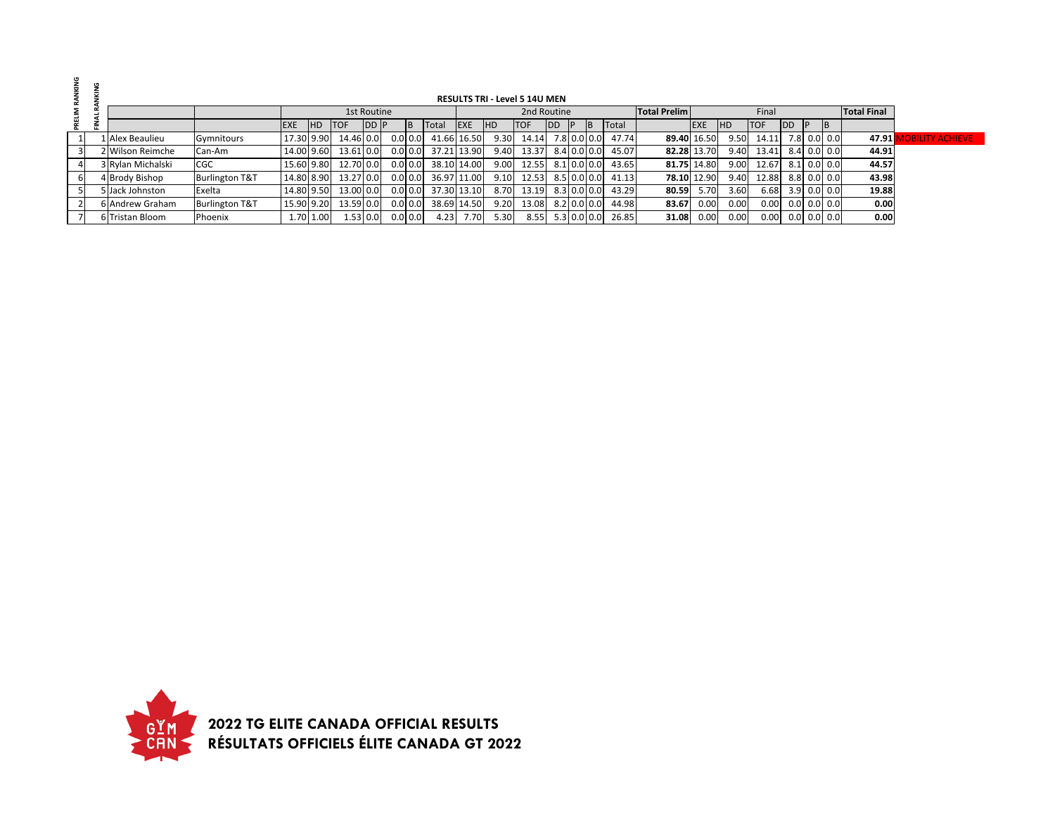# RESULTS TRI - Level 5 14U MEN

| PRELIM RANKING | FINAL RANKING | | | 1st Routine | | | | | | | 2nd Routine | | | | | | | Total Prelim | Final | | | | | | Total Final | |
|---|---|---|---|---|---|---|---|---|---|---|---|---|---|---|---|---|---|---|---|---|---|---|---|---|---|---|
| | | | | EXE | HD | TOF | DD | P | B | Total | EXE | HD | TOF | DD | P | B | Total | | EXE | HD | TOF | DD | P | B | | |
| 1 | 1 | Alex Beaulieu | Gymnitours | 17.30 | 9.90 | 14.46 | 0.0 | 0.0 | 0.0 | 41.66 | 16.50 | 9.30 | 14.14 | 7.8 | 0.0 | 0.0 | 47.74 | **89.40** | 16.50 | 9.50 | 14.11 | 7.8 | 0.0 | 0.0 | **47.91** | MOBILITY ACHIEVE |
| 3 | 2 | Wilson Reimche | Can-Am | 14.00 | 9.60 | 13.61 | 0.0 | 0.0 | 0.0 | 37.21 | 13.90 | 9.40 | 13.37 | 8.4 | 0.0 | 0.0 | 45.07 | **82.28** | 13.70 | 9.40 | 13.41 | 8.4 | 0.0 | 0.0 | **44.91** | |
| 4 | 3 | Rylan Michalski | CGC | 15.60 | 9.80 | 12.70 | 0.0 | 0.0 | 0.0 | 38.10 | 14.00 | 9.00 | 12.55 | 8.1 | 0.0 | 0.0 | 43.65 | **81.75** | 14.80 | 9.00 | 12.67 | 8.1 | 0.0 | 0.0 | **44.57** | |
| 6 | 4 | Brody Bishop | Burlington T&T | 14.80 | 8.90 | 13.27 | 0.0 | 0.0 | 0.0 | 36.97 | 11.00 | 9.10 | 12.53 | 8.5 | 0.0 | 0.0 | 41.13 | **78.10** | 12.90 | 9.40 | 12.88 | 8.8 | 0.0 | 0.0 | **43.98** | |
| 5 | 5 | Jack Johnston | Exelta | 14.80 | 9.50 | 13.00 | 0.0 | 0.0 | 0.0 | 37.30 | 13.10 | 8.70 | 13.19 | 8.3 | 0.0 | 0.0 | 43.29 | **80.59** | 5.70 | 3.60 | 6.68 | 3.9 | 0.0 | 0.0 | **19.88** | |
| 2 | 6 | Andrew Graham | Burlington T&T | 15.90 | 9.20 | 13.59 | 0.0 | 0.0 | 0.0 | 38.69 | 14.50 | 9.20 | 13.08 | 8.2 | 0.0 | 0.0 | 44.98 | **83.67** | 0.00 | 0.00 | 0.00 | 0.0 | 0.0 | 0.0 | **0.00** | |
| 7 | 6 | Tristan Bloom | Phoenix | 1.70 | 1.00 | 1.53 | 0.0 | 0.0 | 0.0 | 4.23 | 7.70 | 5.30 | 8.55 | 5.3 | 0.0 | 0.0 | 26.85 | **31.08** | 0.00 | 0.00 | 0.00 | 0.0 | 0.0 | 0.0 | **0.00** | |

**2022 TG ELITE CANADA OFFICIAL RESULTS**
**RÉSULTATS OFFICIELS ÉLITE CANADA GT 2022**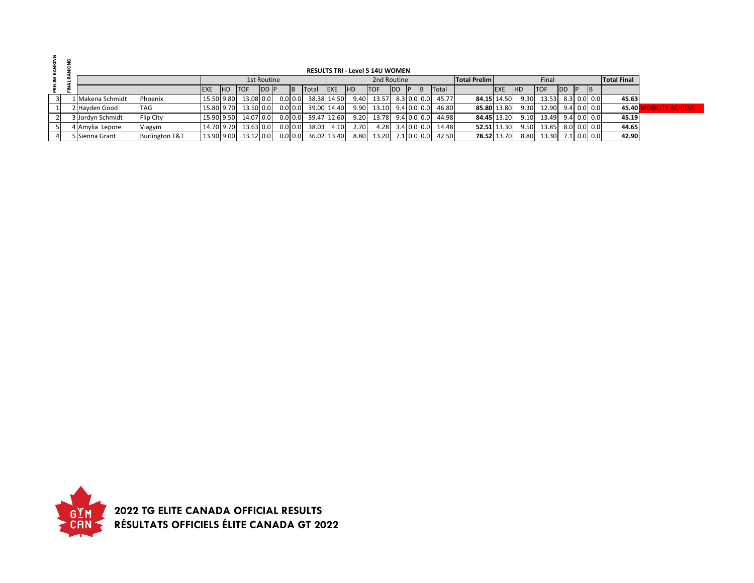## RESULTS TRI - Level 5 14U WOMEN

| PRELIM RANKING | FINAL RANKING | | | 1st Routine | | | | | | | 2nd Routine | | | | | | | Total Prelim | Final | | | | | | Total Final | |
|---|---|---|---|---|---|---|---|---|---|---|---|---|---|---|---|---|---|---|---|---|---|---|---|---|---|---|
| | | | | EXE | HD | TOF | DD | P | B | Total | EXE | HD | TOF | DD | P | B | Total | | EXE | HD | TOF | DD | P | B | | |
| 3 | 1 | Makena Schmidt | Phoenix | 15.50 | 9.80 | 13.08 | 0.0 | 0.0 | 0.0 | 38.38 | 14.50 | 9.40 | 13.57 | 8.3 | 0.0 | 0.0 | 45.77 | **84.15** | 14.50 | 9.30 | 13.53 | 8.3 | 0.0 | 0.0 | **45.63** | |
| 1 | 2 | Hayden Good | TAG | 15.80 | 9.70 | 13.50 | 0.0 | 0.0 | 0.0 | 39.00 | 14.40 | 9.90 | 13.10 | 9.4 | 0.0 | 0.0 | 46.80 | **85.80** | 13.80 | 9.30 | 12.90 | 9.4 | 0.0 | 0.0 | **45.40** | MOBILITY ACHIEVE |
| 2 | 3 | Jordyn Schmidt | Flip City | 15.90 | 9.50 | 14.07 | 0.0 | 0.0 | 0.0 | 39.47 | 12.60 | 9.20 | 13.78 | 9.4 | 0.0 | 0.0 | 44.98 | **84.45** | 13.20 | 9.10 | 13.49 | 9.4 | 0.0 | 0.0 | **45.19** | |
| 5 | 4 | Amylia Lepore | Viagym | 14.70 | 9.70 | 13.63 | 0.0 | 0.0 | 0.0 | 38.03 | 4.10 | 2.70 | 4.28 | 3.4 | 0.0 | 0.0 | 14.48 | **52.51** | 13.30 | 9.50 | 13.85 | 8.0 | 0.0 | 0.0 | **44.65** | |
| 4 | 5 | Sienna Grant | Burlington T&T | 13.90 | 9.00 | 13.12 | 0.0 | 0.0 | 0.0 | 36.02 | 13.40 | 8.80 | 13.20 | 7.1 | 0.0 | 0.0 | 42.50 | **78.52** | 13.70 | 8.80 | 13.30 | 7.1 | 0.0 | 0.0 | **42.90** | |

**2022 TG ELITE CANADA OFFICIAL RESULTS**
**RÉSULTATS OFFICIELS ÉLITE CANADA GT 2022**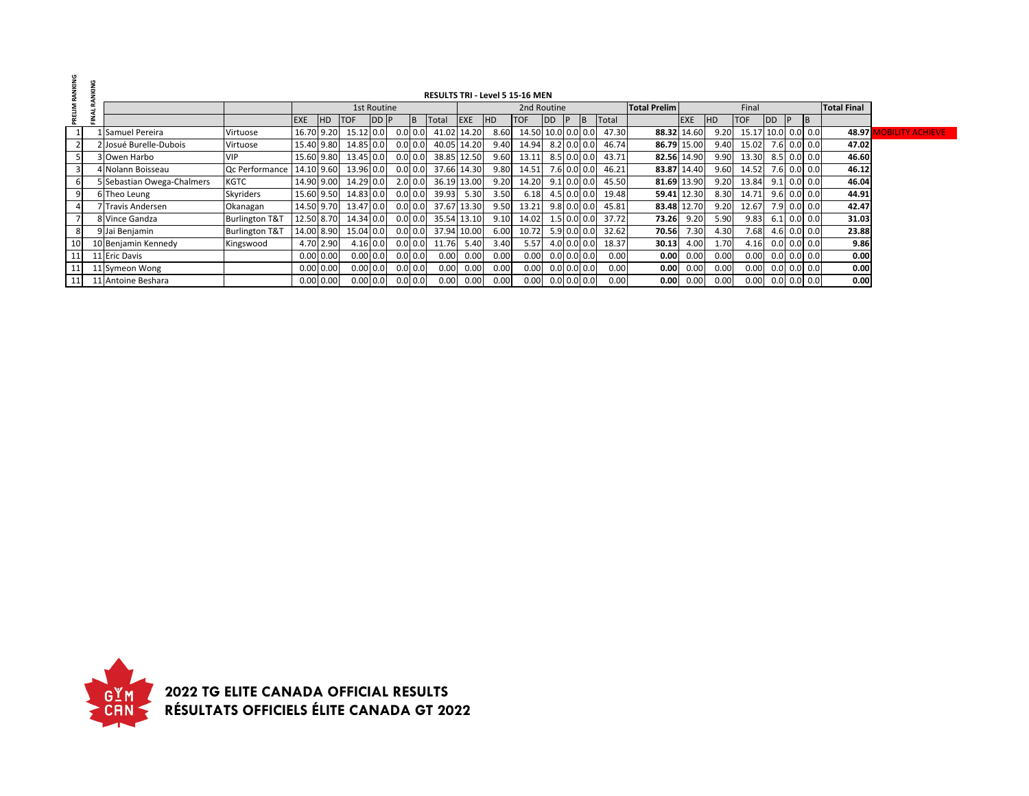# RESULTS TRI - Level 5 15-16 MEN

| PRELIM RANKING | FINAL RANKING | | | 1st Routine | | | | | | | 2nd Routine | | | | | | | Total Prelim | Final | | | | | | Total Final | |
|---|---|---|---|---|---|---|---|---|---|---|---|---|---|---|---|---|---|---|---|---|---|---|---|---|---|---|
| | | | | EXE | HD | TOF | DD | P | B | Total | EXE | HD | TOF | DD | P | B | Total | | EXE | HD | TOF | DD | P | B | | |
| 1 | 1 | Samuel Pereira | Virtuose | 16.70 | 9.20 | 15.12 | 0.0 | 0.0 | 0.0 | 41.02 | 14.20 | 8.60 | 14.50 | 10.0 | 0.0 | 0.0 | 47.30 | **88.32** | 14.60 | 9.20 | 15.17 | 10.0 | 0.0 | 0.0 | **48.97** | MOBILITY ACHIEVE |
| 2 | 2 | Josué Burelle-Dubois | Virtuose | 15.40 | 9.80 | 14.85 | 0.0 | 0.0 | 0.0 | 40.05 | 14.20 | 9.40 | 14.94 | 8.2 | 0.0 | 0.0 | 46.74 | **86.79** | 15.00 | 9.40 | 15.02 | 7.6 | 0.0 | 0.0 | **47.02** | |
| 5 | 3 | Owen Harbo | VIP | 15.60 | 9.80 | 13.45 | 0.0 | 0.0 | 0.0 | 38.85 | 12.50 | 9.60 | 13.11 | 8.5 | 0.0 | 0.0 | 43.71 | **82.56** | 14.90 | 9.90 | 13.30 | 8.5 | 0.0 | 0.0 | **46.60** | |
| 3 | 4 | Nolann Boisseau | Qc Performance | 14.10 | 9.60 | 13.96 | 0.0 | 0.0 | 0.0 | 37.66 | 14.30 | 9.80 | 14.51 | 7.6 | 0.0 | 0.0 | 46.21 | **83.87** | 14.40 | 9.60 | 14.52 | 7.6 | 0.0 | 0.0 | **46.12** | |
| 6 | 5 | Sebastian Owega-Chalmers | KGTC | 14.90 | 9.00 | 14.29 | 0.0 | 2.0 | 0.0 | 36.19 | 13.00 | 9.20 | 14.20 | 9.1 | 0.0 | 0.0 | 45.50 | **81.69** | 13.90 | 9.20 | 13.84 | 9.1 | 0.0 | 0.0 | **46.04** | |
| 9 | 6 | Theo Leung | Skyriders | 15.60 | 9.50 | 14.83 | 0.0 | 0.0 | 0.0 | 39.93 | 5.30 | 3.50 | 6.18 | 4.5 | 0.0 | 0.0 | 19.48 | **59.41** | 12.30 | 8.30 | 14.71 | 9.6 | 0.0 | 0.0 | **44.91** | |
| 4 | 7 | Travis Andersen | Okanagan | 14.50 | 9.70 | 13.47 | 0.0 | 0.0 | 0.0 | 37.67 | 13.30 | 9.50 | 13.21 | 9.8 | 0.0 | 0.0 | 45.81 | **83.48** | 12.70 | 9.20 | 12.67 | 7.9 | 0.0 | 0.0 | **42.47** | |
| 7 | 8 | Vince Gandza | Burlington T&T | 12.50 | 8.70 | 14.34 | 0.0 | 0.0 | 0.0 | 35.54 | 13.10 | 9.10 | 14.02 | 1.5 | 0.0 | 0.0 | 37.72 | **73.26** | 9.20 | 5.90 | 9.83 | 6.1 | 0.0 | 0.0 | **31.03** | |
| 8 | 9 | Jai Benjamin | Burlington T&T | 14.00 | 8.90 | 15.04 | 0.0 | 0.0 | 0.0 | 37.94 | 10.00 | 6.00 | 10.72 | 5.9 | 0.0 | 0.0 | 32.62 | **70.56** | 7.30 | 4.30 | 7.68 | 4.6 | 0.0 | 0.0 | **23.88** | |
| 10 | 10 | Benjamin Kennedy | Kingswood | 4.70 | 2.90 | 4.16 | 0.0 | 0.0 | 0.0 | 11.76 | 5.40 | 3.40 | 5.57 | 4.0 | 0.0 | 0.0 | 18.37 | **30.13** | 4.00 | 1.70 | 4.16 | 0.0 | 0.0 | 0.0 | **9.86** | |
| 11 | 11 | Eric Davis | | 0.00 | 0.00 | 0.00 | 0.0 | 0.0 | 0.0 | 0.00 | 0.00 | 0.00 | 0.00 | 0.0 | 0.0 | 0.0 | 0.00 | **0.00** | 0.00 | 0.00 | 0.00 | 0.0 | 0.0 | 0.0 | **0.00** | |
| 11 | 11 | Symeon Wong | | 0.00 | 0.00 | 0.00 | 0.0 | 0.0 | 0.0 | 0.00 | 0.00 | 0.00 | 0.00 | 0.0 | 0.0 | 0.0 | 0.00 | **0.00** | 0.00 | 0.00 | 0.00 | 0.0 | 0.0 | 0.0 | **0.00** | |
| 11 | 11 | Antoine Beshara | | 0.00 | 0.00 | 0.00 | 0.0 | 0.0 | 0.0 | 0.00 | 0.00 | 0.00 | 0.00 | 0.0 | 0.0 | 0.0 | 0.00 | **0.00** | 0.00 | 0.00 | 0.00 | 0.0 | 0.0 | 0.0 | **0.00** | |

**2022 TG ELITE CANADA OFFICIAL RESULTS**
**RÉSULTATS OFFICIELS ÉLITE CANADA GT 2022**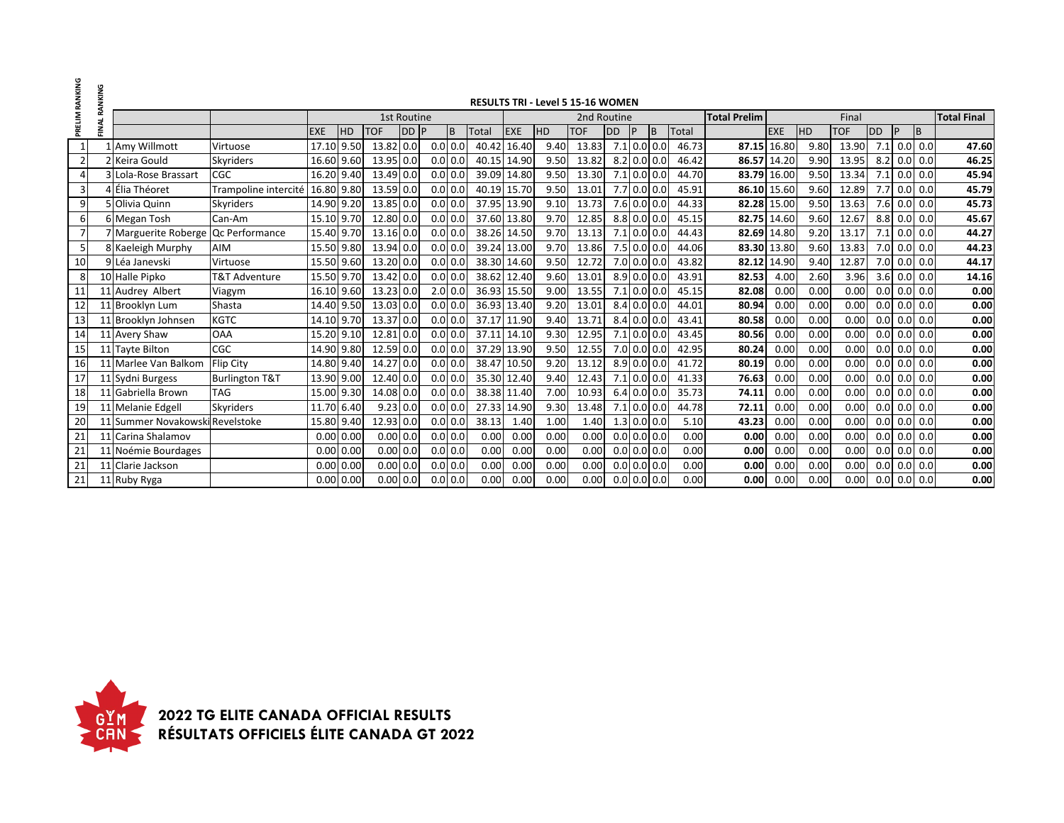## RESULTS TRI - Level 5 15-16 WOMEN

| PRELIM RANKING | FINAL RANKING | | | 1st Routine | | | | | | | 2nd Routine | | | | | | | Total Prelim | Final | | | | | | | Total Final |
|---|---|---|---|---|---|---|---|---|---|---|---|---|---|---|---|---|---|---|---|---|---|---|---|---|---|---|
| | | | | EXE | HD | TOF | DD | P | B | Total | EXE | HD | TOF | DD | P | B | Total | | EXE | HD | TOF | DD | P | B | | |
| 1 | 1 | Amy Willmott | Virtuose | 17.10 | 9.50 | 13.82 | 0.0 | 0.0 | 0.0 | 40.42 | 16.40 | 9.40 | 13.83 | 7.1 | 0.0 | 0.0 | 46.73 | **87.15** | 16.80 | 9.80 | 13.90 | 7.1 | 0.0 | 0.0 | | **47.60** |
| 2 | 2 | Keira Gould | Skyriders | 16.60 | 9.60 | 13.95 | 0.0 | 0.0 | 0.0 | 40.15 | 14.90 | 9.50 | 13.82 | 8.2 | 0.0 | 0.0 | 46.42 | **86.57** | 14.20 | 9.90 | 13.95 | 8.2 | 0.0 | 0.0 | | **46.25** |
| 4 | 3 | Lola-Rose Brassart | CGC | 16.20 | 9.40 | 13.49 | 0.0 | 0.0 | 0.0 | 39.09 | 14.80 | 9.50 | 13.30 | 7.1 | 0.0 | 0.0 | 44.70 | **83.79** | 16.00 | 9.50 | 13.34 | 7.1 | 0.0 | 0.0 | | **45.94** |
| 3 | 4 | Élia Théoret | Trampoline intercité | 16.80 | 9.80 | 13.59 | 0.0 | 0.0 | 0.0 | 40.19 | 15.70 | 9.50 | 13.01 | 7.7 | 0.0 | 0.0 | 45.91 | **86.10** | 15.60 | 9.60 | 12.89 | 7.7 | 0.0 | 0.0 | | **45.79** |
| 9 | 5 | Olivia Quinn | Skyriders | 14.90 | 9.20 | 13.85 | 0.0 | 0.0 | 0.0 | 37.95 | 13.90 | 9.10 | 13.73 | 7.6 | 0.0 | 0.0 | 44.33 | **82.28** | 15.00 | 9.50 | 13.63 | 7.6 | 0.0 | 0.0 | | **45.73** |
| 6 | 6 | Megan Tosh | Can-Am | 15.10 | 9.70 | 12.80 | 0.0 | 0.0 | 0.0 | 37.60 | 13.80 | 9.70 | 12.85 | 8.8 | 0.0 | 0.0 | 45.15 | **82.75** | 14.60 | 9.60 | 12.67 | 8.8 | 0.0 | 0.0 | | **45.67** |
| 7 | 7 | Marguerite Roberge | Qc Performance | 15.40 | 9.70 | 13.16 | 0.0 | 0.0 | 0.0 | 38.26 | 14.50 | 9.70 | 13.13 | 7.1 | 0.0 | 0.0 | 44.43 | **82.69** | 14.80 | 9.20 | 13.17 | 7.1 | 0.0 | 0.0 | | **44.27** |
| 5 | 8 | Kaeleigh Murphy | AIM | 15.50 | 9.80 | 13.94 | 0.0 | 0.0 | 0.0 | 39.24 | 13.00 | 9.70 | 13.86 | 7.5 | 0.0 | 0.0 | 44.06 | **83.30** | 13.80 | 9.60 | 13.83 | 7.0 | 0.0 | 0.0 | | **44.23** |
| 10 | 9 | Léa Janevski | Virtuose | 15.50 | 9.60 | 13.20 | 0.0 | 0.0 | 0.0 | 38.30 | 14.60 | 9.50 | 12.72 | 7.0 | 0.0 | 0.0 | 43.82 | **82.12** | 14.90 | 9.40 | 12.87 | 7.0 | 0.0 | 0.0 | | **44.17** |
| 8 | 10 | Halle Pipko | T&T Adventure | 15.50 | 9.70 | 13.42 | 0.0 | 0.0 | 0.0 | 38.62 | 12.40 | 9.60 | 13.01 | 8.9 | 0.0 | 0.0 | 43.91 | **82.53** | 4.00 | 2.60 | 3.96 | 3.6 | 0.0 | 0.0 | | **14.16** |
| 11 | 11 | Audrey Albert | Viagym | 16.10 | 9.60 | 13.23 | 0.0 | 2.0 | 0.0 | 36.93 | 15.50 | 9.00 | 13.55 | 7.1 | 0.0 | 0.0 | 45.15 | **82.08** | 0.00 | 0.00 | 0.00 | 0.0 | 0.0 | 0.0 | | **0.00** |
| 12 | 11 | Brooklyn Lum | Shasta | 14.40 | 9.50 | 13.03 | 0.0 | 0.0 | 0.0 | 36.93 | 13.40 | 9.20 | 13.01 | 8.4 | 0.0 | 0.0 | 44.01 | **80.94** | 0.00 | 0.00 | 0.00 | 0.0 | 0.0 | 0.0 | | **0.00** |
| 13 | 11 | Brooklyn Johnsen | KGTC | 14.10 | 9.70 | 13.37 | 0.0 | 0.0 | 0.0 | 37.17 | 11.90 | 9.40 | 13.71 | 8.4 | 0.0 | 0.0 | 43.41 | **80.58** | 0.00 | 0.00 | 0.00 | 0.0 | 0.0 | 0.0 | | **0.00** |
| 14 | 11 | Avery Shaw | OAA | 15.20 | 9.10 | 12.81 | 0.0 | 0.0 | 0.0 | 37.11 | 14.10 | 9.30 | 12.95 | 7.1 | 0.0 | 0.0 | 43.45 | **80.56** | 0.00 | 0.00 | 0.00 | 0.0 | 0.0 | 0.0 | | **0.00** |
| 15 | 11 | Tayte Bilton | CGC | 14.90 | 9.80 | 12.59 | 0.0 | 0.0 | 0.0 | 37.29 | 13.90 | 9.50 | 12.55 | 7.0 | 0.0 | 0.0 | 42.95 | **80.24** | 0.00 | 0.00 | 0.00 | 0.0 | 0.0 | 0.0 | | **0.00** |
| 16 | 11 | Marlee Van Balkom | Flip City | 14.80 | 9.40 | 14.27 | 0.0 | 0.0 | 0.0 | 38.47 | 10.50 | 9.20 | 13.12 | 8.9 | 0.0 | 0.0 | 41.72 | **80.19** | 0.00 | 0.00 | 0.00 | 0.0 | 0.0 | 0.0 | | **0.00** |
| 17 | 11 | Sydni Burgess | Burlington T&T | 13.90 | 9.00 | 12.40 | 0.0 | 0.0 | 0.0 | 35.30 | 12.40 | 9.40 | 12.43 | 7.1 | 0.0 | 0.0 | 41.33 | **76.63** | 0.00 | 0.00 | 0.00 | 0.0 | 0.0 | 0.0 | | **0.00** |
| 18 | 11 | Gabriella Brown | TAG | 15.00 | 9.30 | 14.08 | 0.0 | 0.0 | 0.0 | 38.38 | 11.40 | 7.00 | 10.93 | 6.4 | 0.0 | 0.0 | 35.73 | **74.11** | 0.00 | 0.00 | 0.00 | 0.0 | 0.0 | 0.0 | | **0.00** |
| 19 | 11 | Melanie Edgell | Skyriders | 11.70 | 6.40 | 9.23 | 0.0 | 0.0 | 0.0 | 27.33 | 14.90 | 9.30 | 13.48 | 7.1 | 0.0 | 0.0 | 44.78 | **72.11** | 0.00 | 0.00 | 0.00 | 0.0 | 0.0 | 0.0 | | **0.00** |
| 20 | 11 | Summer Novakowski | Revelstoke | 15.80 | 9.40 | 12.93 | 0.0 | 0.0 | 0.0 | 38.13 | 1.40 | 1.00 | 1.40 | 1.3 | 0.0 | 0.0 | 5.10 | **43.23** | 0.00 | 0.00 | 0.00 | 0.0 | 0.0 | 0.0 | | **0.00** |
| 21 | 11 | Carina Shalamov | | 0.00 | 0.00 | 0.00 | 0.0 | 0.0 | 0.0 | 0.00 | 0.00 | 0.00 | 0.00 | 0.0 | 0.0 | 0.0 | 0.00 | **0.00** | 0.00 | 0.00 | 0.00 | 0.0 | 0.0 | 0.0 | | **0.00** |
| 21 | 11 | Noémie Bourdages | | 0.00 | 0.00 | 0.00 | 0.0 | 0.0 | 0.0 | 0.00 | 0.00 | 0.00 | 0.00 | 0.0 | 0.0 | 0.0 | 0.00 | **0.00** | 0.00 | 0.00 | 0.00 | 0.0 | 0.0 | 0.0 | | **0.00** |
| 21 | 11 | Clarie Jackson | | 0.00 | 0.00 | 0.00 | 0.0 | 0.0 | 0.0 | 0.00 | 0.00 | 0.00 | 0.00 | 0.0 | 0.0 | 0.0 | 0.00 | **0.00** | 0.00 | 0.00 | 0.00 | 0.0 | 0.0 | 0.0 | | **0.00** |
| 21 | 11 | Ruby Ryga | | 0.00 | 0.00 | 0.00 | 0.0 | 0.0 | 0.0 | 0.00 | 0.00 | 0.00 | 0.00 | 0.0 | 0.0 | 0.0 | 0.00 | **0.00** | 0.00 | 0.00 | 0.00 | 0.0 | 0.0 | 0.0 | | **0.00** |

**2022 TG ELITE CANADA OFFICIAL RESULTS**
**RÉSULTATS OFFICIELS ÉLITE CANADA GT 2022**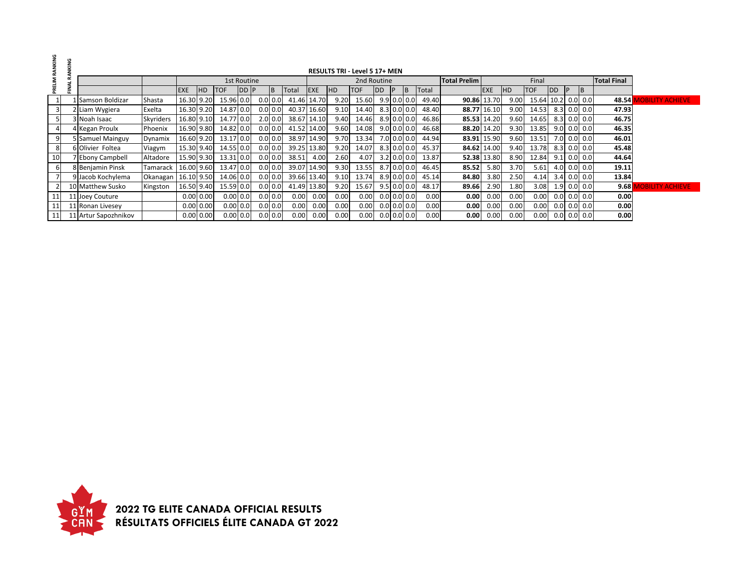# RESULTS TRI - Level 5 17+ MEN

| PRELIM RANKING | FINAL RANKING | | | 1st Routine | | | | | | | 2nd Routine | | | | | | | Total Prelim | Final | | | | | | Total Final | |
|---|---|---|---|---|---|---|---|---|---|---|---|---|---|---|---|---|---|---|---|---|---|---|---|---|---|---|
| | | | | EXE | HD | TOF | DD | P | B | Total | EXE | HD | TOF | DD | P | B | Total | | EXE | HD | TOF | DD | P | B | | |
| 1 | 1 | Samson Boldizar | Shasta | 16.30 | 9.20 | 15.96 | 0.0 | 0.0 | 0.0 | 41.46 | 14.70 | 9.20 | 15.60 | 9.9 | 0.0 | 0.0 | 49.40 | **90.86** | 13.70 | 9.00 | 15.64 | 10.2 | 0.0 | 0.0 | **48.54** | MOBILITY ACHIEVE |
| 3 | 2 | Liam Wygiera | Exelta | 16.30 | 9.20 | 14.87 | 0.0 | 0.0 | 0.0 | 40.37 | 16.60 | 9.10 | 14.40 | 8.3 | 0.0 | 0.0 | 48.40 | **88.77** | 16.10 | 9.00 | 14.53 | 8.3 | 0.0 | 0.0 | **47.93** | |
| 5 | 3 | Noah Isaac | Skyriders | 16.80 | 9.10 | 14.77 | 0.0 | 2.0 | 0.0 | 38.67 | 14.10 | 9.40 | 14.46 | 8.9 | 0.0 | 0.0 | 46.86 | **85.53** | 14.20 | 9.60 | 14.65 | 8.3 | 0.0 | 0.0 | **46.75** | |
| 4 | 4 | Kegan Proulx | Phoenix | 16.90 | 9.80 | 14.82 | 0.0 | 0.0 | 0.0 | 41.52 | 14.00 | 9.60 | 14.08 | 9.0 | 0.0 | 0.0 | 46.68 | **88.20** | 14.20 | 9.30 | 13.85 | 9.0 | 0.0 | 0.0 | **46.35** | |
| 9 | 5 | Samuel Mainguy | Dynamix | 16.60 | 9.20 | 13.17 | 0.0 | 0.0 | 0.0 | 38.97 | 14.90 | 9.70 | 13.34 | 7.0 | 0.0 | 0.0 | 44.94 | **83.91** | 15.90 | 9.60 | 13.51 | 7.0 | 0.0 | 0.0 | **46.01** | |
| 8 | 6 | Olivier Foltea | Viagym | 15.30 | 9.40 | 14.55 | 0.0 | 0.0 | 0.0 | 39.25 | 13.80 | 9.20 | 14.07 | 8.3 | 0.0 | 0.0 | 45.37 | **84.62** | 14.00 | 9.40 | 13.78 | 8.3 | 0.0 | 0.0 | **45.48** | |
| 10 | 7 | Ebony Campbell | Altadore | 15.90 | 9.30 | 13.31 | 0.0 | 0.0 | 0.0 | 38.51 | 4.00 | 2.60 | 4.07 | 3.2 | 0.0 | 0.0 | 13.87 | **52.38** | 13.80 | 8.90 | 12.84 | 9.1 | 0.0 | 0.0 | **44.64** | |
| 6 | 8 | Benjamin Pinsk | Tamarack | 16.00 | 9.60 | 13.47 | 0.0 | 0.0 | 0.0 | 39.07 | 14.90 | 9.30 | 13.55 | 8.7 | 0.0 | 0.0 | 46.45 | **85.52** | 5.80 | 3.70 | 5.61 | 4.0 | 0.0 | 0.0 | **19.11** | |
| 7 | 9 | Jacob Kochylema | Okanagan | 16.10 | 9.50 | 14.06 | 0.0 | 0.0 | 0.0 | 39.66 | 13.40 | 9.10 | 13.74 | 8.9 | 0.0 | 0.0 | 45.14 | **84.80** | 3.80 | 2.50 | 4.14 | 3.4 | 0.0 | 0.0 | **13.84** | |
| 2 | 10 | Matthew Susko | Kingston | 16.50 | 9.40 | 15.59 | 0.0 | 0.0 | 0.0 | 41.49 | 13.80 | 9.20 | 15.67 | 9.5 | 0.0 | 0.0 | 48.17 | **89.66** | 2.90 | 1.80 | 3.08 | 1.9 | 0.0 | 0.0 | **9.68** | MOBILITY ACHIEVE |
| 11 | 11 | Joey Couture | | 0.00 | 0.00 | 0.00 | 0.0 | 0.0 | 0.0 | 0.00 | 0.00 | 0.00 | 0.00 | 0.0 | 0.0 | 0.0 | 0.00 | **0.00** | 0.00 | 0.00 | 0.00 | 0.0 | 0.0 | 0.0 | **0.00** | |
| 11 | 11 | Ronan Livesey | | 0.00 | 0.00 | 0.00 | 0.0 | 0.0 | 0.0 | 0.00 | 0.00 | 0.00 | 0.00 | 0.0 | 0.0 | 0.0 | 0.00 | **0.00** | 0.00 | 0.00 | 0.00 | 0.0 | 0.0 | 0.0 | **0.00** | |
| 11 | 11 | Artur Sapozhnikov | | 0.00 | 0.00 | 0.00 | 0.0 | 0.0 | 0.0 | 0.00 | 0.00 | 0.00 | 0.00 | 0.0 | 0.0 | 0.0 | 0.00 | **0.00** | 0.00 | 0.00 | 0.00 | 0.0 | 0.0 | 0.0 | **0.00** | |

**2022 TG ELITE CANADA OFFICIAL RESULTS**
**RÉSULTATS OFFICIELS ÉLITE CANADA GT 2022**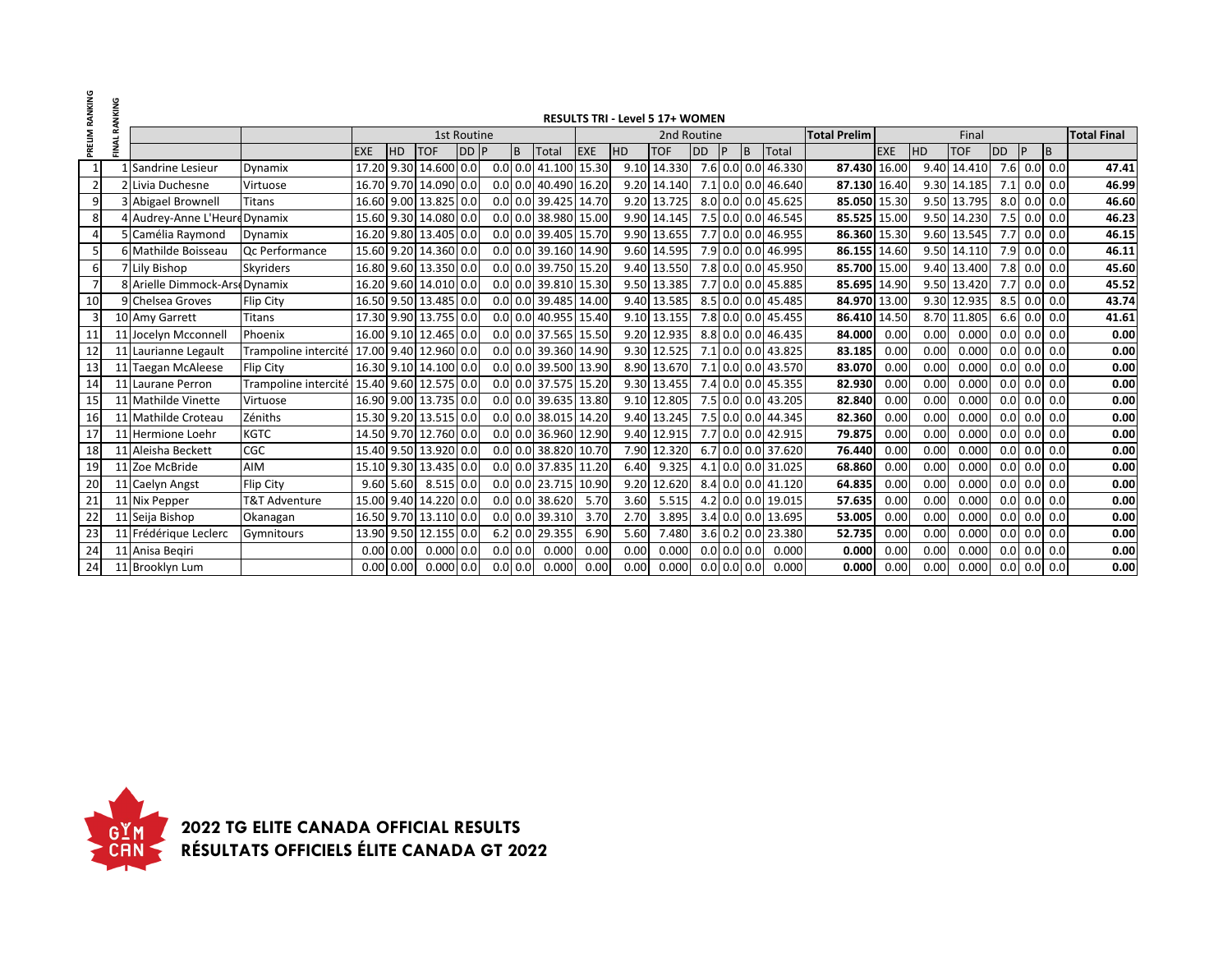# RESULTS TRI - Level 5 17+ WOMEN

| PRELIM RANKING | FINAL RANKING | | | 1st Routine | | | | | | | 2nd Routine | | | | | | | Total Prelim | Final | | | | | | Total Final |
|---|---|---|---|---|---|---|---|---|---|---|---|---|---|---|---|---|---|---|---|---|---|---|---|---|---|
| | | | | EXE | HD | TOF | DD | P | B | Total | EXE | HD | TOF | DD | P | B | Total | | EXE | HD | TOF | DD | P | B | |
| 1 | 1 | Sandrine Lesieur | Dynamix | 17.20 | 9.30 | 14.600 | 0.0 | 0.0 | 0.0 | 41.100 | 15.30 | 9.10 | 14.330 | 7.6 | 0.0 | 0.0 | 46.330 | **87.430** | 16.00 | 9.40 | 14.410 | 7.6 | 0.0 | 0.0 | **47.41** |
| 2 | 2 | Livia Duchesne | Virtuose | 16.70 | 9.70 | 14.090 | 0.0 | 0.0 | 0.0 | 40.490 | 16.20 | 9.20 | 14.140 | 7.1 | 0.0 | 0.0 | 46.640 | **87.130** | 16.40 | 9.30 | 14.185 | 7.1 | 0.0 | 0.0 | **46.99** |
| 9 | 3 | Abigael Brownell | Titans | 16.60 | 9.00 | 13.825 | 0.0 | 0.0 | 0.0 | 39.425 | 14.70 | 9.20 | 13.725 | 8.0 | 0.0 | 0.0 | 45.625 | **85.050** | 15.30 | 9.50 | 13.795 | 8.0 | 0.0 | 0.0 | **46.60** |
| 8 | 4 | Audrey-Anne L'Heure | Dynamix | 15.60 | 9.30 | 14.080 | 0.0 | 0.0 | 0.0 | 38.980 | 15.00 | 9.90 | 14.145 | 7.5 | 0.0 | 0.0 | 46.545 | **85.525** | 15.00 | 9.50 | 14.230 | 7.5 | 0.0 | 0.0 | **46.23** |
| 4 | 5 | Camélia Raymond | Dynamix | 16.20 | 9.80 | 13.405 | 0.0 | 0.0 | 0.0 | 39.405 | 15.70 | 9.90 | 13.655 | 7.7 | 0.0 | 0.0 | 46.955 | **86.360** | 15.30 | 9.60 | 13.545 | 7.7 | 0.0 | 0.0 | **46.15** |
| 5 | 6 | Mathilde Boisseau | Qc Performance | 15.60 | 9.20 | 14.360 | 0.0 | 0.0 | 0.0 | 39.160 | 14.90 | 9.60 | 14.595 | 7.9 | 0.0 | 0.0 | 46.995 | **86.155** | 14.60 | 9.50 | 14.110 | 7.9 | 0.0 | 0.0 | **46.11** |
| 6 | 7 | Lily Bishop | Skyriders | 16.80 | 9.60 | 13.350 | 0.0 | 0.0 | 0.0 | 39.750 | 15.20 | 9.40 | 13.550 | 7.8 | 0.0 | 0.0 | 45.950 | **85.700** | 15.00 | 9.40 | 13.400 | 7.8 | 0.0 | 0.0 | **45.60** |
| 7 | 8 | Arielle Dimmock-Arse | Dynamix | 16.20 | 9.60 | 14.010 | 0.0 | 0.0 | 0.0 | 39.810 | 15.30 | 9.50 | 13.385 | 7.7 | 0.0 | 0.0 | 45.885 | **85.695** | 14.90 | 9.50 | 13.420 | 7.7 | 0.0 | 0.0 | **45.52** |
| 10 | 9 | Chelsea Groves | Flip City | 16.50 | 9.50 | 13.485 | 0.0 | 0.0 | 0.0 | 39.485 | 14.00 | 9.40 | 13.585 | 8.5 | 0.0 | 0.0 | 45.485 | **84.970** | 13.00 | 9.30 | 12.935 | 8.5 | 0.0 | 0.0 | **43.74** |
| 3 | 10 | Amy Garrett | Titans | 17.30 | 9.90 | 13.755 | 0.0 | 0.0 | 0.0 | 40.955 | 15.40 | 9.10 | 13.155 | 7.8 | 0.0 | 0.0 | 45.455 | **86.410** | 14.50 | 8.70 | 11.805 | 6.6 | 0.0 | 0.0 | **41.61** |
| 11 | 11 | Jocelyn Mcconnell | Phoenix | 16.00 | 9.10 | 12.465 | 0.0 | 0.0 | 0.0 | 37.565 | 15.50 | 9.20 | 12.935 | 8.8 | 0.0 | 0.0 | 46.435 | **84.000** | 0.00 | 0.00 | 0.000 | 0.0 | 0.0 | 0.0 | **0.00** |
| 12 | 11 | Laurianne Legault | Trampoline intercité | 17.00 | 9.40 | 12.960 | 0.0 | 0.0 | 0.0 | 39.360 | 14.90 | 9.30 | 12.525 | 7.1 | 0.0 | 0.0 | 43.825 | **83.185** | 0.00 | 0.00 | 0.000 | 0.0 | 0.0 | 0.0 | **0.00** |
| 13 | 11 | Taegan McAleese | Flip City | 16.30 | 9.10 | 14.100 | 0.0 | 0.0 | 0.0 | 39.500 | 13.90 | 8.90 | 13.670 | 7.1 | 0.0 | 0.0 | 43.570 | **83.070** | 0.00 | 0.00 | 0.000 | 0.0 | 0.0 | 0.0 | **0.00** |
| 14 | 11 | Laurane Perron | Trampoline intercité | 15.40 | 9.60 | 12.575 | 0.0 | 0.0 | 0.0 | 37.575 | 15.20 | 9.30 | 13.455 | 7.4 | 0.0 | 0.0 | 45.355 | **82.930** | 0.00 | 0.00 | 0.000 | 0.0 | 0.0 | 0.0 | **0.00** |
| 15 | 11 | Mathilde Vinette | Virtuose | 16.90 | 9.00 | 13.735 | 0.0 | 0.0 | 0.0 | 39.635 | 13.80 | 9.10 | 12.805 | 7.5 | 0.0 | 0.0 | 43.205 | **82.840** | 0.00 | 0.00 | 0.000 | 0.0 | 0.0 | 0.0 | **0.00** |
| 16 | 11 | Mathilde Croteau | Zéniths | 15.30 | 9.20 | 13.515 | 0.0 | 0.0 | 0.0 | 38.015 | 14.20 | 9.40 | 13.245 | 7.5 | 0.0 | 0.0 | 44.345 | **82.360** | 0.00 | 0.00 | 0.000 | 0.0 | 0.0 | 0.0 | **0.00** |
| 17 | 11 | Hermione Loehr | KGTC | 14.50 | 9.70 | 12.760 | 0.0 | 0.0 | 0.0 | 36.960 | 12.90 | 9.40 | 12.915 | 7.7 | 0.0 | 0.0 | 42.915 | **79.875** | 0.00 | 0.00 | 0.000 | 0.0 | 0.0 | 0.0 | **0.00** |
| 18 | 11 | Aleisha Beckett | CGC | 15.40 | 9.50 | 13.920 | 0.0 | 0.0 | 0.0 | 38.820 | 10.70 | 7.90 | 12.320 | 6.7 | 0.0 | 0.0 | 37.620 | **76.440** | 0.00 | 0.00 | 0.000 | 0.0 | 0.0 | 0.0 | **0.00** |
| 19 | 11 | Zoe McBride | AIM | 15.10 | 9.30 | 13.435 | 0.0 | 0.0 | 0.0 | 37.835 | 11.20 | 6.40 | 9.325 | 4.1 | 0.0 | 0.0 | 31.025 | **68.860** | 0.00 | 0.00 | 0.000 | 0.0 | 0.0 | 0.0 | **0.00** |
| 20 | 11 | Caelyn Angst | Flip City | 9.60 | 5.60 | 8.515 | 0.0 | 0.0 | 0.0 | 23.715 | 10.90 | 9.20 | 12.620 | 8.4 | 0.0 | 0.0 | 41.120 | **64.835** | 0.00 | 0.00 | 0.000 | 0.0 | 0.0 | 0.0 | **0.00** |
| 21 | 11 | Nix Pepper | T&T Adventure | 15.00 | 9.40 | 14.220 | 0.0 | 0.0 | 0.0 | 38.620 | 5.70 | 3.60 | 5.515 | 4.2 | 0.0 | 0.0 | 19.015 | **57.635** | 0.00 | 0.00 | 0.000 | 0.0 | 0.0 | 0.0 | **0.00** |
| 22 | 11 | Seija Bishop | Okanagan | 16.50 | 9.70 | 13.110 | 0.0 | 0.0 | 0.0 | 39.310 | 3.70 | 2.70 | 3.895 | 3.4 | 0.0 | 0.0 | 13.695 | **53.005** | 0.00 | 0.00 | 0.000 | 0.0 | 0.0 | 0.0 | **0.00** |
| 23 | 11 | Frédérique Leclerc | Gymnitours | 13.90 | 9.50 | 12.155 | 0.0 | 6.2 | 0.0 | 29.355 | 6.90 | 5.60 | 7.480 | 3.6 | 0.2 | 0.0 | 23.380 | **52.735** | 0.00 | 0.00 | 0.000 | 0.0 | 0.0 | 0.0 | **0.00** |
| 24 | 11 | Anisa Beqiri | | 0.00 | 0.00 | 0.000 | 0.0 | 0.0 | 0.0 | 0.000 | 0.00 | 0.00 | 0.000 | 0.0 | 0.0 | 0.0 | 0.000 | **0.000** | 0.00 | 0.00 | 0.000 | 0.0 | 0.0 | 0.0 | **0.00** |
| 24 | 11 | Brooklyn Lum | | 0.00 | 0.00 | 0.000 | 0.0 | 0.0 | 0.0 | 0.000 | 0.00 | 0.00 | 0.000 | 0.0 | 0.0 | 0.0 | 0.000 | **0.000** | 0.00 | 0.00 | 0.000 | 0.0 | 0.0 | 0.0 | **0.00** |

**2022 TG ELITE CANADA OFFICIAL RESULTS**
**RÉSULTATS OFFICIELS ÉLITE CANADA GT 2022**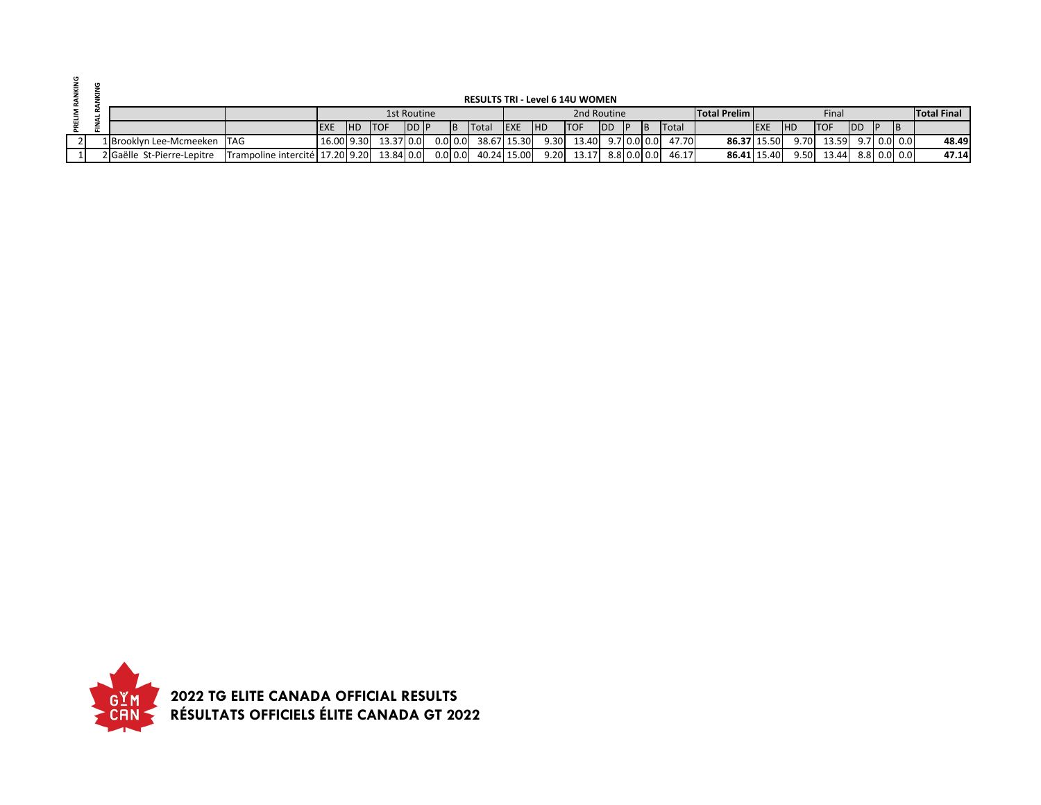## RESULTS TRI - Level 6 14U WOMEN

| PRELIM RANKING | FINAL RANKING | | | 1st Routine | | | | | | | 2nd Routine | | | | | | | Total Prelim | Final | | | | | | Total Final |
|---|---|---|---|---|---|---|---|---|---|---|---|---|---|---|---|---|---|---|---|---|---|---|---|---|---|
| | | | | EXE | HD | TOF | DD | P | B | Total | EXE | HD | TOF | DD | P | B | Total | | EXE | HD | TOF | DD | P | B | |
| 2 | 1 | Brooklyn Lee-Mcmeeken | TAG | 16.00 | 9.30 | 13.37 | 0.0 | 0.0 | 0.0 | 38.67 | 15.30 | 9.30 | 13.40 | 9.7 | 0.0 | 0.0 | 47.70 | **86.37** | 15.50 | 9.70 | 13.59 | 9.7 | 0.0 | 0.0 | **48.49** |
| 1 | 2 | Gaëlle St-Pierre-Lepitre | Trampoline intercité | 17.20 | 9.20 | 13.84 | 0.0 | 0.0 | 0.0 | 40.24 | 15.00 | 9.20 | 13.17 | 8.8 | 0.0 | 0.0 | 46.17 | **86.41** | 15.40 | 9.50 | 13.44 | 8.8 | 0.0 | 0.0 | **47.14** |

**2022 TG ELITE CANADA OFFICIAL RESULTS**
**RÉSULTATS OFFICIELS ÉLITE CANADA GT 2022**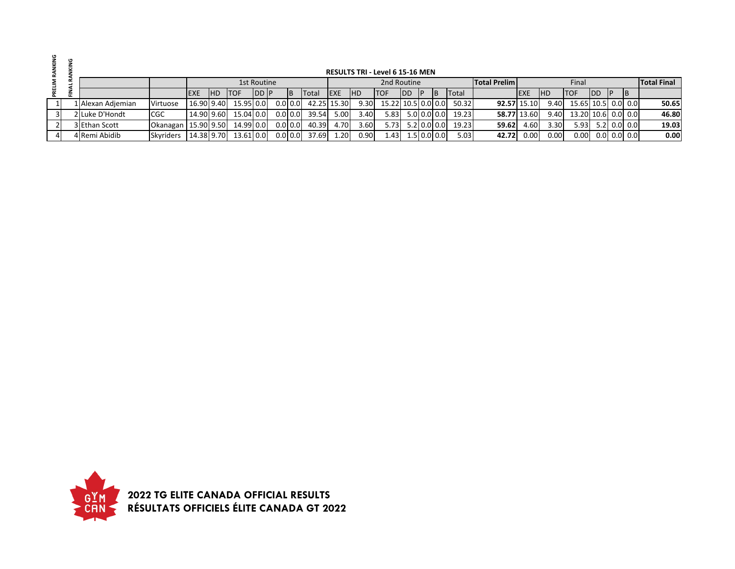## RESULTS TRI - Level 6 15-16 MEN

| PRELIM RANKING | FINAL RANKING | | | 1st Routine | | | | | | | 2nd Routine | | | | | | | Total Prelim | Final | | | | | | Total Final |
|---|---|---|---|---|---|---|---|---|---|---|---|---|---|---|---|---|---|---|---|---|---|---|---|---|---|
| | | | | EXE | HD | TOF | DD | P | B | Total | EXE | HD | TOF | DD | P | B | Total | | EXE | HD | TOF | DD | P | B | |
| 1 | 1 | Alexan Adjemian | Virtuose | 16.90 | 9.40 | 15.95 | 0.0 | 0.0 | 0.0 | 42.25 | 15.30 | 9.30 | 15.22 | 10.5 | 0.0 | 0.0 | 50.32 | **92.57** | 15.10 | 9.40 | 15.65 | 10.5 | 0.0 | 0.0 | **50.65** |
| 3 | 2 | Luke D'Hondt | CGC | 14.90 | 9.60 | 15.04 | 0.0 | 0.0 | 0.0 | 39.54 | 5.00 | 3.40 | 5.83 | 5.0 | 0.0 | 0.0 | 19.23 | **58.77** | 13.60 | 9.40 | 13.20 | 10.6 | 0.0 | 0.0 | **46.80** |
| 2 | 3 | Ethan Scott | Okanagan | 15.90 | 9.50 | 14.99 | 0.0 | 0.0 | 0.0 | 40.39 | 4.70 | 3.60 | 5.73 | 5.2 | 0.0 | 0.0 | 19.23 | **59.62** | 4.60 | 3.30 | 5.93 | 5.2 | 0.0 | 0.0 | **19.03** |
| 4 | 4 | Remi Abidib | Skyriders | 14.38 | 9.70 | 13.61 | 0.0 | 0.0 | 0.0 | 37.69 | 1.20 | 0.90 | 1.43 | 1.5 | 0.0 | 0.0 | 5.03 | **42.72** | 0.00 | 0.00 | 0.00 | 0.0 | 0.0 | 0.0 | **0.00** |

**2022 TG ELITE CANADA OFFICIAL RESULTS**
**RÉSULTATS OFFICIELS ÉLITE CANADA GT 2022**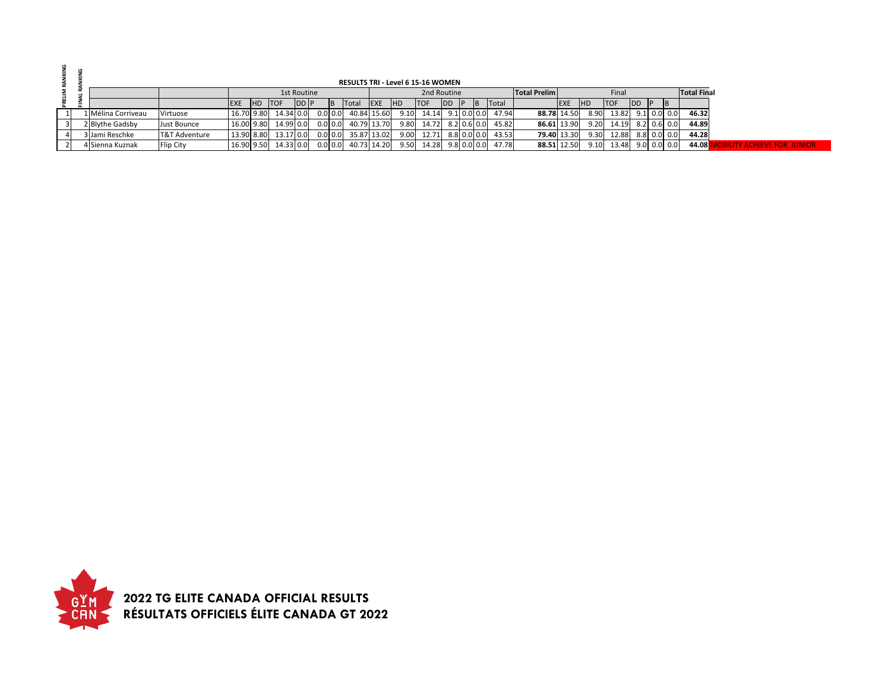## RESULTS TRI - Level 6 15-16 WOMEN

| PRELIM RANKING | FINAL RANKING | | | 1st Routine | | | | | | | 2nd Routine | | | | | | | Total Prelim | Final | | | | | | Total Final | |
|---|---|---|---|---|---|---|---|---|---|---|---|---|---|---|---|---|---|---|---|---|---|---|---|---|---|---|
| | | | | EXE | HD | TOF | DD | P | B | Total | EXE | HD | TOF | DD | P | B | Total | | EXE | HD | TOF | DD | P | B | | |
| 1 | 1 | Mélina Corriveau | Virtuose | 16.70 | 9.80 | 14.34 | 0.0 | 0.0 | 0.0 | 40.84 | 15.60 | 9.10 | 14.14 | 9.1 | 0.0 | 0.0 | 47.94 | **88.78** | 14.50 | 8.90 | 13.82 | 9.1 | 0.0 | 0.0 | **46.32** | |
| 3 | 2 | Blythe Gadsby | Just Bounce | 16.00 | 9.80 | 14.99 | 0.0 | 0.0 | 0.0 | 40.79 | 13.70 | 9.80 | 14.72 | 8.2 | 0.6 | 0.0 | 45.82 | **86.61** | 13.90 | 9.20 | 14.19 | 8.2 | 0.6 | 0.0 | **44.89** | |
| 4 | 3 | Jami Reschke | T&T Adventure | 13.90 | 8.80 | 13.17 | 0.0 | 0.0 | 0.0 | 35.87 | 13.02 | 9.00 | 12.71 | 8.8 | 0.0 | 0.0 | 43.53 | **79.40** | 13.30 | 9.30 | 12.88 | 8.8 | 0.0 | 0.0 | **44.28** | |
| 2 | 4 | Sienna Kuznak | Flip City | 16.90 | 9.50 | 14.33 | 0.0 | 0.0 | 0.0 | 40.73 | 14.20 | 9.50 | 14.28 | 9.8 | 0.0 | 0.0 | 47.78 | **88.51** | 12.50 | 9.10 | 13.48 | 9.0 | 0.0 | 0.0 | **44.08** | MOBILITY ACHIEVE FOR JUNIOR |

**2022 TG ELITE CANADA OFFICIAL RESULTS**
**RÉSULTATS OFFICIELS ÉLITE CANADA GT 2022**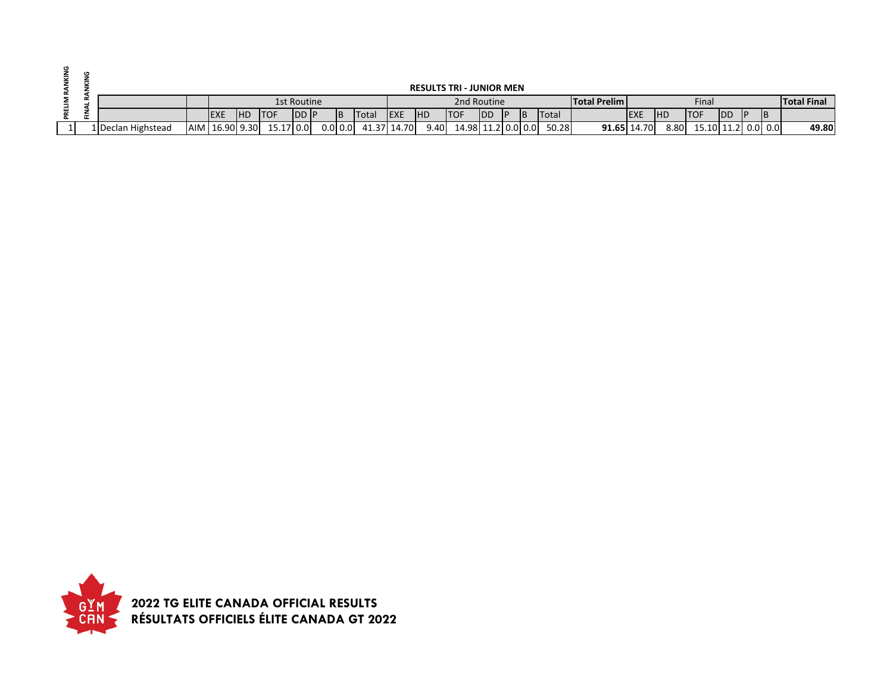## RESULTS TRI - JUNIOR MEN

| PRELIM RANKING | FINAL RANKING | | | 1st Routine | | | | | | | | 2nd Routine | | | | | | | | Total Prelim | Final | | | | | | Total Final |
|---|---|---|---|---|---|---|---|---|---|---|---|---|---|---|---|---|---|---|---|---|---|---|---|---|---|---|---|
| | | | | EXE | HD | TOF | DD | P | B | Total | | EXE | HD | TOF | DD | P | B | Total | | | EXE | HD | TOF | DD | P | B | |
| 1 | 1 | Declan Highstead | AIM | 16.90 | 9.30 | 15.17 | 0.0 | 0.0 | 0.0 | 41.37 | | 14.70 | 9.40 | 14.98 | 11.2 | 0.0 | 0.0 | 50.28 | | **91.65** | 14.70 | 8.80 | 15.10 | 11.2 | 0.0 | 0.0 | **49.80** |

**2022 TG ELITE CANADA OFFICIAL RESULTS**
**RÉSULTATS OFFICIELS ÉLITE CANADA GT 2022**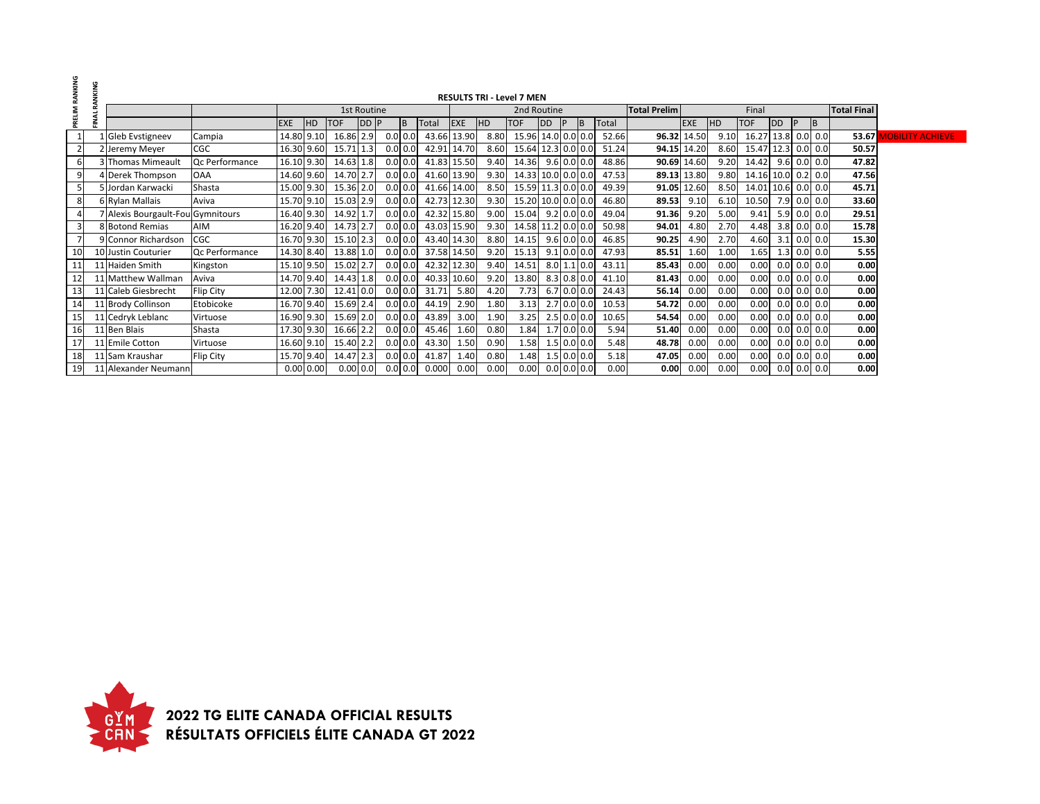**RESULTS TRI - Level 7 MEN**

| PRELIM RANKING | FINAL RANKING | | | 1st Routine | | | | | | | 2nd Routine | | | | | | | Total Prelim | Final | | | | | | Total Final | |
|---|---|---|---|---|---|---|---|---|---|---|---|---|---|---|---|---|---|---|---|---|---|---|---|---|---|---|
| | | | | EXE | HD | TOF | DD | P | B | Total | EXE | HD | TOF | DD | P | B | Total | | EXE | HD | TOF | DD | P | B | | |
| 1 | 1 | Gleb Evstigneev | Campia | 14.80 | 9.10 | 16.86 | 2.9 | 0.0 | 0.0 | 43.66 | 13.90 | 8.80 | 15.96 | 14.0 | 0.0 | 0.0 | 52.66 | **96.32** | 14.50 | 9.10 | 16.27 | 13.8 | 0.0 | 0.0 | **53.67** | MOBILITY ACHIEVE |
| 2 | 2 | Jeremy Meyer | CGC | 16.30 | 9.60 | 15.71 | 1.3 | 0.0 | 0.0 | 42.91 | 14.70 | 8.60 | 15.64 | 12.3 | 0.0 | 0.0 | 51.24 | **94.15** | 14.20 | 8.60 | 15.47 | 12.3 | 0.0 | 0.0 | **50.57** | |
| 6 | 3 | Thomas Mimeault | Qc Performance | 16.10 | 9.30 | 14.63 | 1.8 | 0.0 | 0.0 | 41.83 | 15.50 | 9.40 | 14.36 | 9.6 | 0.0 | 0.0 | 48.86 | **90.69** | 14.60 | 9.20 | 14.42 | 9.6 | 0.0 | 0.0 | **47.82** | |
| 9 | 4 | Derek Thompson | OAA | 14.60 | 9.60 | 14.70 | 2.7 | 0.0 | 0.0 | 41.60 | 13.90 | 9.30 | 14.33 | 10.0 | 0.0 | 0.0 | 47.53 | **89.13** | 13.80 | 9.80 | 14.16 | 10.0 | 0.2 | 0.0 | **47.56** | |
| 5 | 5 | Jordan Karwacki | Shasta | 15.00 | 9.30 | 15.36 | 2.0 | 0.0 | 0.0 | 41.66 | 14.00 | 8.50 | 15.59 | 11.3 | 0.0 | 0.0 | 49.39 | **91.05** | 12.60 | 8.50 | 14.01 | 10.6 | 0.0 | 0.0 | **45.71** | |
| 8 | 6 | Rylan Mallais | Aviva | 15.70 | 9.10 | 15.03 | 2.9 | 0.0 | 0.0 | 42.73 | 12.30 | 9.30 | 15.20 | 10.0 | 0.0 | 0.0 | 46.80 | **89.53** | 9.10 | 6.10 | 10.50 | 7.9 | 0.0 | 0.0 | **33.60** | |
| 4 | 7 | Alexis Bourgault-Fou | Gymnitours | 16.40 | 9.30 | 14.92 | 1.7 | 0.0 | 0.0 | 42.32 | 15.80 | 9.00 | 15.04 | 9.2 | 0.0 | 0.0 | 49.04 | **91.36** | 9.20 | 5.00 | 9.41 | 5.9 | 0.0 | 0.0 | **29.51** | |
| 3 | 8 | Botond Remias | AIM | 16.20 | 9.40 | 14.73 | 2.7 | 0.0 | 0.0 | 43.03 | 15.90 | 9.30 | 14.58 | 11.2 | 0.0 | 0.0 | 50.98 | **94.01** | 4.80 | 2.70 | 4.48 | 3.8 | 0.0 | 0.0 | **15.78** | |
| 7 | 9 | Connor Richardson | CGC | 16.70 | 9.30 | 15.10 | 2.3 | 0.0 | 0.0 | 43.40 | 14.30 | 8.80 | 14.15 | 9.6 | 0.0 | 0.0 | 46.85 | **90.25** | 4.90 | 2.70 | 4.60 | 3.1 | 0.0 | 0.0 | **15.30** | |
| 10 | 10 | Justin Couturier | Qc Performance | 14.30 | 8.40 | 13.88 | 1.0 | 0.0 | 0.0 | 37.58 | 14.50 | 9.20 | 15.13 | 9.1 | 0.0 | 0.0 | 47.93 | **85.51** | 1.60 | 1.00 | 1.65 | 1.3 | 0.0 | 0.0 | **5.55** | |
| 11 | 11 | Haiden Smith | Kingston | 15.10 | 9.50 | 15.02 | 2.7 | 0.0 | 0.0 | 42.32 | 12.30 | 9.40 | 14.51 | 8.0 | 1.1 | 0.0 | 43.11 | **85.43** | 0.00 | 0.00 | 0.00 | 0.0 | 0.0 | 0.0 | **0.00** | |
| 12 | 11 | Matthew Wallman | Aviva | 14.70 | 9.40 | 14.43 | 1.8 | 0.0 | 0.0 | 40.33 | 10.60 | 9.20 | 13.80 | 8.3 | 0.8 | 0.0 | 41.10 | **81.43** | 0.00 | 0.00 | 0.00 | 0.0 | 0.0 | 0.0 | **0.00** | |
| 13 | 11 | Caleb Giesbrecht | Flip City | 12.00 | 7.30 | 12.41 | 0.0 | 0.0 | 0.0 | 31.71 | 5.80 | 4.20 | 7.73 | 6.7 | 0.0 | 0.0 | 24.43 | **56.14** | 0.00 | 0.00 | 0.00 | 0.0 | 0.0 | 0.0 | **0.00** | |
| 14 | 11 | Brody Collinson | Etobicoke | 16.70 | 9.40 | 15.69 | 2.4 | 0.0 | 0.0 | 44.19 | 2.90 | 1.80 | 3.13 | 2.7 | 0.0 | 0.0 | 10.53 | **54.72** | 0.00 | 0.00 | 0.00 | 0.0 | 0.0 | 0.0 | **0.00** | |
| 15 | 11 | Cedryk Leblanc | Virtuose | 16.90 | 9.30 | 15.69 | 2.0 | 0.0 | 0.0 | 43.89 | 3.00 | 1.90 | 3.25 | 2.5 | 0.0 | 0.0 | 10.65 | **54.54** | 0.00 | 0.00 | 0.00 | 0.0 | 0.0 | 0.0 | **0.00** | |
| 16 | 11 | Ben Blais | Shasta | 17.30 | 9.30 | 16.66 | 2.2 | 0.0 | 0.0 | 45.46 | 1.60 | 0.80 | 1.84 | 1.7 | 0.0 | 0.0 | 5.94 | **51.40** | 0.00 | 0.00 | 0.00 | 0.0 | 0.0 | 0.0 | **0.00** | |
| 17 | 11 | Emile Cotton | Virtuose | 16.60 | 9.10 | 15.40 | 2.2 | 0.0 | 0.0 | 43.30 | 1.50 | 0.90 | 1.58 | 1.5 | 0.0 | 0.0 | 5.48 | **48.78** | 0.00 | 0.00 | 0.00 | 0.0 | 0.0 | 0.0 | **0.00** | |
| 18 | 11 | Sam Kraushar | Flip City | 15.70 | 9.40 | 14.47 | 2.3 | 0.0 | 0.0 | 41.87 | 1.40 | 0.80 | 1.48 | 1.5 | 0.0 | 0.0 | 5.18 | **47.05** | 0.00 | 0.00 | 0.00 | 0.0 | 0.0 | 0.0 | **0.00** | |
| 19 | 11 | Alexander Neumann | | 0.00 | 0.00 | 0.00 | 0.0 | 0.0 | 0.0 | 0.000 | 0.00 | 0.00 | 0.00 | 0.0 | 0.0 | 0.0 | 0.00 | **0.00** | 0.00 | 0.00 | 0.00 | 0.0 | 0.0 | 0.0 | **0.00** | |

**2022 TG ELITE CANADA OFFICIAL RESULTS**
**RÉSULTATS OFFICIELS ÉLITE CANADA GT 2022**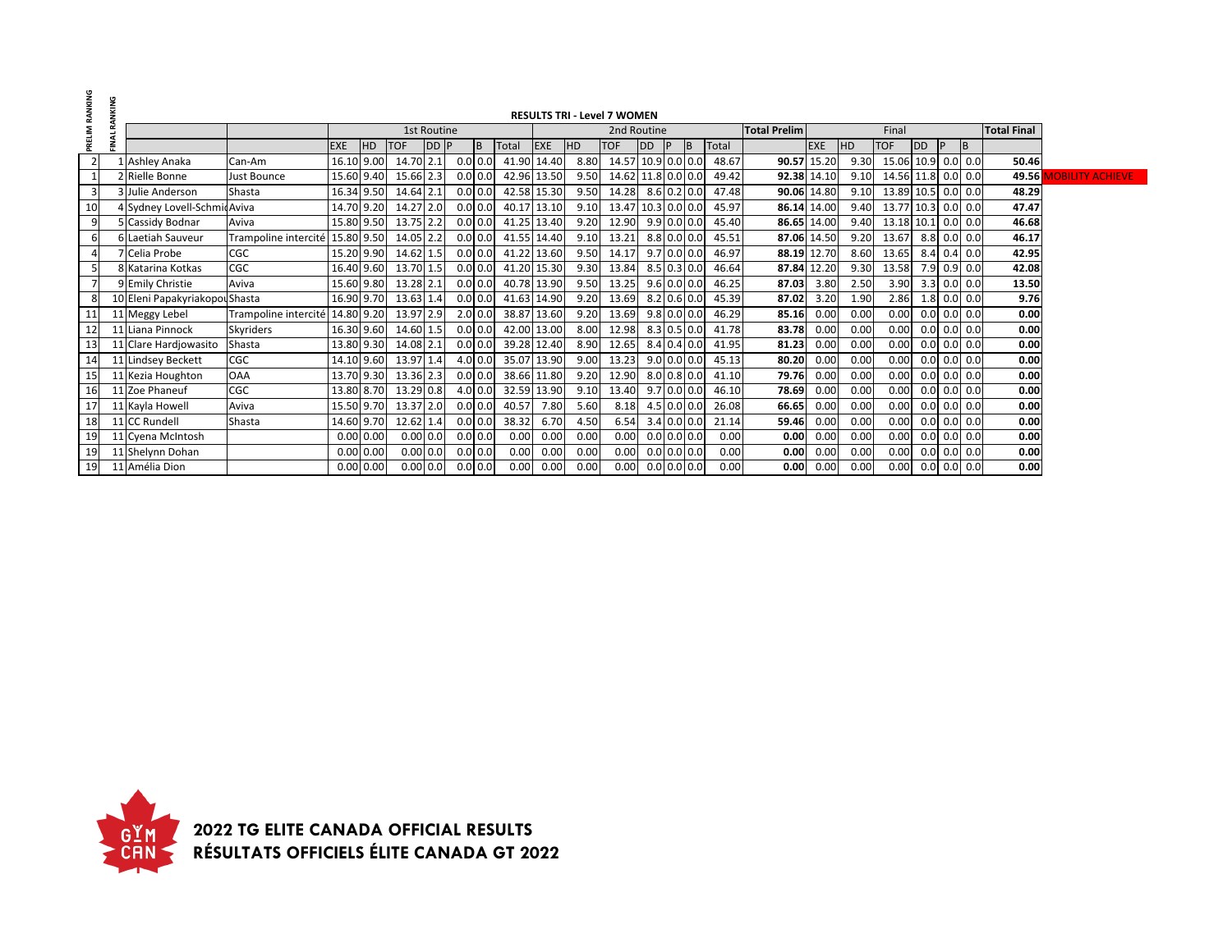## RESULTS TRI - Level 7 WOMEN

| PRELIM RANKING | FINAL RANKING | | | 1st Routine | | | | | | | 2nd Routine | | | | | | | Total Prelim | Final | | | | | | Total Final | |
|---|---|---|---|---|---|---|---|---|---|---|---|---|---|---|---|---|---|---|---|---|---|---|---|---|---|---|
| | | | | EXE | HD | TOF | DD | P | B | Total | EXE | HD | TOF | DD | P | B | Total | | EXE | HD | TOF | DD | P | B | | |
| 2 | 1 | Ashley Anaka | Can-Am | 16.10 | 9.00 | 14.70 | 2.1 | 0.0 | 0.0 | 41.90 | 14.40 | 8.80 | 14.57 | 10.9 | 0.0 | 0.0 | 48.67 | **90.57** | 15.20 | 9.30 | 15.06 | 10.9 | 0.0 | 0.0 | **50.46** | |
| 1 | 2 | Rielle Bonne | Just Bounce | 15.60 | 9.40 | 15.66 | 2.3 | 0.0 | 0.0 | 42.96 | 13.50 | 9.50 | 14.62 | 11.8 | 0.0 | 0.0 | 49.42 | **92.38** | 14.10 | 9.10 | 14.56 | 11.8 | 0.0 | 0.0 | **49.56** | MOBILITY ACHIEVE |
| 3 | 3 | Julie Anderson | Shasta | 16.34 | 9.50 | 14.64 | 2.1 | 0.0 | 0.0 | 42.58 | 15.30 | 9.50 | 14.28 | 8.6 | 0.2 | 0.0 | 47.48 | **90.06** | 14.80 | 9.10 | 13.89 | 10.5 | 0.0 | 0.0 | **48.29** | |
| 10 | 4 | Sydney Lovell-Schmid | Aviva | 14.70 | 9.20 | 14.27 | 2.0 | 0.0 | 0.0 | 40.17 | 13.10 | 9.10 | 13.47 | 10.3 | 0.0 | 0.0 | 45.97 | **86.14** | 14.00 | 9.40 | 13.77 | 10.3 | 0.0 | 0.0 | **47.47** | |
| 9 | 5 | Cassidy Bodnar | Aviva | 15.80 | 9.50 | 13.75 | 2.2 | 0.0 | 0.0 | 41.25 | 13.40 | 9.20 | 12.90 | 9.9 | 0.0 | 0.0 | 45.40 | **86.65** | 14.00 | 9.40 | 13.18 | 10.1 | 0.0 | 0.0 | **46.68** | |
| 6 | 6 | Laetiah Sauveur | Trampoline intercité | 15.80 | 9.50 | 14.05 | 2.2 | 0.0 | 0.0 | 41.55 | 14.40 | 9.10 | 13.21 | 8.8 | 0.0 | 0.0 | 45.51 | **87.06** | 14.50 | 9.20 | 13.67 | 8.8 | 0.0 | 0.0 | **46.17** | |
| 4 | 7 | Celia Probe | CGC | 15.20 | 9.90 | 14.62 | 1.5 | 0.0 | 0.0 | 41.22 | 13.60 | 9.50 | 14.17 | 9.7 | 0.0 | 0.0 | 46.97 | **88.19** | 12.70 | 8.60 | 13.65 | 8.4 | 0.4 | 0.0 | **42.95** | |
| 5 | 8 | Katarina Kotkas | CGC | 16.40 | 9.60 | 13.70 | 1.5 | 0.0 | 0.0 | 41.20 | 15.30 | 9.30 | 13.84 | 8.5 | 0.3 | 0.0 | 46.64 | **87.84** | 12.20 | 9.30 | 13.58 | 7.9 | 0.9 | 0.0 | **42.08** | |
| 7 | 9 | Emily Christie | Aviva | 15.60 | 9.80 | 13.28 | 2.1 | 0.0 | 0.0 | 40.78 | 13.90 | 9.50 | 13.25 | 9.6 | 0.0 | 0.0 | 46.25 | **87.03** | 3.80 | 2.50 | 3.90 | 3.3 | 0.0 | 0.0 | **13.50** | |
| 8 | 10 | Eleni Papakyriakopou | Shasta | 16.90 | 9.70 | 13.63 | 1.4 | 0.0 | 0.0 | 41.63 | 14.90 | 9.20 | 13.69 | 8.2 | 0.6 | 0.0 | 45.39 | **87.02** | 3.20 | 1.90 | 2.86 | 1.8 | 0.0 | 0.0 | **9.76** | |
| 11 | 11 | Meggy Lebel | Trampoline intercité | 14.80 | 9.20 | 13.97 | 2.9 | 2.0 | 0.0 | 38.87 | 13.60 | 9.20 | 13.69 | 9.8 | 0.0 | 0.0 | 46.29 | **85.16** | 0.00 | 0.00 | 0.00 | 0.0 | 0.0 | 0.0 | **0.00** | |
| 12 | 11 | Liana Pinnock | Skyriders | 16.30 | 9.60 | 14.60 | 1.5 | 0.0 | 0.0 | 42.00 | 13.00 | 8.00 | 12.98 | 8.3 | 0.5 | 0.0 | 41.78 | **83.78** | 0.00 | 0.00 | 0.00 | 0.0 | 0.0 | 0.0 | **0.00** | |
| 13 | 11 | Clare Hardjowasito | Shasta | 13.80 | 9.30 | 14.08 | 2.1 | 0.0 | 0.0 | 39.28 | 12.40 | 8.90 | 12.65 | 8.4 | 0.4 | 0.0 | 41.95 | **81.23** | 0.00 | 0.00 | 0.00 | 0.0 | 0.0 | 0.0 | **0.00** | |
| 14 | 11 | Lindsey Beckett | CGC | 14.10 | 9.60 | 13.97 | 1.4 | 4.0 | 0.0 | 35.07 | 13.90 | 9.00 | 13.23 | 9.0 | 0.0 | 0.0 | 45.13 | **80.20** | 0.00 | 0.00 | 0.00 | 0.0 | 0.0 | 0.0 | **0.00** | |
| 15 | 11 | Kezia Houghton | OAA | 13.70 | 9.30 | 13.36 | 2.3 | 0.0 | 0.0 | 38.66 | 11.80 | 9.20 | 12.90 | 8.0 | 0.8 | 0.0 | 41.10 | **79.76** | 0.00 | 0.00 | 0.00 | 0.0 | 0.0 | 0.0 | **0.00** | |
| 16 | 11 | Zoe Phaneuf | CGC | 13.80 | 8.70 | 13.29 | 0.8 | 4.0 | 0.0 | 32.59 | 13.90 | 9.10 | 13.40 | 9.7 | 0.0 | 0.0 | 46.10 | **78.69** | 0.00 | 0.00 | 0.00 | 0.0 | 0.0 | 0.0 | **0.00** | |
| 17 | 11 | Kayla Howell | Aviva | 15.50 | 9.70 | 13.37 | 2.0 | 0.0 | 0.0 | 40.57 | 7.80 | 5.60 | 8.18 | 4.5 | 0.0 | 0.0 | 26.08 | **66.65** | 0.00 | 0.00 | 0.00 | 0.0 | 0.0 | 0.0 | **0.00** | |
| 18 | 11 | CC Rundell | Shasta | 14.60 | 9.70 | 12.62 | 1.4 | 0.0 | 0.0 | 38.32 | 6.70 | 4.50 | 6.54 | 3.4 | 0.0 | 0.0 | 21.14 | **59.46** | 0.00 | 0.00 | 0.00 | 0.0 | 0.0 | 0.0 | **0.00** | |
| 19 | 11 | Cyena McIntosh | | 0.00 | 0.00 | 0.00 | 0.0 | 0.0 | 0.0 | 0.00 | 0.00 | 0.00 | 0.00 | 0.0 | 0.0 | 0.0 | 0.00 | **0.00** | 0.00 | 0.00 | 0.00 | 0.0 | 0.0 | 0.0 | **0.00** | |
| 19 | 11 | Shelynn Dohan | | 0.00 | 0.00 | 0.00 | 0.0 | 0.0 | 0.0 | 0.00 | 0.00 | 0.00 | 0.00 | 0.0 | 0.0 | 0.0 | 0.00 | **0.00** | 0.00 | 0.00 | 0.00 | 0.0 | 0.0 | 0.0 | **0.00** | |
| 19 | 11 | Amélia Dion | | 0.00 | 0.00 | 0.00 | 0.0 | 0.0 | 0.0 | 0.00 | 0.00 | 0.00 | 0.00 | 0.0 | 0.0 | 0.0 | 0.00 | **0.00** | 0.00 | 0.00 | 0.00 | 0.0 | 0.0 | 0.0 | **0.00** | |

**2022 TG ELITE CANADA OFFICIAL RESULTS**
**RÉSULTATS OFFICIELS ÉLITE CANADA GT 2022**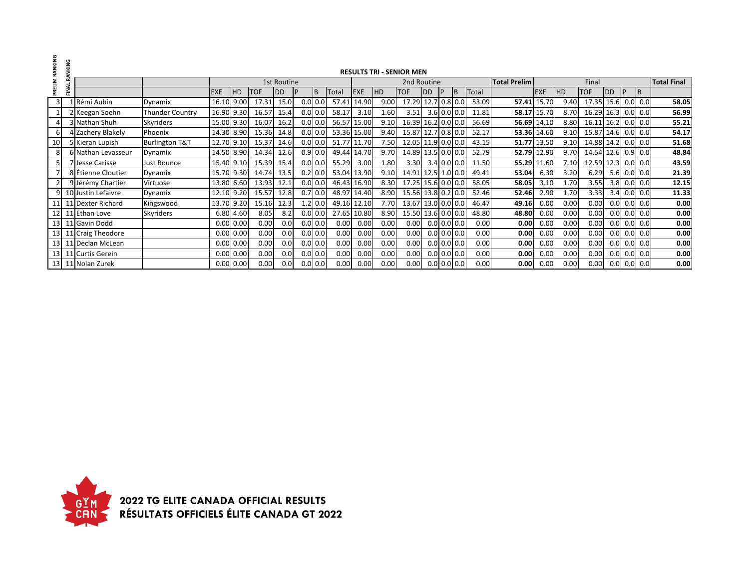## RESULTS TRI - SENIOR MEN

| PRELIM RANKING | FINAL RANKING | | | 1st Routine | | | | | | | 2nd Routine | | | | | | | Total Prelim | Final | | | | | | Total Final |
|---|---|---|---|---|---|---|---|---|---|---|---|---|---|---|---|---|---|---|---|---|---|---|---|---|---|
| | | | | EXE | HD | TOF | DD | P | B | Total | EXE | HD | TOF | DD | P | B | Total | | EXE | HD | TOF | DD | P | B | |
| 3 | 1 | Rémi Aubin | Dynamix | 16.10 | 9.00 | 17.31 | 15.0 | 0.0 | 0.0 | 57.41 | 14.90 | 9.00 | 17.29 | 12.7 | 0.8 | 0.0 | 53.09 | **57.41** | 15.70 | 9.40 | 17.35 | 15.6 | 0.0 | 0.0 | **58.05** |
| 1 | 2 | Keegan Soehn | Thunder Country | 16.90 | 9.30 | 16.57 | 15.4 | 0.0 | 0.0 | 58.17 | 3.10 | 1.60 | 3.51 | 3.6 | 0.0 | 0.0 | 11.81 | **58.17** | 15.70 | 8.70 | 16.29 | 16.3 | 0.0 | 0.0 | **56.99** |
| 4 | 3 | Nathan Shuh | Skyriders | 15.00 | 9.30 | 16.07 | 16.2 | 0.0 | 0.0 | 56.57 | 15.00 | 9.10 | 16.39 | 16.2 | 0.0 | 0.0 | 56.69 | **56.69** | 14.10 | 8.80 | 16.11 | 16.2 | 0.0 | 0.0 | **55.21** |
| 6 | 4 | Zachery Blakely | Phoenix | 14.30 | 8.90 | 15.36 | 14.8 | 0.0 | 0.0 | 53.36 | 15.00 | 9.40 | 15.87 | 12.7 | 0.8 | 0.0 | 52.17 | **53.36** | 14.60 | 9.10 | 15.87 | 14.6 | 0.0 | 0.0 | **54.17** |
| 10 | 5 | Kieran Lupish | Burlington T&T | 12.70 | 9.10 | 15.37 | 14.6 | 0.0 | 0.0 | 51.77 | 11.70 | 7.50 | 12.05 | 11.9 | 0.0 | 0.0 | 43.15 | **51.77** | 13.50 | 9.10 | 14.88 | 14.2 | 0.0 | 0.0 | **51.68** |
| 8 | 6 | Nathan Levasseur | Dynamix | 14.50 | 8.90 | 14.34 | 12.6 | 0.9 | 0.0 | 49.44 | 14.70 | 9.70 | 14.89 | 13.5 | 0.0 | 0.0 | 52.79 | **52.79** | 12.90 | 9.70 | 14.54 | 12.6 | 0.9 | 0.0 | **48.84** |
| 5 | 7 | Jesse Carisse | Just Bounce | 15.40 | 9.10 | 15.39 | 15.4 | 0.0 | 0.0 | 55.29 | 3.00 | 1.80 | 3.30 | 3.4 | 0.0 | 0.0 | 11.50 | **55.29** | 11.60 | 7.10 | 12.59 | 12.3 | 0.0 | 0.0 | **43.59** |
| 7 | 8 | Étienne Cloutier | Dynamix | 15.70 | 9.30 | 14.74 | 13.5 | 0.2 | 0.0 | 53.04 | 13.90 | 9.10 | 14.91 | 12.5 | 1.0 | 0.0 | 49.41 | **53.04** | 6.30 | 3.20 | 6.29 | 5.6 | 0.0 | 0.0 | **21.39** |
| 2 | 9 | Jérémy Chartier | Virtuose | 13.80 | 6.60 | 13.93 | 12.1 | 0.0 | 0.0 | 46.43 | 16.90 | 8.30 | 17.25 | 15.6 | 0.0 | 0.0 | 58.05 | **58.05** | 3.10 | 1.70 | 3.55 | 3.8 | 0.0 | 0.0 | **12.15** |
| 9 | 10 | Justin Lefaivre | Dynamix | 12.10 | 9.20 | 15.57 | 12.8 | 0.7 | 0.0 | 48.97 | 14.40 | 8.90 | 15.56 | 13.8 | 0.2 | 0.0 | 52.46 | **52.46** | 2.90 | 1.70 | 3.33 | 3.4 | 0.0 | 0.0 | **11.33** |
| 11 | 11 | Dexter Richard | Kingswood | 13.70 | 9.20 | 15.16 | 12.3 | 1.2 | 0.0 | 49.16 | 12.10 | 7.70 | 13.67 | 13.0 | 0.0 | 0.0 | 46.47 | **49.16** | 0.00 | 0.00 | 0.00 | 0.0 | 0.0 | 0.0 | **0.00** |
| 12 | 11 | Ethan Love | Skyriders | 6.80 | 4.60 | 8.05 | 8.2 | 0.0 | 0.0 | 27.65 | 10.80 | 8.90 | 15.50 | 13.6 | 0.0 | 0.0 | 48.80 | **48.80** | 0.00 | 0.00 | 0.00 | 0.0 | 0.0 | 0.0 | **0.00** |
| 13 | 11 | Gavin Dodd | | 0.00 | 0.00 | 0.00 | 0.0 | 0.0 | 0.0 | 0.00 | 0.00 | 0.00 | 0.00 | 0.0 | 0.0 | 0.0 | 0.00 | **0.00** | 0.00 | 0.00 | 0.00 | 0.0 | 0.0 | 0.0 | **0.00** |
| 13 | 11 | Craig Theodore | | 0.00 | 0.00 | 0.00 | 0.0 | 0.0 | 0.0 | 0.00 | 0.00 | 0.00 | 0.00 | 0.0 | 0.0 | 0.0 | 0.00 | **0.00** | 0.00 | 0.00 | 0.00 | 0.0 | 0.0 | 0.0 | **0.00** |
| 13 | 11 | Declan McLean | | 0.00 | 0.00 | 0.00 | 0.0 | 0.0 | 0.0 | 0.00 | 0.00 | 0.00 | 0.00 | 0.0 | 0.0 | 0.0 | 0.00 | **0.00** | 0.00 | 0.00 | 0.00 | 0.0 | 0.0 | 0.0 | **0.00** |
| 13 | 11 | Curtis Gerein | | 0.00 | 0.00 | 0.00 | 0.0 | 0.0 | 0.0 | 0.00 | 0.00 | 0.00 | 0.00 | 0.0 | 0.0 | 0.0 | 0.00 | **0.00** | 0.00 | 0.00 | 0.00 | 0.0 | 0.0 | 0.0 | **0.00** |
| 13 | 11 | Nolan Zurek | | 0.00 | 0.00 | 0.00 | 0.0 | 0.0 | 0.0 | 0.00 | 0.00 | 0.00 | 0.00 | 0.0 | 0.0 | 0.0 | 0.00 | **0.00** | 0.00 | 0.00 | 0.00 | 0.0 | 0.0 | 0.0 | **0.00** |

**2022 TG ELITE CANADA OFFICIAL RESULTS**
**RÉSULTATS OFFICIELS ÉLITE CANADA GT 2022**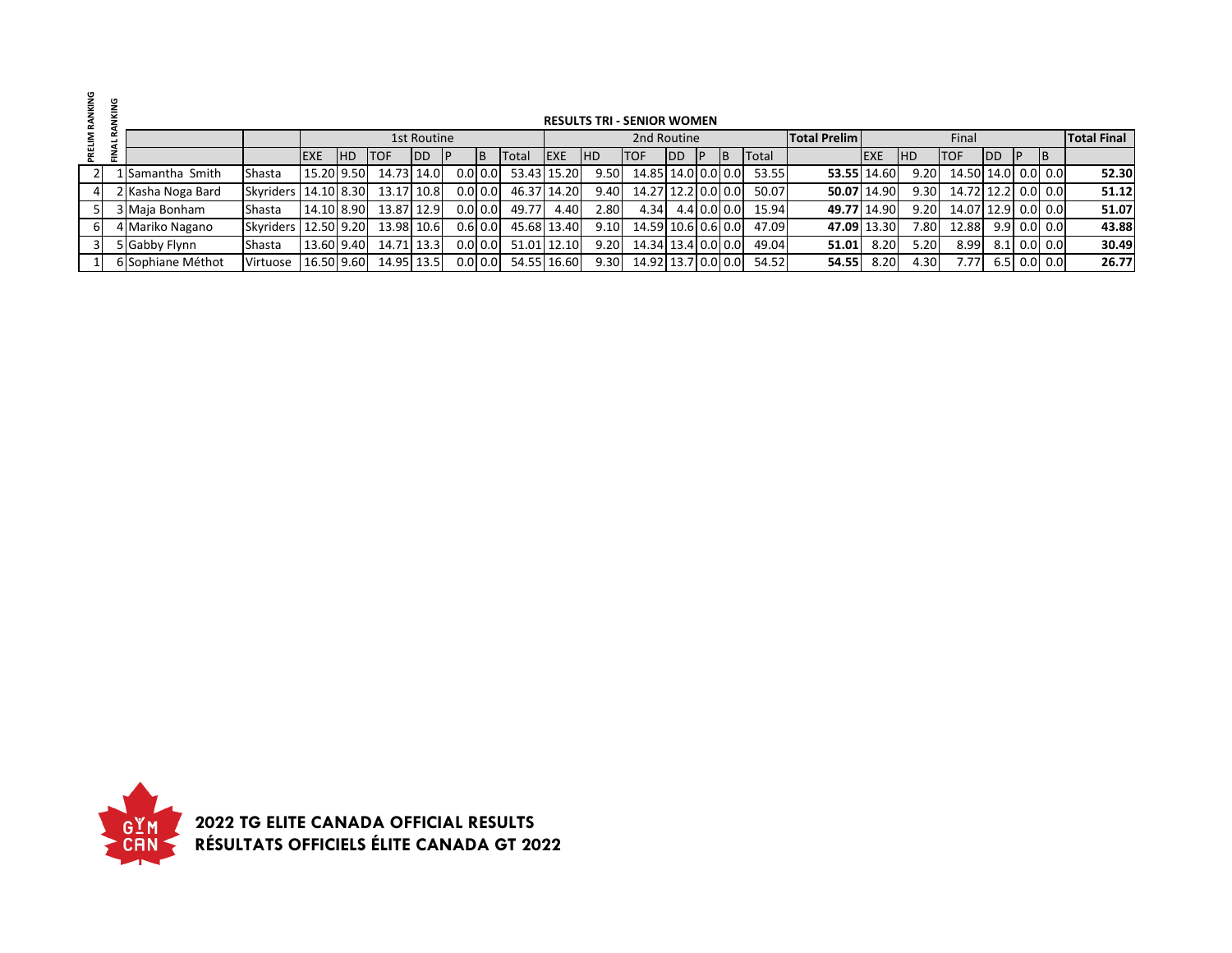## RESULTS TRI - SENIOR WOMEN

| PRELIM RANKING | FINAL RANKING | | | 1st Routine | | | | | | | | 2nd Routine | | | | | | | | Total Prelim | Final | | | | | | Total Final |
|---|---|---|---|---|---|---|---|---|---|---|---|---|---|---|---|---|---|---|---|---|---|---|---|---|---|---|---|
| | | | | EXE | HD | TOF | DD | P | B | Total | EXE | HD | TOF | DD | P | B | Total | | EXE | HD | TOF | DD | P | B | |
| 2 | 1 | Samantha Smith | Shasta | 15.20 | 9.50 | 14.73 | 14.0 | 0.0 | 0.0 | 53.43 | 15.20 | 9.50 | 14.85 | 14.0 | 0.0 | 0.0 | 53.55 | **53.55** | 14.60 | 9.20 | 14.50 | 14.0 | 0.0 | 0.0 | **52.30** |
| 4 | 2 | Kasha Noga Bard | Skyriders | 14.10 | 8.30 | 13.17 | 10.8 | 0.0 | 0.0 | 46.37 | 14.20 | 9.40 | 14.27 | 12.2 | 0.0 | 0.0 | 50.07 | **50.07** | 14.90 | 9.30 | 14.72 | 12.2 | 0.0 | 0.0 | **51.12** |
| 5 | 3 | Maja Bonham | Shasta | 14.10 | 8.90 | 13.87 | 12.9 | 0.0 | 0.0 | 49.77 | 4.40 | 2.80 | 4.34 | 4.4 | 0.0 | 0.0 | 15.94 | **49.77** | 14.90 | 9.20 | 14.07 | 12.9 | 0.0 | 0.0 | **51.07** |
| 6 | 4 | Mariko Nagano | Skyriders | 12.50 | 9.20 | 13.98 | 10.6 | 0.6 | 0.0 | 45.68 | 13.40 | 9.10 | 14.59 | 10.6 | 0.6 | 0.0 | 47.09 | **47.09** | 13.30 | 7.80 | 12.88 | 9.9 | 0.0 | 0.0 | **43.88** |
| 3 | 5 | Gabby Flynn | Shasta | 13.60 | 9.40 | 14.71 | 13.3 | 0.0 | 0.0 | 51.01 | 12.10 | 9.20 | 14.34 | 13.4 | 0.0 | 0.0 | 49.04 | **51.01** | 8.20 | 5.20 | 8.99 | 8.1 | 0.0 | 0.0 | **30.49** |
| 1 | 6 | Sophiane Méthot | Virtuose | 16.50 | 9.60 | 14.95 | 13.5 | 0.0 | 0.0 | 54.55 | 16.60 | 9.30 | 14.92 | 13.7 | 0.0 | 0.0 | 54.52 | **54.55** | 8.20 | 4.30 | 7.77 | 6.5 | 0.0 | 0.0 | **26.77** |

**2022 TG ELITE CANADA OFFICIAL RESULTS**
**RÉSULTATS OFFICIELS ÉLITE CANADA GT 2022**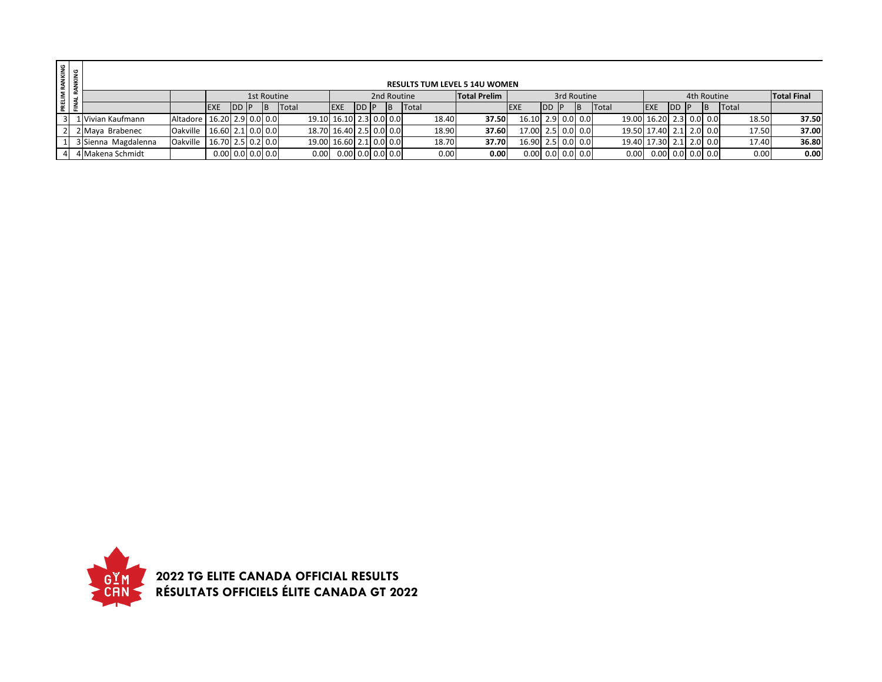**RESULTS TUM LEVEL 5 14U WOMEN**

| PRELIM RANKING | FINAL RANKING | | | 1st Routine | | | | | 2nd Routine | | | | | Total Prelim | 3rd Routine | | | | | 4th Routine | | | | | Total Final |
|---|---|---|---|---|---|---|---|---|---|---|---|---|---|---|---|---|---|---|---|---|---|---|---|---|---|
| | | | | EXE | DD | P | B | Total | EXE | DD | P | B | Total | | EXE | DD | P | B | Total | EXE | DD | P | B | Total | |
| 3 | 1 | Vivian Kaufmann | Altadore | 16.20 | 2.9 | 0.0 | 0.0 | 19.10 | 16.10 | 2.3 | 0.0 | 0.0 | 18.40 | **37.50** | 16.10 | 2.9 | 0.0 | 0.0 | 19.00 | 16.20 | 2.3 | 0.0 | 0.0 | 18.50 | **37.50** |
| 2 | 2 | Maya Brabenec | Oakville | 16.60 | 2.1 | 0.0 | 0.0 | 18.70 | 16.40 | 2.5 | 0.0 | 0.0 | 18.90 | **37.60** | 17.00 | 2.5 | 0.0 | 0.0 | 19.50 | 17.40 | 2.1 | 2.0 | 0.0 | 17.50 | **37.00** |
| 1 | 3 | Sienna Magdalenna | Oakville | 16.70 | 2.5 | 0.2 | 0.0 | 19.00 | 16.60 | 2.1 | 0.0 | 0.0 | 18.70 | **37.70** | 16.90 | 2.5 | 0.0 | 0.0 | 19.40 | 17.30 | 2.1 | 2.0 | 0.0 | 17.40 | **36.80** |
| 4 | 4 | Makena Schmidt | | 0.00 | 0.0 | 0.0 | 0.0 | 0.00 | 0.00 | 0.0 | 0.0 | 0.0 | 0.00 | **0.00** | 0.00 | 0.0 | 0.0 | 0.0 | 0.00 | 0.00 | 0.0 | 0.0 | 0.0 | 0.00 | **0.00** |

**2022 TG ELITE CANADA OFFICIAL RESULTS**
**RÉSULTATS OFFICIELS ÉLITE CANADA GT 2022**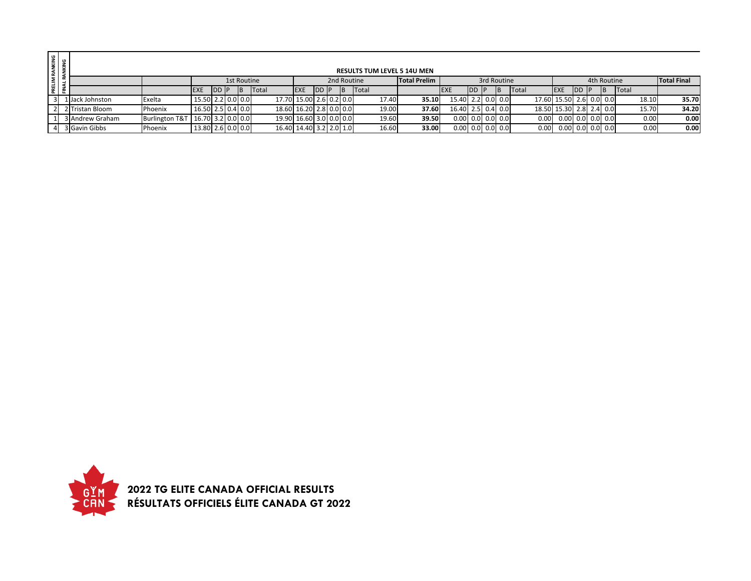## RESULTS TUM LEVEL 5 14U MEN

| PRELIM RANKING | FINAL RANKING | | | 1st Routine | | | | | 2nd Routine | | | | | Total Prelim | 3rd Routine | | | | | 4th Routine | | | | | Total Final |
|---|---|---|---|---|---|---|---|---|---|---|---|---|---|---|---|---|---|---|---|---|---|---|---|---|---|
| | | | | EXE | DD | P | B | Total | EXE | DD | P | B | Total | | EXE | DD | P | B | Total | EXE | DD | P | B | Total | |
| 3 | 1 | Jack Johnston | Exelta | 15.50 | 2.2 | 0.0 | 0.0 | 17.70 | 15.00 | 2.6 | 0.2 | 0.0 | 17.40 | **35.10** | 15.40 | 2.2 | 0.0 | 0.0 | 17.60 | 15.50 | 2.6 | 0.0 | 0.0 | 18.10 | **35.70** |
| 2 | 2 | Tristan Bloom | Phoenix | 16.50 | 2.5 | 0.4 | 0.0 | 18.60 | 16.20 | 2.8 | 0.0 | 0.0 | 19.00 | **37.60** | 16.40 | 2.5 | 0.4 | 0.0 | 18.50 | 15.30 | 2.8 | 2.4 | 0.0 | 15.70 | **34.20** |
| 1 | 3 | Andrew Graham | Burlington T&T | 16.70 | 3.2 | 0.0 | 0.0 | 19.90 | 16.60 | 3.0 | 0.0 | 0.0 | 19.60 | **39.50** | 0.00 | 0.0 | 0.0 | 0.0 | 0.00 | 0.00 | 0.0 | 0.0 | 0.0 | 0.00 | **0.00** |
| 4 | 3 | Gavin Gibbs | Phoenix | 13.80 | 2.6 | 0.0 | 0.0 | 16.40 | 14.40 | 3.2 | 2.0 | 1.0 | 16.60 | **33.00** | 0.00 | 0.0 | 0.0 | 0.0 | 0.00 | 0.00 | 0.0 | 0.0 | 0.0 | 0.00 | **0.00** |

**2022 TG ELITE CANADA OFFICIAL RESULTS**
**RÉSULTATS OFFICIELS ÉLITE CANADA GT 2022**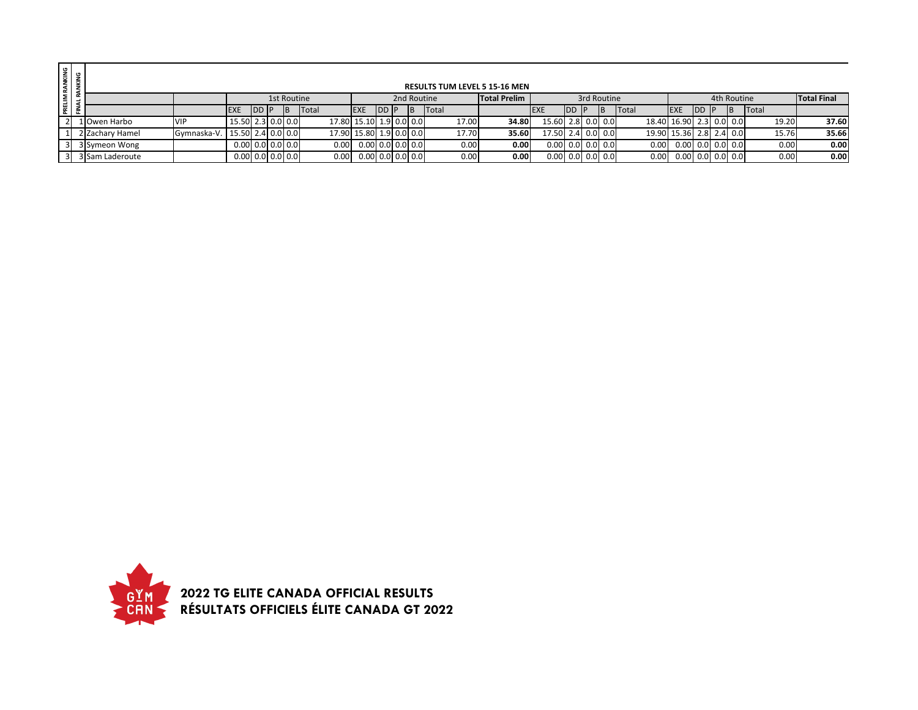## RESULTS TUM LEVEL 5 15-16 MEN

| PRELIM RANKING | FINAL RANKING | | | 1st Routine | | | | | 2nd Routine | | | | | Total Prelim | 3rd Routine | | | | | 4th Routine | | | | | Total Final |
|---|---|---|---|---|---|---|---|---|---|---|---|---|---|---|---|---|---|---|---|---|---|---|---|---|---|
| | | | | EXE | DD | P | B | Total | EXE | DD | P | B | Total | | EXE | DD | P | B | Total | EXE | DD | P | B | Total | |
| 2 | 1 | Owen Harbo | VIP | 15.50 | 2.3 | 0.0 | 0.0 | 17.80 | 15.10 | 1.9 | 0.0 | 0.0 | 17.00 | **34.80** | 15.60 | 2.8 | 0.0 | 0.0 | 18.40 | 16.90 | 2.3 | 0.0 | 0.0 | 19.20 | **37.60** |
| 1 | 2 | Zachary Hamel | Gymnaska-V. | 15.50 | 2.4 | 0.0 | 0.0 | 17.90 | 15.80 | 1.9 | 0.0 | 0.0 | 17.70 | **35.60** | 17.50 | 2.4 | 0.0 | 0.0 | 19.90 | 15.36 | 2.8 | 2.4 | 0.0 | 15.76 | **35.66** |
| 3 | 3 | Symeon Wong | | 0.00 | 0.0 | 0.0 | 0.0 | 0.00 | 0.00 | 0.0 | 0.0 | 0.0 | 0.00 | **0.00** | 0.00 | 0.0 | 0.0 | 0.0 | 0.00 | 0.00 | 0.0 | 0.0 | 0.0 | 0.00 | **0.00** |
| 3 | 3 | Sam Laderoute | | 0.00 | 0.0 | 0.0 | 0.0 | 0.00 | 0.00 | 0.0 | 0.0 | 0.0 | 0.00 | **0.00** | 0.00 | 0.0 | 0.0 | 0.0 | 0.00 | 0.00 | 0.0 | 0.0 | 0.0 | 0.00 | **0.00** |

**2022 TG ELITE CANADA OFFICIAL RESULTS**
**RÉSULTATS OFFICIELS ÉLITE CANADA GT 2022**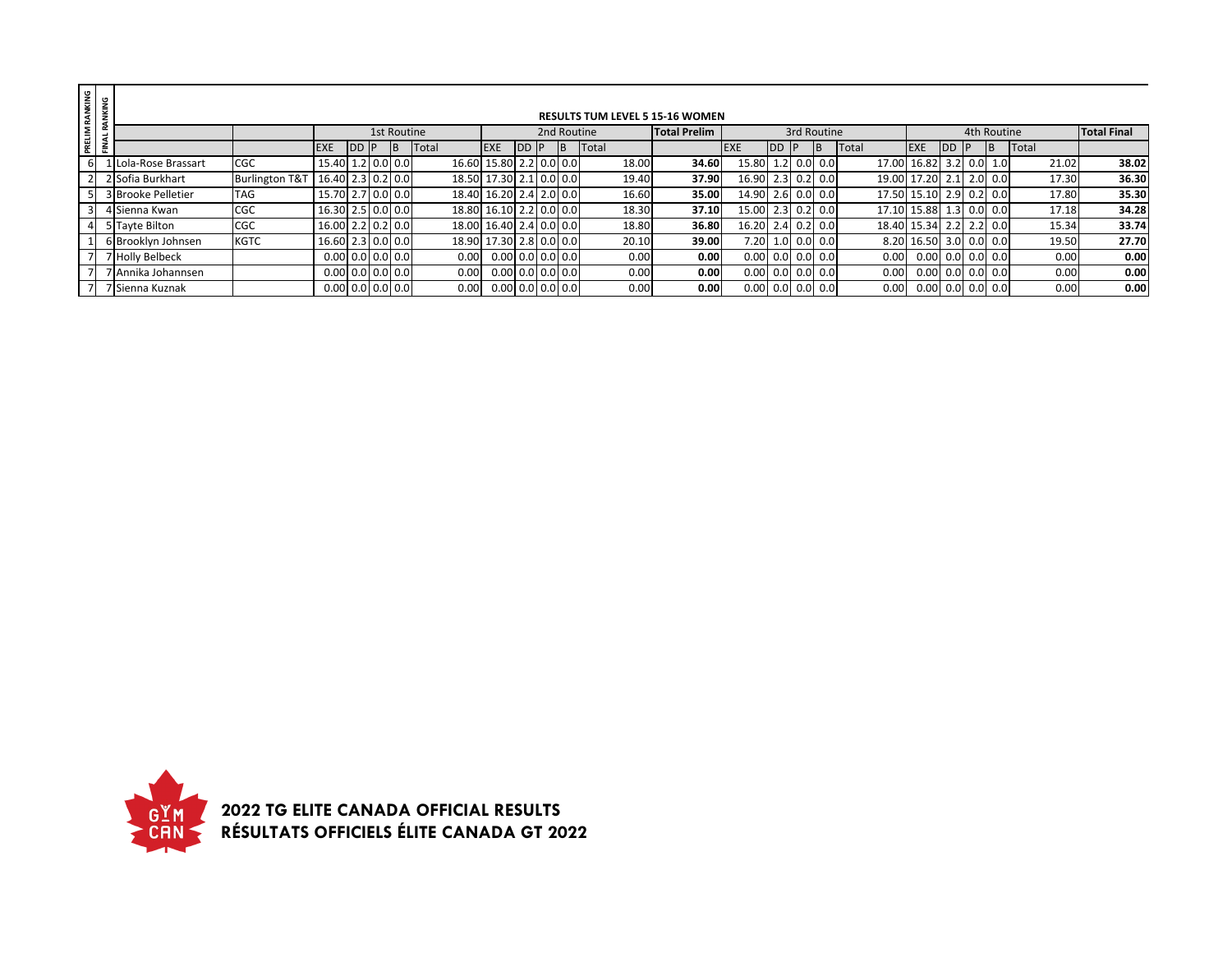# RESULTS TUM LEVEL 5 15-16 WOMEN

| PRELIM RANKING | FINAL RANKING | | | 1st Routine | | | | | 2nd Routine | | | | | Total Prelim | 3rd Routine | | | | | 4th Routine | | | | | Total Final |
|---|---|---|---|---|---|---|---|---|---|---|---|---|---|---|---|---|---|---|---|---|---|---|---|---|---|
| | | | | EXE | DD | P | B | Total | EXE | DD | P | B | Total | | EXE | DD | P | B | Total | EXE | DD | P | B | Total | |
| 6 | 1 | Lola-Rose Brassart | CGC | 15.40 | 1.2 | 0.0 | 0.0 | 16.60 | 15.80 | 2.2 | 0.0 | 0.0 | 18.00 | **34.60** | 15.80 | 1.2 | 0.0 | 0.0 | 17.00 | 16.82 | 3.2 | 0.0 | 1.0 | 21.02 | **38.02** |
| 2 | 2 | Sofia Burkhart | Burlington T&T | 16.40 | 2.3 | 0.2 | 0.0 | 18.50 | 17.30 | 2.1 | 0.0 | 0.0 | 19.40 | **37.90** | 16.90 | 2.3 | 0.2 | 0.0 | 19.00 | 17.20 | 2.1 | 2.0 | 0.0 | 17.30 | **36.30** |
| 5 | 3 | Brooke Pelletier | TAG | 15.70 | 2.7 | 0.0 | 0.0 | 18.40 | 16.20 | 2.4 | 2.0 | 0.0 | 16.60 | **35.00** | 14.90 | 2.6 | 0.0 | 0.0 | 17.50 | 15.10 | 2.9 | 0.2 | 0.0 | 17.80 | **35.30** |
| 3 | 4 | Sienna Kwan | CGC | 16.30 | 2.5 | 0.0 | 0.0 | 18.80 | 16.10 | 2.2 | 0.0 | 0.0 | 18.30 | **37.10** | 15.00 | 2.3 | 0.2 | 0.0 | 17.10 | 15.88 | 1.3 | 0.0 | 0.0 | 17.18 | **34.28** |
| 4 | 5 | Tayte Bilton | CGC | 16.00 | 2.2 | 0.2 | 0.0 | 18.00 | 16.40 | 2.4 | 0.0 | 0.0 | 18.80 | **36.80** | 16.20 | 2.4 | 0.2 | 0.0 | 18.40 | 15.34 | 2.2 | 2.2 | 0.0 | 15.34 | **33.74** |
| 1 | 6 | Brooklyn Johnsen | KGTC | 16.60 | 2.3 | 0.0 | 0.0 | 18.90 | 17.30 | 2.8 | 0.0 | 0.0 | 20.10 | **39.00** | 7.20 | 1.0 | 0.0 | 0.0 | 8.20 | 16.50 | 3.0 | 0.0 | 0.0 | 19.50 | **27.70** |
| 7 | 7 | Holly Belbeck | | 0.00 | 0.0 | 0.0 | 0.0 | 0.00 | 0.00 | 0.0 | 0.0 | 0.0 | 0.00 | **0.00** | 0.00 | 0.0 | 0.0 | 0.0 | 0.00 | 0.00 | 0.0 | 0.0 | 0.0 | 0.00 | **0.00** |
| 7 | 7 | Annika Johannsen | | 0.00 | 0.0 | 0.0 | 0.0 | 0.00 | 0.00 | 0.0 | 0.0 | 0.0 | 0.00 | **0.00** | 0.00 | 0.0 | 0.0 | 0.0 | 0.00 | 0.00 | 0.0 | 0.0 | 0.0 | 0.00 | **0.00** |
| 7 | 7 | Sienna Kuznak | | 0.00 | 0.0 | 0.0 | 0.0 | 0.00 | 0.00 | 0.0 | 0.0 | 0.0 | 0.00 | **0.00** | 0.00 | 0.0 | 0.0 | 0.0 | 0.00 | 0.00 | 0.0 | 0.0 | 0.0 | 0.00 | **0.00** |

**2022 TG ELITE CANADA OFFICIAL RESULTS**
**RÉSULTATS OFFICIELS ÉLITE CANADA GT 2022**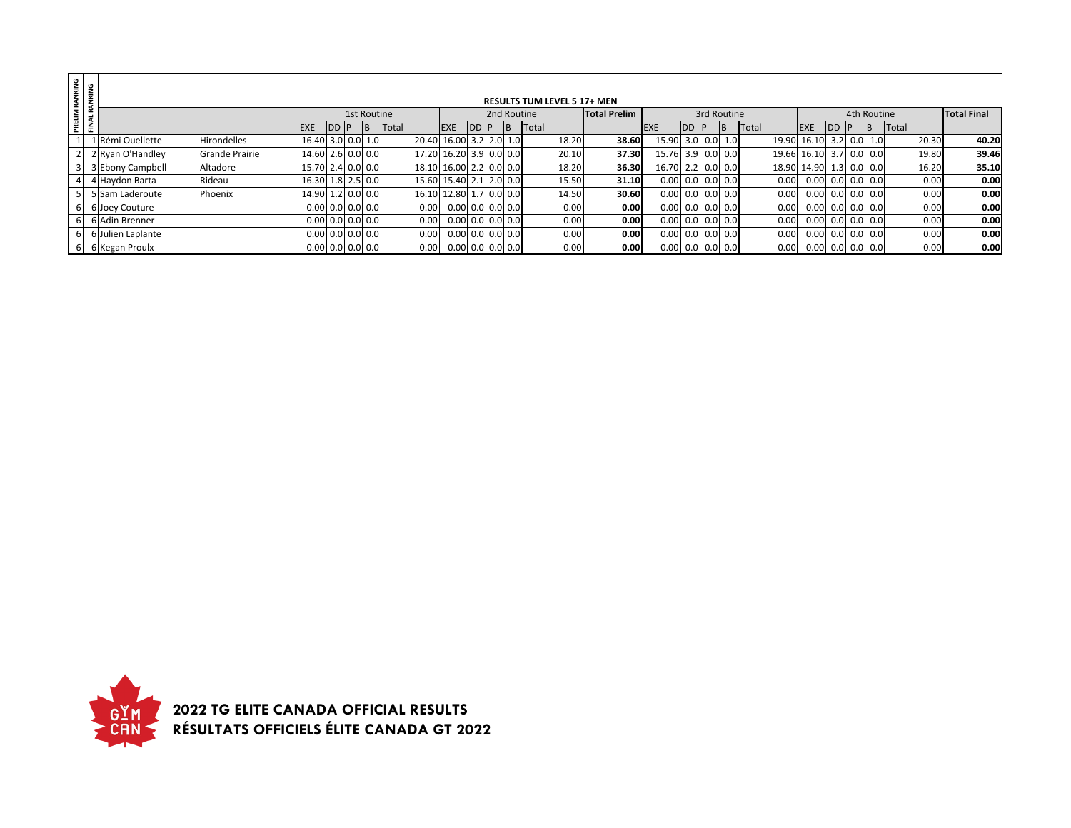## RESULTS TUM LEVEL 5 17+ MEN

| PRELIM RANKING | FINAL RANKING | | | 1st Routine | | | | | 2nd Routine | | | | | Total Prelim | 3rd Routine | | | | | 4th Routine | | | | | Total Final |
|---|---|---|---|---|---|---|---|---|---|---|---|---|---|---|---|---|---|---|---|---|---|---|---|---|---|
| | | | | EXE | DD | P | B | Total | EXE | DD | P | B | Total | | EXE | DD | P | B | Total | EXE | DD | P | B | Total | |
| 1 | 1 | Rémi Ouellette | Hirondelles | 16.40 | 3.0 | 0.0 | 1.0 | 20.40 | 16.00 | 3.2 | 2.0 | 1.0 | 18.20 | **38.60** | 15.90 | 3.0 | 0.0 | 1.0 | 19.90 | 16.10 | 3.2 | 0.0 | 1.0 | 20.30 | **40.20** |
| 2 | 2 | Ryan O'Handley | Grande Prairie | 14.60 | 2.6 | 0.0 | 0.0 | 17.20 | 16.20 | 3.9 | 0.0 | 0.0 | 20.10 | **37.30** | 15.76 | 3.9 | 0.0 | 0.0 | 19.66 | 16.10 | 3.7 | 0.0 | 0.0 | 19.80 | **39.46** |
| 3 | 3 | Ebony Campbell | Altadore | 15.70 | 2.4 | 0.0 | 0.0 | 18.10 | 16.00 | 2.2 | 0.0 | 0.0 | 18.20 | **36.30** | 16.70 | 2.2 | 0.0 | 0.0 | 18.90 | 14.90 | 1.3 | 0.0 | 0.0 | 16.20 | **35.10** |
| 4 | 4 | Haydon Barta | Rideau | 16.30 | 1.8 | 2.5 | 0.0 | 15.60 | 15.40 | 2.1 | 2.0 | 0.0 | 15.50 | **31.10** | 0.00 | 0.0 | 0.0 | 0.0 | 0.00 | 0.00 | 0.0 | 0.0 | 0.0 | 0.00 | **0.00** |
| 5 | 5 | Sam Laderoute | Phoenix | 14.90 | 1.2 | 0.0 | 0.0 | 16.10 | 12.80 | 1.7 | 0.0 | 0.0 | 14.50 | **30.60** | 0.00 | 0.0 | 0.0 | 0.0 | 0.00 | 0.00 | 0.0 | 0.0 | 0.0 | 0.00 | **0.00** |
| 6 | 6 | Joey Couture | | 0.00 | 0.0 | 0.0 | 0.0 | 0.00 | 0.00 | 0.0 | 0.0 | 0.0 | 0.00 | **0.00** | 0.00 | 0.0 | 0.0 | 0.0 | 0.00 | 0.00 | 0.0 | 0.0 | 0.0 | 0.00 | **0.00** |
| 6 | 6 | Adin Brenner | | 0.00 | 0.0 | 0.0 | 0.0 | 0.00 | 0.00 | 0.0 | 0.0 | 0.0 | 0.00 | **0.00** | 0.00 | 0.0 | 0.0 | 0.0 | 0.00 | 0.00 | 0.0 | 0.0 | 0.0 | 0.00 | **0.00** |
| 6 | 6 | Julien Laplante | | 0.00 | 0.0 | 0.0 | 0.0 | 0.00 | 0.00 | 0.0 | 0.0 | 0.0 | 0.00 | **0.00** | 0.00 | 0.0 | 0.0 | 0.0 | 0.00 | 0.00 | 0.0 | 0.0 | 0.0 | 0.00 | **0.00** |
| 6 | 6 | Kegan Proulx | | 0.00 | 0.0 | 0.0 | 0.0 | 0.00 | 0.00 | 0.0 | 0.0 | 0.0 | 0.00 | **0.00** | 0.00 | 0.0 | 0.0 | 0.0 | 0.00 | 0.00 | 0.0 | 0.0 | 0.0 | 0.00 | **0.00** |

**2022 TG ELITE CANADA OFFICIAL RESULTS**
**RÉSULTATS OFFICIELS ÉLITE CANADA GT 2022**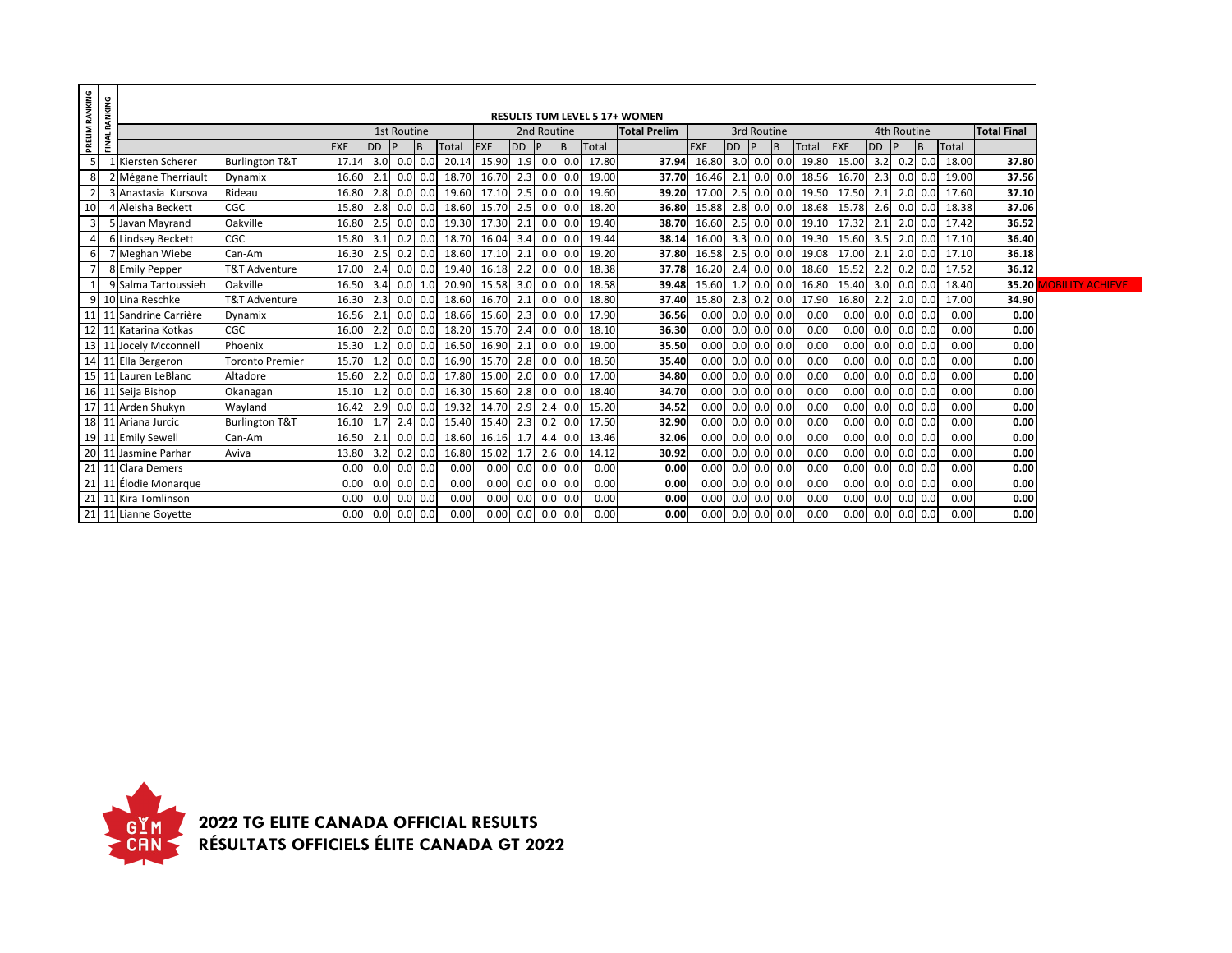# RESULTS TUM LEVEL 5 17+ WOMEN

| PRELIM RANKING | FINAL RANKING | | | 1st Routine | | | | | 2nd Routine | | | | | Total Prelim | 3rd Routine | | | | | 4th Routine | | | | | Total Final | |
|---|---|---|---|---|---|---|---|---|---|---|---|---|---|---|---|---|---|---|---|---|---|---|---|---|---|---|
| | | | | EXE | DD | P | B | Total | EXE | DD | P | B | Total | | EXE | DD | P | B | Total | EXE | DD | P | B | Total | | |
| 5 | 1 | Kiersten Scherer | Burlington T&T | 17.14 | 3.0 | 0.0 | 0.0 | 20.14 | 15.90 | 1.9 | 0.0 | 0.0 | 17.80 | 37.94 | 16.80 | 3.0 | 0.0 | 0.0 | 19.80 | 15.00 | 3.2 | 0.2 | 0.0 | 18.00 | 37.80 | |
| 8 | 2 | Mégane Therriault | Dynamix | 16.60 | 2.1 | 0.0 | 0.0 | 18.70 | 16.70 | 2.3 | 0.0 | 0.0 | 19.00 | 37.70 | 16.46 | 2.1 | 0.0 | 0.0 | 18.56 | 16.70 | 2.3 | 0.0 | 0.0 | 19.00 | 37.56 | |
| 2 | 3 | Anastasia Kursova | Rideau | 16.80 | 2.8 | 0.0 | 0.0 | 19.60 | 17.10 | 2.5 | 0.0 | 0.0 | 19.60 | 39.20 | 17.00 | 2.5 | 0.0 | 0.0 | 19.50 | 17.50 | 2.1 | 2.0 | 0.0 | 17.60 | 37.10 | |
| 10 | 4 | Aleisha Beckett | CGC | 15.80 | 2.8 | 0.0 | 0.0 | 18.60 | 15.70 | 2.5 | 0.0 | 0.0 | 18.20 | 36.80 | 15.88 | 2.8 | 0.0 | 0.0 | 18.68 | 15.78 | 2.6 | 0.0 | 0.0 | 18.38 | 37.06 | |
| 3 | 5 | Javan Mayrand | Oakville | 16.80 | 2.5 | 0.0 | 0.0 | 19.30 | 17.30 | 2.1 | 0.0 | 0.0 | 19.40 | 38.70 | 16.60 | 2.5 | 0.0 | 0.0 | 19.10 | 17.32 | 2.1 | 2.0 | 0.0 | 17.42 | 36.52 | |
| 4 | 6 | Lindsey Beckett | CGC | 15.80 | 3.1 | 0.2 | 0.0 | 18.70 | 16.04 | 3.4 | 0.0 | 0.0 | 19.44 | 38.14 | 16.00 | 3.3 | 0.0 | 0.0 | 19.30 | 15.60 | 3.5 | 2.0 | 0.0 | 17.10 | 36.40 | |
| 6 | 7 | Meghan Wiebe | Can-Am | 16.30 | 2.5 | 0.2 | 0.0 | 18.60 | 17.10 | 2.1 | 0.0 | 0.0 | 19.20 | 37.80 | 16.58 | 2.5 | 0.0 | 0.0 | 19.08 | 17.00 | 2.1 | 2.0 | 0.0 | 17.10 | 36.18 | |
| 7 | 8 | Emily Pepper | T&T Adventure | 17.00 | 2.4 | 0.0 | 0.0 | 19.40 | 16.18 | 2.2 | 0.0 | 0.0 | 18.38 | 37.78 | 16.20 | 2.4 | 0.0 | 0.0 | 18.60 | 15.52 | 2.2 | 0.2 | 0.0 | 17.52 | 36.12 | |
| 1 | 9 | Salma Tartoussieh | Oakville | 16.50 | 3.4 | 0.0 | 1.0 | 20.90 | 15.58 | 3.0 | 0.0 | 0.0 | 18.58 | 39.48 | 15.60 | 1.2 | 0.0 | 0.0 | 16.80 | 15.40 | 3.0 | 0.0 | 0.0 | 18.40 | 35.20 | MOBILITY ACHIEVE |
| 9 | 10 | Lina Reschke | T&T Adventure | 16.30 | 2.3 | 0.0 | 0.0 | 18.60 | 16.70 | 2.1 | 0.0 | 0.0 | 18.80 | 37.40 | 15.80 | 2.3 | 0.2 | 0.0 | 17.90 | 16.80 | 2.2 | 2.0 | 0.0 | 17.00 | 34.90 | |
| 11 | 11 | Sandrine Carrière | Dynamix | 16.56 | 2.1 | 0.0 | 0.0 | 18.66 | 15.60 | 2.3 | 0.0 | 0.0 | 17.90 | 36.56 | 0.00 | 0.0 | 0.0 | 0.0 | 0.00 | 0.00 | 0.0 | 0.0 | 0.0 | 0.00 | 0.00 | |
| 12 | 11 | Katarina Kotkas | CGC | 16.00 | 2.2 | 0.0 | 0.0 | 18.20 | 15.70 | 2.4 | 0.0 | 0.0 | 18.10 | 36.30 | 0.00 | 0.0 | 0.0 | 0.0 | 0.00 | 0.00 | 0.0 | 0.0 | 0.0 | 0.00 | 0.00 | |
| 13 | 11 | Jocely Mcconnell | Phoenix | 15.30 | 1.2 | 0.0 | 0.0 | 16.50 | 16.90 | 2.1 | 0.0 | 0.0 | 19.00 | 35.50 | 0.00 | 0.0 | 0.0 | 0.0 | 0.00 | 0.00 | 0.0 | 0.0 | 0.0 | 0.00 | 0.00 | |
| 14 | 11 | Ella Bergeron | Toronto Premier | 15.70 | 1.2 | 0.0 | 0.0 | 16.90 | 15.70 | 2.8 | 0.0 | 0.0 | 18.50 | 35.40 | 0.00 | 0.0 | 0.0 | 0.0 | 0.00 | 0.00 | 0.0 | 0.0 | 0.0 | 0.00 | 0.00 | |
| 15 | 11 | Lauren LeBlanc | Altadore | 15.60 | 2.2 | 0.0 | 0.0 | 17.80 | 15.00 | 2.0 | 0.0 | 0.0 | 17.00 | 34.80 | 0.00 | 0.0 | 0.0 | 0.0 | 0.00 | 0.00 | 0.0 | 0.0 | 0.0 | 0.00 | 0.00 | |
| 16 | 11 | Seija Bishop | Okanagan | 15.10 | 1.2 | 0.0 | 0.0 | 16.30 | 15.60 | 2.8 | 0.0 | 0.0 | 18.40 | 34.70 | 0.00 | 0.0 | 0.0 | 0.0 | 0.00 | 0.00 | 0.0 | 0.0 | 0.0 | 0.00 | 0.00 | |
| 17 | 11 | Arden Shukyn | Wayland | 16.42 | 2.9 | 0.0 | 0.0 | 19.32 | 14.70 | 2.9 | 2.4 | 0.0 | 15.20 | 34.52 | 0.00 | 0.0 | 0.0 | 0.0 | 0.00 | 0.00 | 0.0 | 0.0 | 0.0 | 0.00 | 0.00 | |
| 18 | 11 | Ariana Jurcic | Burlington T&T | 16.10 | 1.7 | 2.4 | 0.0 | 15.40 | 15.40 | 2.3 | 0.2 | 0.0 | 17.50 | 32.90 | 0.00 | 0.0 | 0.0 | 0.0 | 0.00 | 0.00 | 0.0 | 0.0 | 0.0 | 0.00 | 0.00 | |
| 19 | 11 | Emily Sewell | Can-Am | 16.50 | 2.1 | 0.0 | 0.0 | 18.60 | 16.16 | 1.7 | 4.4 | 0.0 | 13.46 | 32.06 | 0.00 | 0.0 | 0.0 | 0.0 | 0.00 | 0.00 | 0.0 | 0.0 | 0.0 | 0.00 | 0.00 | |
| 20 | 11 | Jasmine Parhar | Aviva | 13.80 | 3.2 | 0.2 | 0.0 | 16.80 | 15.02 | 1.7 | 2.6 | 0.0 | 14.12 | 30.92 | 0.00 | 0.0 | 0.0 | 0.0 | 0.00 | 0.00 | 0.0 | 0.0 | 0.0 | 0.00 | 0.00 | |
| 21 | 11 | Clara Demers | | 0.00 | 0.0 | 0.0 | 0.0 | 0.00 | 0.00 | 0.0 | 0.0 | 0.0 | 0.00 | 0.00 | 0.00 | 0.0 | 0.0 | 0.0 | 0.00 | 0.00 | 0.0 | 0.0 | 0.0 | 0.00 | 0.00 | |
| 21 | 11 | Élodie Monarque | | 0.00 | 0.0 | 0.0 | 0.0 | 0.00 | 0.00 | 0.0 | 0.0 | 0.0 | 0.00 | 0.00 | 0.00 | 0.0 | 0.0 | 0.0 | 0.00 | 0.00 | 0.0 | 0.0 | 0.0 | 0.00 | 0.00 | |
| 21 | 11 | Kira Tomlinson | | 0.00 | 0.0 | 0.0 | 0.0 | 0.00 | 0.00 | 0.0 | 0.0 | 0.0 | 0.00 | 0.00 | 0.00 | 0.0 | 0.0 | 0.0 | 0.00 | 0.00 | 0.0 | 0.0 | 0.0 | 0.00 | 0.00 | |
| 21 | 11 | Lianne Goyette | | 0.00 | 0.0 | 0.0 | 0.0 | 0.00 | 0.00 | 0.0 | 0.0 | 0.0 | 0.00 | 0.00 | 0.00 | 0.0 | 0.0 | 0.0 | 0.00 | 0.00 | 0.0 | 0.0 | 0.0 | 0.00 | 0.00 | |

**2022 TG ELITE CANADA OFFICIAL RESULTS**
**RÉSULTATS OFFICIELS ÉLITE CANADA GT 2022**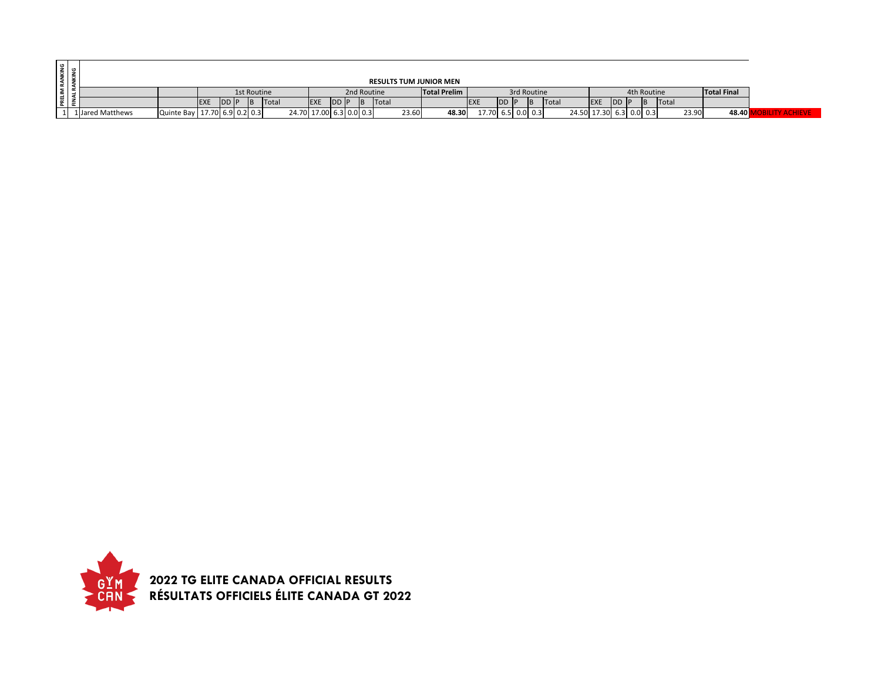| PRELIM RANKING | FINAL RANKING | RESULTS TUM JUNIOR MEN | | | | | | | | | | | | | | | | | | | | | | | | | | |
|---|---|---|---|---|---|---|---|---|---|---|---|---|---|---|---|---|---|---|---|---|---|---|---|---|---|---|---|---|
| | | | | 1st Routine | | | | | 2nd Routine | | | | | Total Prelim | 3rd Routine | | | | | 4th Routine | | | | | Total Final | |
| | | | | EXE | DD | P | B | Total | EXE | DD | P | B | Total | | EXE | DD | P | B | Total | EXE | DD | P | B | Total | | |
| 1 | 1 | Jared Matthews | Quinte Bay | 17.70 | 6.9 | 0.2 | 0.3 | 24.70 | 17.00 | 6.3 | 0.0 | 0.3 | 23.60 | **48.30** | 17.70 | 6.5 | 0.0 | 0.3 | 24.50 | 17.30 | 6.3 | 0.0 | 0.3 | 23.90 | **48.40** | MOBILITY ACHIEVE |

**2022 TG ELITE CANADA OFFICIAL RESULTS**
**RÉSULTATS OFFICIELS ÉLITE CANADA GT 2022**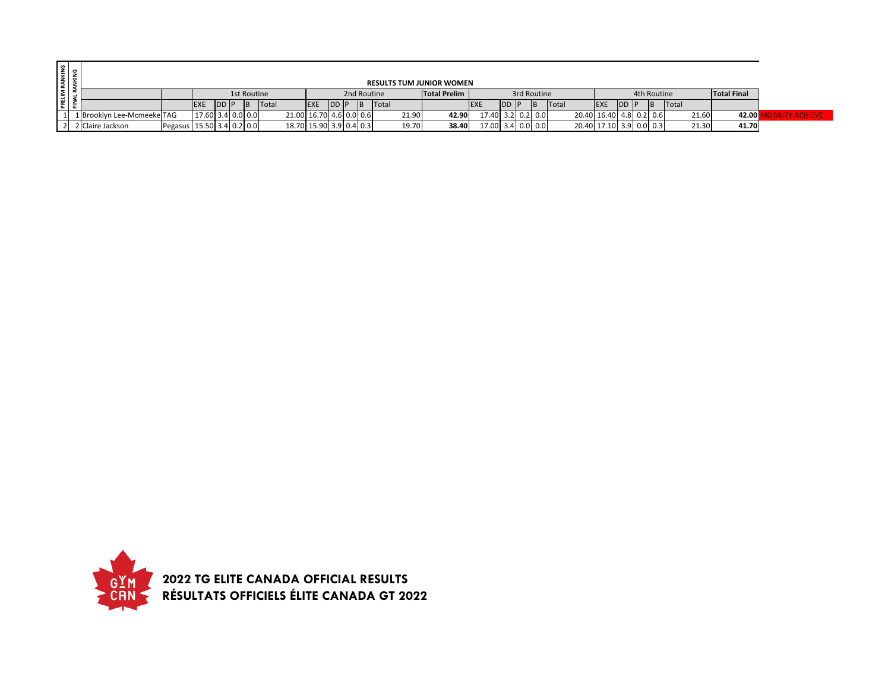## RESULTS TUM JUNIOR WOMEN

| PRELIM RANKING | FINAL RANKING | | | 1st Routine | | | | | 2nd Routine | | | | | Total Prelim | 3rd Routine | | | | | 4th Routine | | | | | Total Final | |
|---|---|---|---|---|---|---|---|---|---|---|---|---|---|---|---|---|---|---|---|---|---|---|---|---|---|---|
| | | | | EXE | DD | P | B | Total | EXE | DD | P | B | Total | | EXE | DD | P | B | Total | EXE | DD | P | B | Total | | |
| 1 | 1 | Brooklyn Lee-Mcmeeke | TAG | 17.60 | 3.4 | 0.0 | 0.0 | 21.00 | 16.70 | 4.6 | 0.0 | 0.6 | 21.90 | **42.90** | 17.40 | 3.2 | 0.2 | 0.0 | 20.40 | 16.40 | 4.8 | 0.2 | 0.6 | 21.60 | **42.00** | MOBILITY ACHIEVE |
| 2 | 2 | Claire Jackson | Pegasus | 15.50 | 3.4 | 0.2 | 0.0 | 18.70 | 15.90 | 3.9 | 0.4 | 0.3 | 19.70 | **38.40** | 17.00 | 3.4 | 0.0 | 0.0 | 20.40 | 17.10 | 3.9 | 0.0 | 0.3 | 21.30 | **41.70** | |

**2022 TG ELITE CANADA OFFICIAL RESULTS**
**RÉSULTATS OFFICIELS ÉLITE CANADA GT 2022**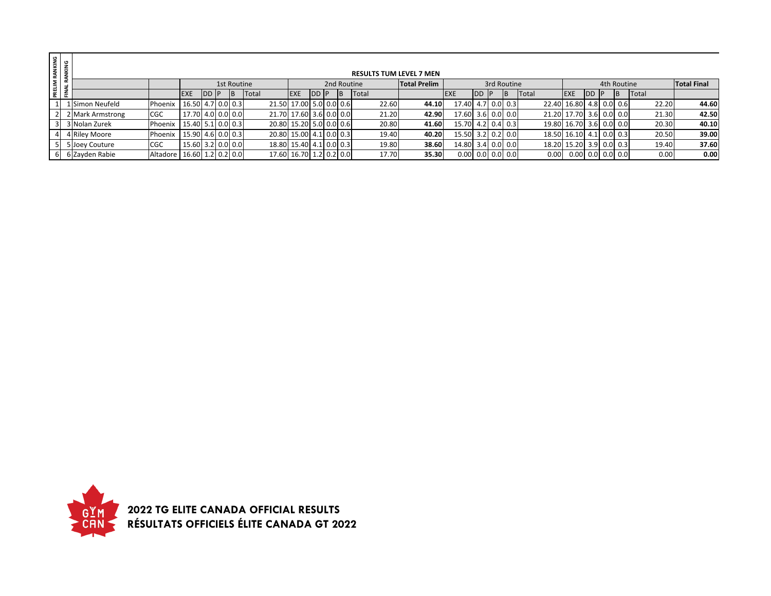## RESULTS TUM LEVEL 7 MEN

| PRELIM RANKING | FINAL RANKING | | | 1st Routine | | | | | 2nd Routine | | | | | Total Prelim | 3rd Routine | | | | | 4th Routine | | | | | Total Final |
|---|---|---|---|---|---|---|---|---|---|---|---|---|---|---|---|---|---|---|---|---|---|---|---|---|---|
| | | | | EXE | DD | P | B | Total | EXE | DD | P | B | Total | | EXE | DD | P | B | Total | EXE | DD | P | B | Total | |
| 1 | 1 | Simon Neufeld | Phoenix | 16.50 | 4.7 | 0.0 | 0.3 | 21.50 | 17.00 | 5.0 | 0.0 | 0.6 | 22.60 | **44.10** | 17.40 | 4.7 | 0.0 | 0.3 | 22.40 | 16.80 | 4.8 | 0.0 | 0.6 | 22.20 | **44.60** |
| 2 | 2 | Mark Armstrong | CGC | 17.70 | 4.0 | 0.0 | 0.0 | 21.70 | 17.60 | 3.6 | 0.0 | 0.0 | 21.20 | **42.90** | 17.60 | 3.6 | 0.0 | 0.0 | 21.20 | 17.70 | 3.6 | 0.0 | 0.0 | 21.30 | **42.50** |
| 3 | 3 | Nolan Zurek | Phoenix | 15.40 | 5.1 | 0.0 | 0.3 | 20.80 | 15.20 | 5.0 | 0.0 | 0.6 | 20.80 | **41.60** | 15.70 | 4.2 | 0.4 | 0.3 | 19.80 | 16.70 | 3.6 | 0.0 | 0.0 | 20.30 | **40.10** |
| 4 | 4 | Riley Moore | Phoenix | 15.90 | 4.6 | 0.0 | 0.3 | 20.80 | 15.00 | 4.1 | 0.0 | 0.3 | 19.40 | **40.20** | 15.50 | 3.2 | 0.2 | 0.0 | 18.50 | 16.10 | 4.1 | 0.0 | 0.3 | 20.50 | **39.00** |
| 5 | 5 | Joey Couture | CGC | 15.60 | 3.2 | 0.0 | 0.0 | 18.80 | 15.40 | 4.1 | 0.0 | 0.3 | 19.80 | **38.60** | 14.80 | 3.4 | 0.0 | 0.0 | 18.20 | 15.20 | 3.9 | 0.0 | 0.3 | 19.40 | **37.60** |
| 6 | 6 | Zayden Rabie | Altadore | 16.60 | 1.2 | 0.2 | 0.0 | 17.60 | 16.70 | 1.2 | 0.2 | 0.0 | 17.70 | **35.30** | 0.00 | 0.0 | 0.0 | 0.0 | 0.00 | 0.00 | 0.0 | 0.0 | 0.0 | 0.00 | **0.00** |

**2022 TG ELITE CANADA OFFICIAL RESULTS**
**RÉSULTATS OFFICIELS ÉLITE CANADA GT 2022**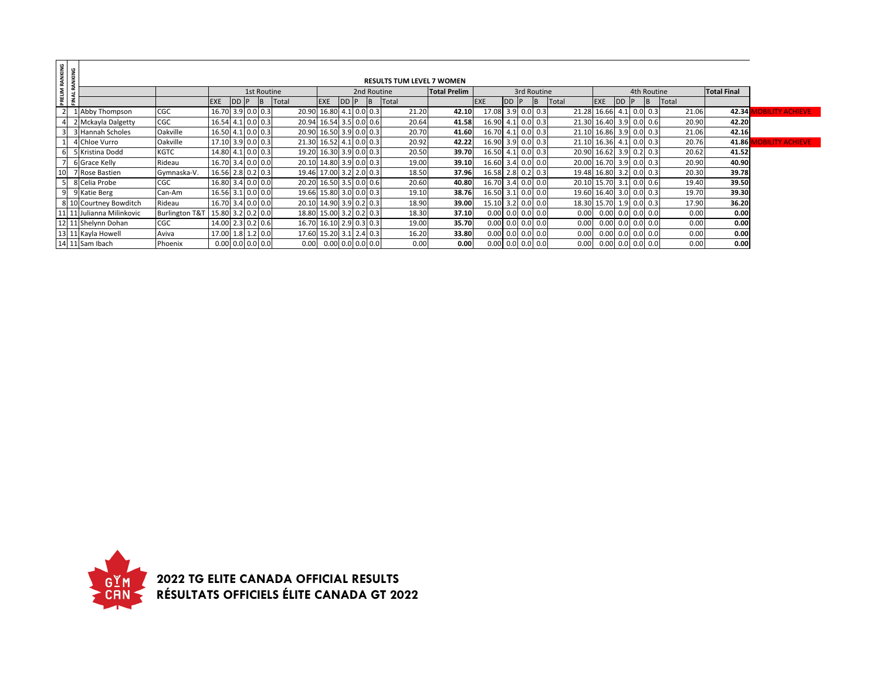# RESULTS TUM LEVEL 7 WOMEN

| PRELIM RANKING | FINAL RANKING | | | 1st Routine | | | | | 2nd Routine | | | | | Total Prelim | 3rd Routine | | | | | 4th Routine | | | | | Total Final | |
|---|---|---|---|---|---|---|---|---|---|---|---|---|---|---|---|---|---|---|---|---|---|---|---|---|---|---|
| | | | | EXE | DD | P | B | Total | EXE | DD | P | B | Total | | EXE | DD | P | B | Total | EXE | DD | P | B | Total | | |
| 2 | 1 | Abby Thompson | CGC | 16.70 | 3.9 | 0.0 | 0.3 | 20.90 | 16.80 | 4.1 | 0.0 | 0.3 | 21.20 | 42.10 | 17.08 | 3.9 | 0.0 | 0.3 | 21.28 | 16.66 | 4.1 | 0.0 | 0.3 | 21.06 | 42.34 | MOBILITY ACHIEVE |
| 4 | 2 | Mckayla Dalgetty | CGC | 16.54 | 4.1 | 0.0 | 0.3 | 20.94 | 16.54 | 3.5 | 0.0 | 0.6 | 20.64 | 41.58 | 16.90 | 4.1 | 0.0 | 0.3 | 21.30 | 16.40 | 3.9 | 0.0 | 0.6 | 20.90 | 42.20 | |
| 3 | 3 | Hannah Scholes | Oakville | 16.50 | 4.1 | 0.0 | 0.3 | 20.90 | 16.50 | 3.9 | 0.0 | 0.3 | 20.70 | 41.60 | 16.70 | 4.1 | 0.0 | 0.3 | 21.10 | 16.86 | 3.9 | 0.0 | 0.3 | 21.06 | 42.16 | |
| 1 | 4 | Chloe Vurro | Oakville | 17.10 | 3.9 | 0.0 | 0.3 | 21.30 | 16.52 | 4.1 | 0.0 | 0.3 | 20.92 | 42.22 | 16.90 | 3.9 | 0.0 | 0.3 | 21.10 | 16.36 | 4.1 | 0.0 | 0.3 | 20.76 | 41.86 | MOBILITY ACHIEVE |
| 6 | 5 | Kristina Dodd | KGTC | 14.80 | 4.1 | 0.0 | 0.3 | 19.20 | 16.30 | 3.9 | 0.0 | 0.3 | 20.50 | 39.70 | 16.50 | 4.1 | 0.0 | 0.3 | 20.90 | 16.62 | 3.9 | 0.2 | 0.3 | 20.62 | 41.52 | |
| 7 | 6 | Grace Kelly | Rideau | 16.70 | 3.4 | 0.0 | 0.0 | 20.10 | 14.80 | 3.9 | 0.0 | 0.3 | 19.00 | 39.10 | 16.60 | 3.4 | 0.0 | 0.0 | 20.00 | 16.70 | 3.9 | 0.0 | 0.3 | 20.90 | 40.90 | |
| 10 | 7 | Rose Bastien | Gymnaska-V. | 16.56 | 2.8 | 0.2 | 0.3 | 19.46 | 17.00 | 3.2 | 2.0 | 0.3 | 18.50 | 37.96 | 16.58 | 2.8 | 0.2 | 0.3 | 19.48 | 16.80 | 3.2 | 0.0 | 0.3 | 20.30 | 39.78 | |
| 5 | 8 | Celia Probe | CGC | 16.80 | 3.4 | 0.0 | 0.0 | 20.20 | 16.50 | 3.5 | 0.0 | 0.6 | 20.60 | 40.80 | 16.70 | 3.4 | 0.0 | 0.0 | 20.10 | 15.70 | 3.1 | 0.0 | 0.6 | 19.40 | 39.50 | |
| 9 | 9 | Katie Berg | Can-Am | 16.56 | 3.1 | 0.0 | 0.0 | 19.66 | 15.80 | 3.0 | 0.0 | 0.3 | 19.10 | 38.76 | 16.50 | 3.1 | 0.0 | 0.0 | 19.60 | 16.40 | 3.0 | 0.0 | 0.3 | 19.70 | 39.30 | |
| 8 | 10 | Courtney Bowditch | Rideau | 16.70 | 3.4 | 0.0 | 0.0 | 20.10 | 14.90 | 3.9 | 0.2 | 0.3 | 18.90 | 39.00 | 15.10 | 3.2 | 0.0 | 0.0 | 18.30 | 15.70 | 1.9 | 0.0 | 0.3 | 17.90 | 36.20 | |
| 11 | 11 | Julianna Milinkovic | Burlington T&T | 15.80 | 3.2 | 0.2 | 0.0 | 18.80 | 15.00 | 3.2 | 0.2 | 0.3 | 18.30 | 37.10 | 0.00 | 0.0 | 0.0 | 0.0 | 0.00 | 0.00 | 0.0 | 0.0 | 0.0 | 0.00 | 0.00 | |
| 12 | 11 | Shelynn Dohan | CGC | 14.00 | 2.3 | 0.2 | 0.6 | 16.70 | 16.10 | 2.9 | 0.3 | 0.3 | 19.00 | 35.70 | 0.00 | 0.0 | 0.0 | 0.0 | 0.00 | 0.00 | 0.0 | 0.0 | 0.0 | 0.00 | 0.00 | |
| 13 | 11 | Kayla Howell | Aviva | 17.00 | 1.8 | 1.2 | 0.0 | 17.60 | 15.20 | 3.1 | 2.4 | 0.3 | 16.20 | 33.80 | 0.00 | 0.0 | 0.0 | 0.0 | 0.00 | 0.00 | 0.0 | 0.0 | 0.0 | 0.00 | 0.00 | |
| 14 | 11 | Sam Ibach | Phoenix | 0.00 | 0.0 | 0.0 | 0.0 | 0.00 | 0.00 | 0.0 | 0.0 | 0.0 | 0.00 | 0.00 | 0.00 | 0.0 | 0.0 | 0.0 | 0.00 | 0.00 | 0.0 | 0.0 | 0.0 | 0.00 | 0.00 | |

GYM CAN

**2022 TG ELITE CANADA OFFICIAL RESULTS**
**RÉSULTATS OFFICIELS ÉLITE CANADA GT 2022**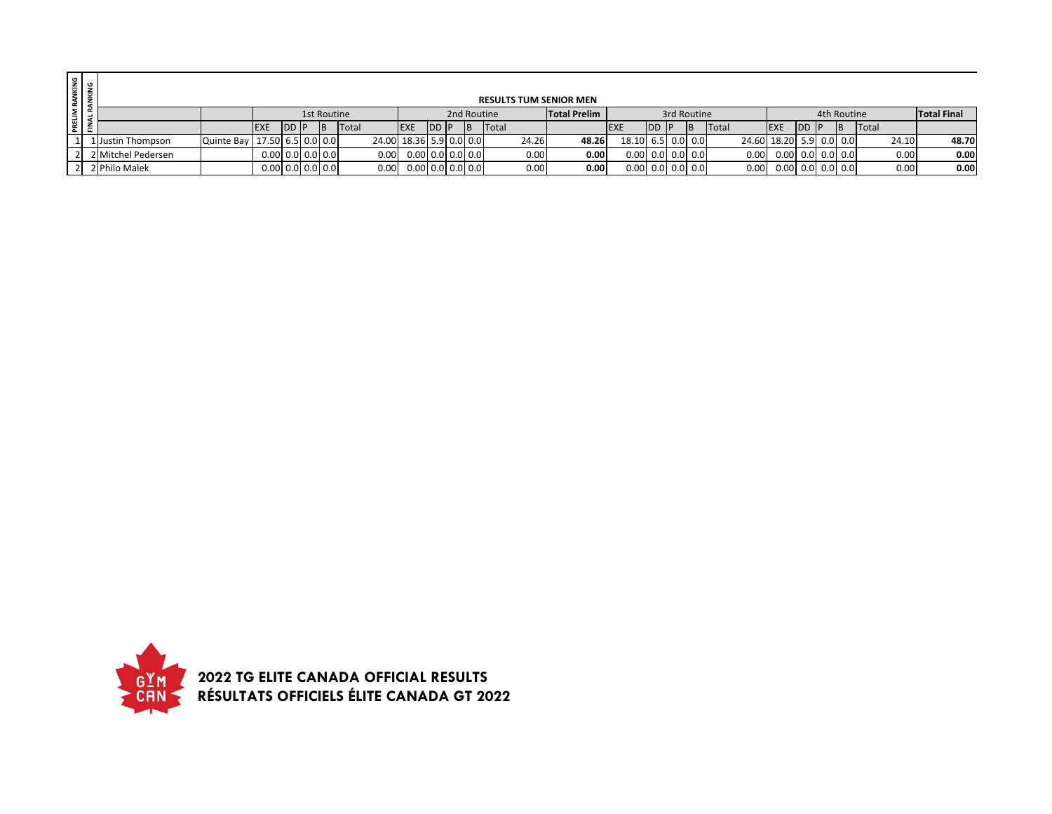| PRELIM RANKING | FINAL RANKING | RESULTS TUM SENIOR MEN | | | | | | | | | | | | | | | | | | | | | | | | | | |
|---|---|---|---|---|---|---|---|---|---|---|---|---|---|---|---|---|---|---|---|---|---|---|---|---|---|---|
| | | | | 1st Routine | | | | | 2nd Routine | | | | | Total Prelim | 3rd Routine | | | | | 4th Routine | | | | | Total Final |
| | | | | EXE | DD | P | B | Total | EXE | DD | P | B | Total | | EXE | DD | P | B | Total | EXE | DD | P | B | Total | |
| 1 | 1 | Justin Thompson | Quinte Bay | 17.50 | 6.5 | 0.0 | 0.0 | 24.00 | 18.36 | 5.9 | 0.0 | 0.0 | 24.26 | **48.26** | 18.10 | 6.5 | 0.0 | 0.0 | 24.60 | 18.20 | 5.9 | 0.0 | 0.0 | 24.10 | **48.70** |
| 2 | 2 | Mitchel Pedersen | | 0.00 | 0.0 | 0.0 | 0.0 | 0.00 | 0.00 | 0.0 | 0.0 | 0.0 | 0.00 | **0.00** | 0.00 | 0.0 | 0.0 | 0.0 | 0.00 | 0.00 | 0.0 | 0.0 | 0.0 | 0.00 | **0.00** |
| 2 | 2 | Philo Malek | | 0.00 | 0.0 | 0.0 | 0.0 | 0.00 | 0.00 | 0.0 | 0.0 | 0.0 | 0.00 | **0.00** | 0.00 | 0.0 | 0.0 | 0.0 | 0.00 | 0.00 | 0.0 | 0.0 | 0.0 | 0.00 | **0.00** |

**2022 TG ELITE CANADA OFFICIAL RESULTS**
**RÉSULTATS OFFICIELS ÉLITE CANADA GT 2022**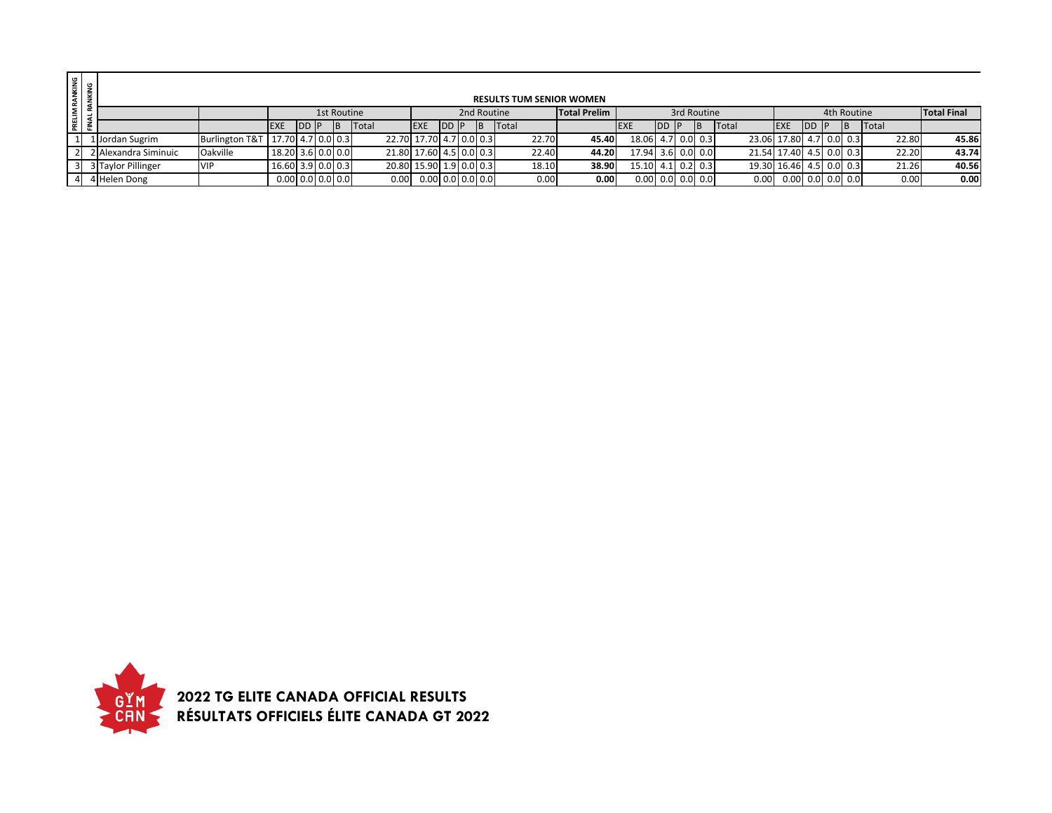## RESULTS TUM SENIOR WOMEN

| PRELIM RANKING | FINAL RANKING | | | 1st Routine | | | | | 2nd Routine | | | | | Total Prelim | 3rd Routine | | | | | 4th Routine | | | | | Total Final |
|---|---|---|---|---|---|---|---|---|---|---|---|---|---|---|---|---|---|---|---|---|---|---|---|---|---|
| | | | | EXE | DD | P | B | Total | EXE | DD | P | B | Total | | EXE | DD | P | B | Total | EXE | DD | P | B | Total | |
| 1 | 1 | Jordan Sugrim | Burlington T&T | 17.70 | 4.7 | 0.0 | 0.3 | 22.70 | 17.70 | 4.7 | 0.0 | 0.3 | 22.70 | **45.40** | 18.06 | 4.7 | 0.0 | 0.3 | 23.06 | 17.80 | 4.7 | 0.0 | 0.3 | 22.80 | **45.86** |
| 2 | 2 | Alexandra Siminuic | Oakville | 18.20 | 3.6 | 0.0 | 0.0 | 21.80 | 17.60 | 4.5 | 0.0 | 0.3 | 22.40 | **44.20** | 17.94 | 3.6 | 0.0 | 0.0 | 21.54 | 17.40 | 4.5 | 0.0 | 0.3 | 22.20 | **43.74** |
| 3 | 3 | Taylor Pillinger | VIP | 16.60 | 3.9 | 0.0 | 0.3 | 20.80 | 15.90 | 1.9 | 0.0 | 0.3 | 18.10 | **38.90** | 15.10 | 4.1 | 0.2 | 0.3 | 19.30 | 16.46 | 4.5 | 0.0 | 0.3 | 21.26 | **40.56** |
| 4 | 4 | Helen Dong | | 0.00 | 0.0 | 0.0 | 0.0 | 0.00 | 0.00 | 0.0 | 0.0 | 0.0 | 0.00 | **0.00** | 0.00 | 0.0 | 0.0 | 0.0 | 0.00 | 0.00 | 0.0 | 0.0 | 0.0 | 0.00 | **0.00** |

GYM CAN

**2022 TG ELITE CANADA OFFICIAL RESULTS**
**RÉSULTATS OFFICIELS ÉLITE CANADA GT 2022**